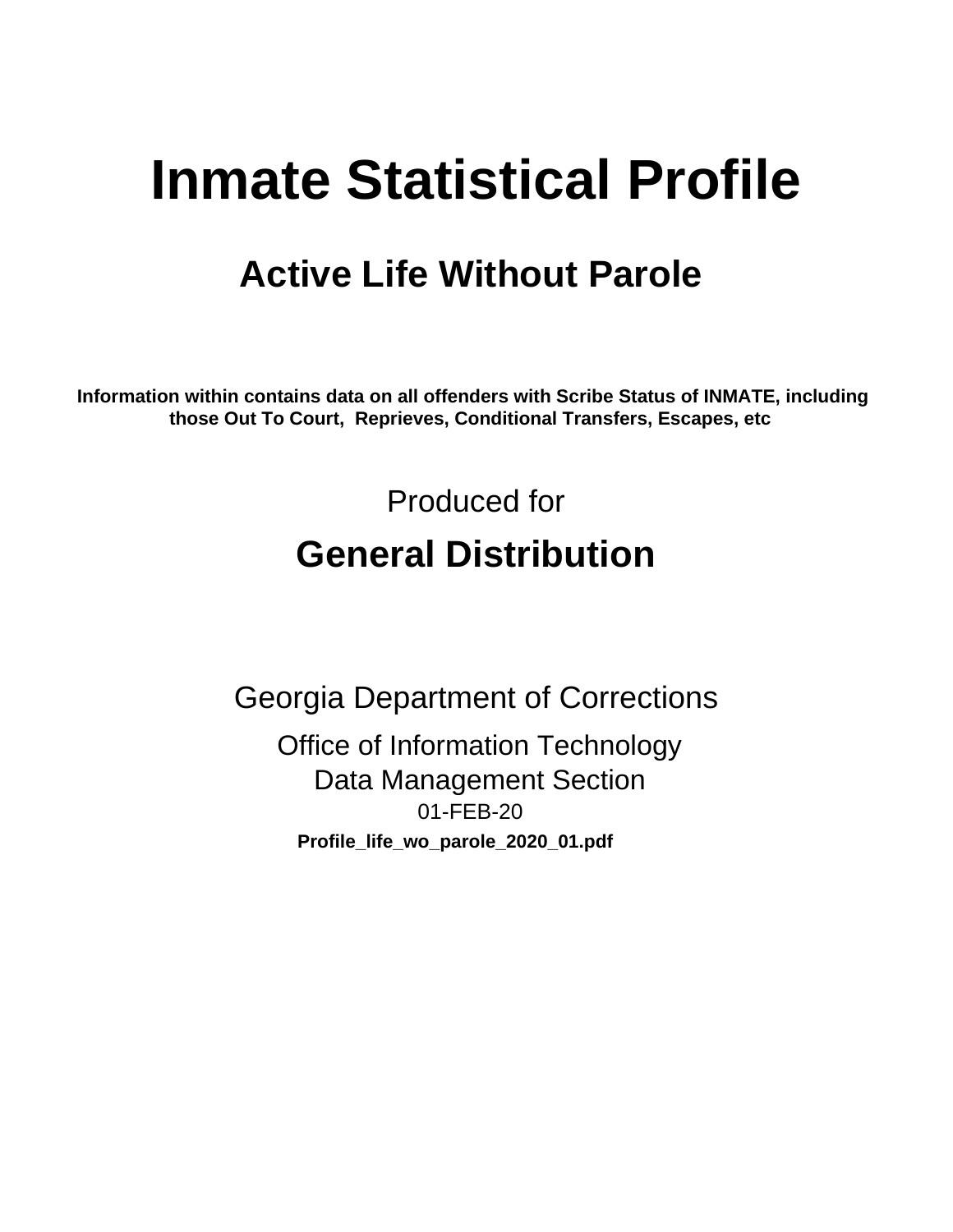# Inmate Statistical Profile

## Active Life Without Parole

**Information within contains data on all offenders with Scribe Status of INMATE, including those Out To Court, Reprieves, Conditional Transfers, Escapes, etc**

Produced for

## General Distribution

Georgia Department of Corrections

Office of Information Technology

Data Management Section

01-FEB-20

**Profile_life_wo_parole_2020_01.pdf**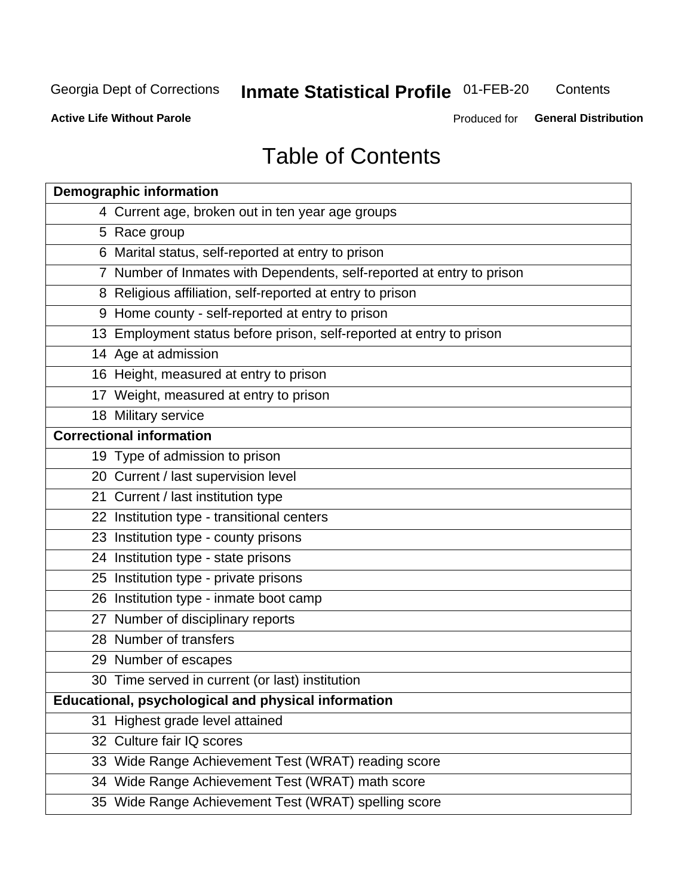# Table of Contents

| Page | Section |
|---|---|
| **Demographic information** | |
| 4 | Current age, broken out in ten year age groups |
| 5 | Race group |
| 6 | Marital status, self-reported at entry to prison |
| 7 | Number of Inmates with Dependents, self-reported at entry to prison |
| 8 | Religious affiliation, self-reported at entry to prison |
| 9 | Home county - self-reported at entry to prison |
| 13 | Employment status before prison, self-reported at entry to prison |
| 14 | Age at admission |
| 16 | Height, measured at entry to prison |
| 17 | Weight, measured at entry to prison |
| 18 | Military service |
| **Correctional information** | |
| 19 | Type of admission to prison |
| 20 | Current / last supervision level |
| 21 | Current / last institution type |
| 22 | Institution type - transitional centers |
| 23 | Institution type - county prisons |
| 24 | Institution type - state prisons |
| 25 | Institution type - private prisons |
| 26 | Institution type - inmate boot camp |
| 27 | Number of disciplinary reports |
| 28 | Number of transfers |
| 29 | Number of escapes |
| 30 | Time served in current (or last) institution |
| **Educational, psychological and physical information** | |
| 31 | Highest grade level attained |
| 32 | Culture fair IQ scores |
| 33 | Wide Range Achievement Test (WRAT) reading score |
| 34 | Wide Range Achievement Test (WRAT) math score |
| 35 | Wide Range Achievement Test (WRAT) spelling score |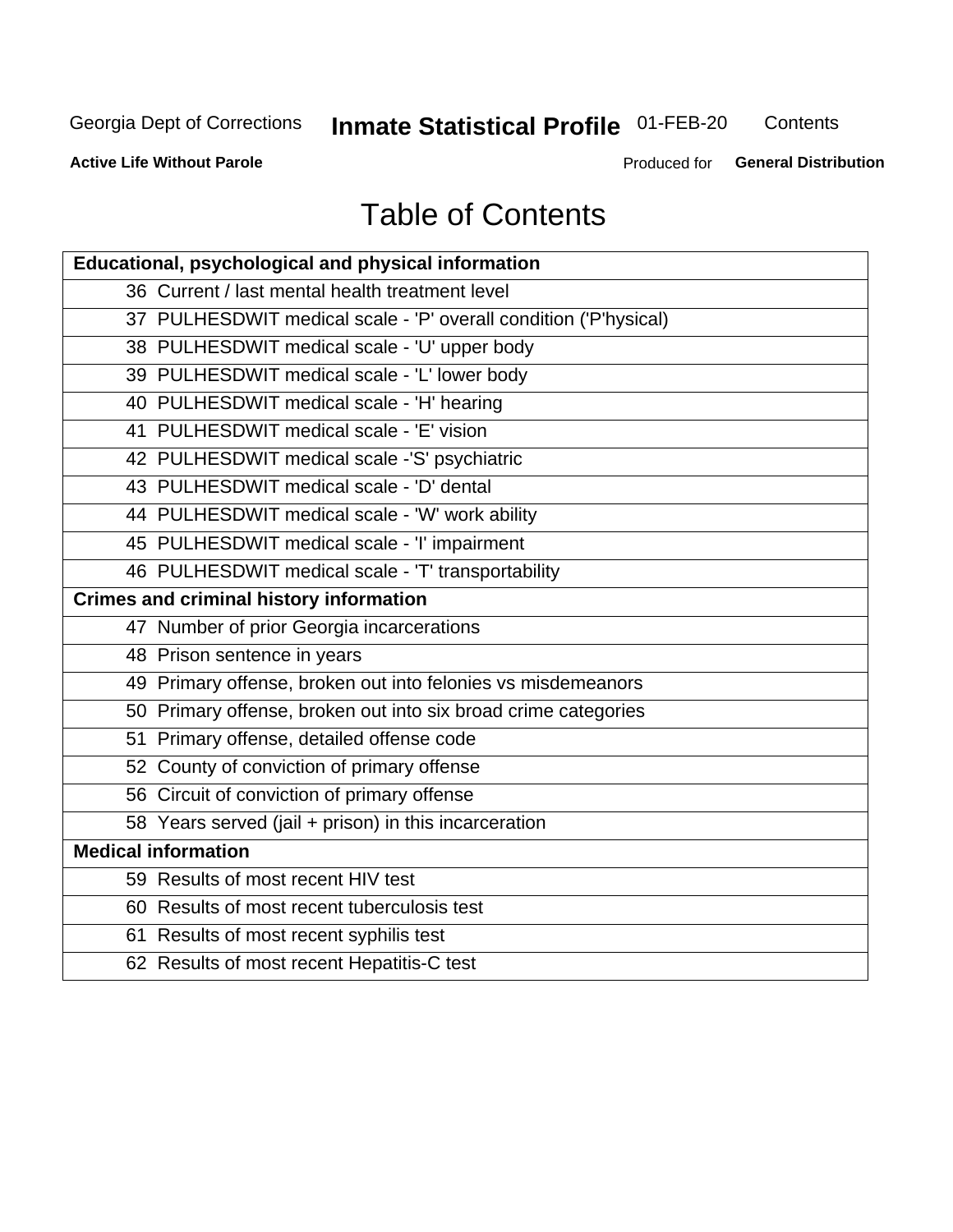Georgia Dept of Corrections **Inmate Statistical Profile** 01-FEB-20 Contents

**Active Life Without Parole** Produced for **General Distribution**

# Table of Contents

| **Educational, psychological and physical information** |
|---|
| 36 Current / last mental health treatment level |
| 37 PULHESDWIT medical scale - 'P' overall condition ('P'hysical) |
| 38 PULHESDWIT medical scale - 'U' upper body |
| 39 PULHESDWIT medical scale - 'L' lower body |
| 40 PULHESDWIT medical scale - 'H' hearing |
| 41 PULHESDWIT medical scale - 'E' vision |
| 42 PULHESDWIT medical scale -'S' psychiatric |
| 43 PULHESDWIT medical scale - 'D' dental |
| 44 PULHESDWIT medical scale - 'W' work ability |
| 45 PULHESDWIT medical scale - 'I' impairment |
| 46 PULHESDWIT medical scale - 'T' transportability |
| **Crimes and criminal history information** |
| 47 Number of prior Georgia incarcerations |
| 48 Prison sentence in years |
| 49 Primary offense, broken out into felonies vs misdemeanors |
| 50 Primary offense, broken out into six broad crime categories |
| 51 Primary offense, detailed offense code |
| 52 County of conviction of primary offense |
| 56 Circuit of conviction of primary offense |
| 58 Years served (jail + prison) in this incarceration |
| **Medical information** |
| 59 Results of most recent HIV test |
| 60 Results of most recent tuberculosis test |
| 61 Results of most recent syphilis test |
| 62 Results of most recent Hepatitis-C test |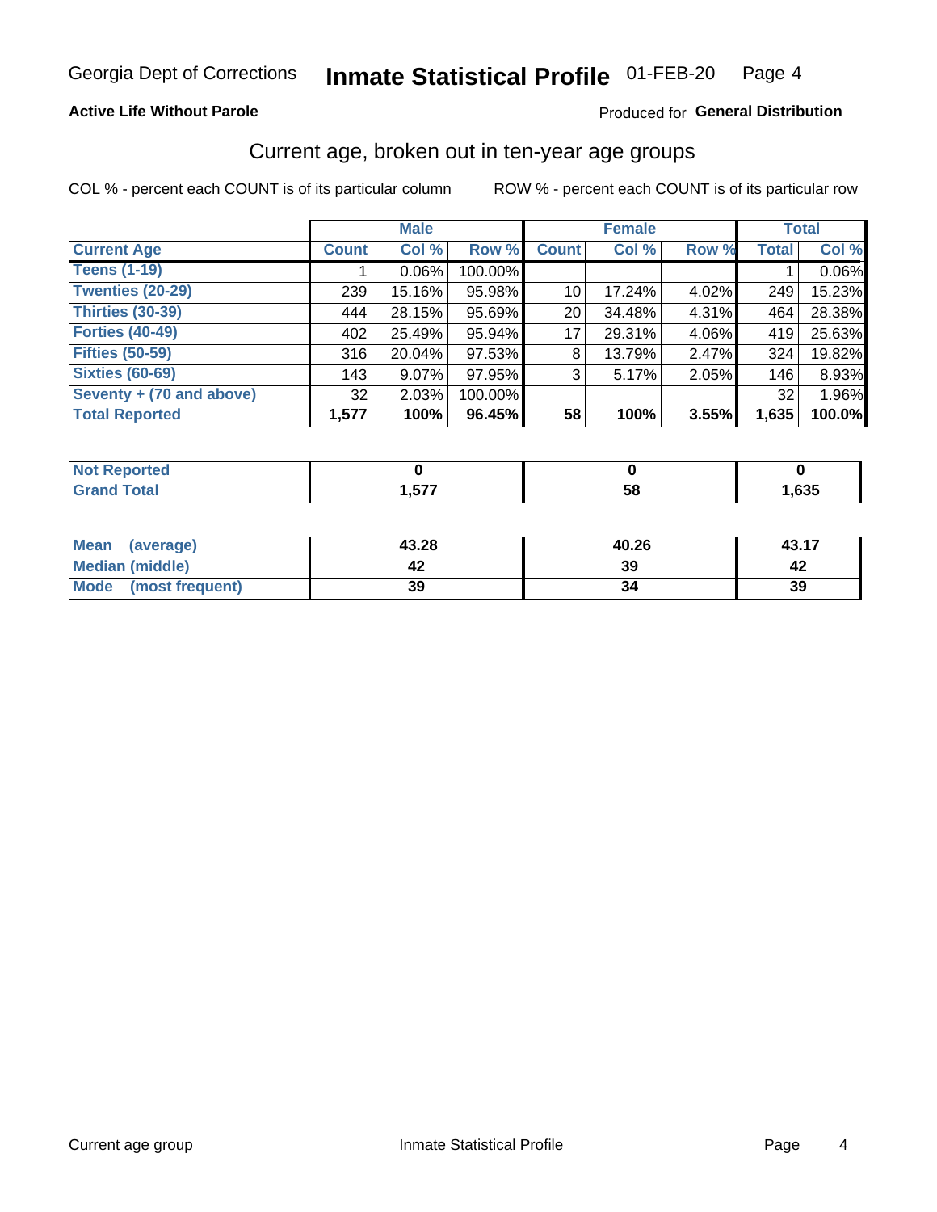**Active Life Without Parole** — Produced for **General Distribution**

## Current age, broken out in ten-year age groups

COL % - percent each COUNT is of its particular column    ROW % - percent each COUNT is of its particular row

| | Male | | | Female | | | Total | |
|---|---|---|---|---|---|---|---|---|
| **Current Age** | **Count** | **Col %** | **Row %** | **Count** | **Col %** | **Row %** | **Total** | **Col %** |
| Teens (1-19) | 1 | 0.06% | 100.00% | | | | 1 | 0.06% |
| Twenties (20-29) | 239 | 15.16% | 95.98% | 10 | 17.24% | 4.02% | 249 | 15.23% |
| Thirties (30-39) | 444 | 28.15% | 95.69% | 20 | 34.48% | 4.31% | 464 | 28.38% |
| Forties (40-49) | 402 | 25.49% | 95.94% | 17 | 29.31% | 4.06% | 419 | 25.63% |
| Fifties (50-59) | 316 | 20.04% | 97.53% | 8 | 13.79% | 2.47% | 324 | 19.82% |
| Sixties (60-69) | 143 | 9.07% | 97.95% | 3 | 5.17% | 2.05% | 146 | 8.93% |
| Seventy + (70 and above) | 32 | 2.03% | 100.00% | | | | 32 | 1.96% |
| **Total Reported** | **1,577** | **100%** | **96.45%** | **58** | **100%** | **3.55%** | **1,635** | **100.0%** |

| | Male | Female | Total |
|---|---|---|---|
| Not Reported | 0 | 0 | 0 |
| Grand Total | 1,577 | 58 | 1,635 |

| | Male | Female | Total |
|---|---|---|---|
| Mean (average) | 43.28 | 40.26 | 43.17 |
| Median (middle) | 42 | 39 | 42 |
| Mode (most frequent) | 39 | 34 | 39 |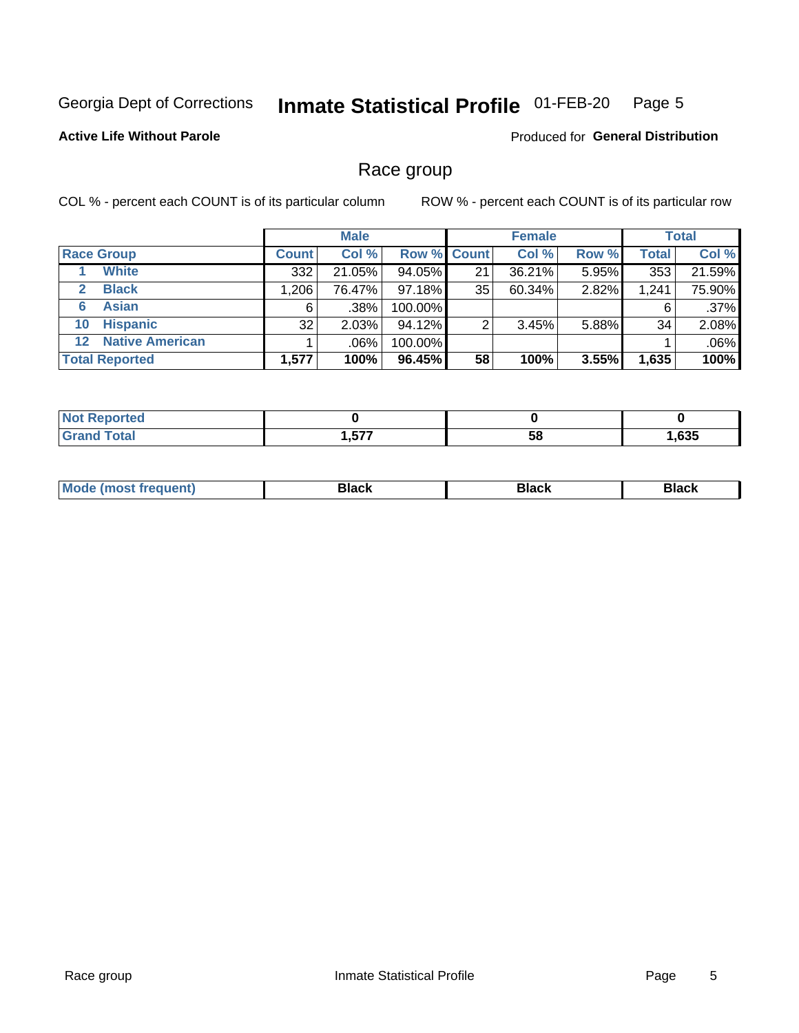Georgia Dept of Corrections **Inmate Statistical Profile** 01-FEB-20

**Active Life Without Parole** Produced for **General Distribution**

## Race group

COL % - percent each COUNT is of its particular column ROW % - percent each COUNT is of its particular row

| | Male | | | Female | | | Total | |
|---|---|---|---|---|---|---|---|---|
| **Race Group** | **Count** | **Col %** | **Row %** | **Count** | **Col %** | **Row %** | **Total** | **Col %** |
| 1 **White** | 332 | 21.05% | 94.05% | 21 | 36.21% | 5.95% | 353 | 21.59% |
| 2 **Black** | 1,206 | 76.47% | 97.18% | 35 | 60.34% | 2.82% | 1,241 | 75.90% |
| 6 **Asian** | 6 | .38% | 100.00% | | | | 6 | .37% |
| 10 **Hispanic** | 32 | 2.03% | 94.12% | 2 | 3.45% | 5.88% | 34 | 2.08% |
| 12 **Native American** | 1 | .06% | 100.00% | | | | 1 | .06% |
| **Total Reported** | **1,577** | **100%** | **96.45%** | **58** | **100%** | **3.55%** | **1,635** | **100%** |

| | Male | Female | Total |
|---|---|---|---|
| **Not Reported** | **0** | **0** | **0** |
| **Grand Total** | **1,577** | **58** | **1,635** |

| | Male | Female | Total |
|---|---|---|---|
| **Mode (most frequent)** | **Black** | **Black** | **Black** |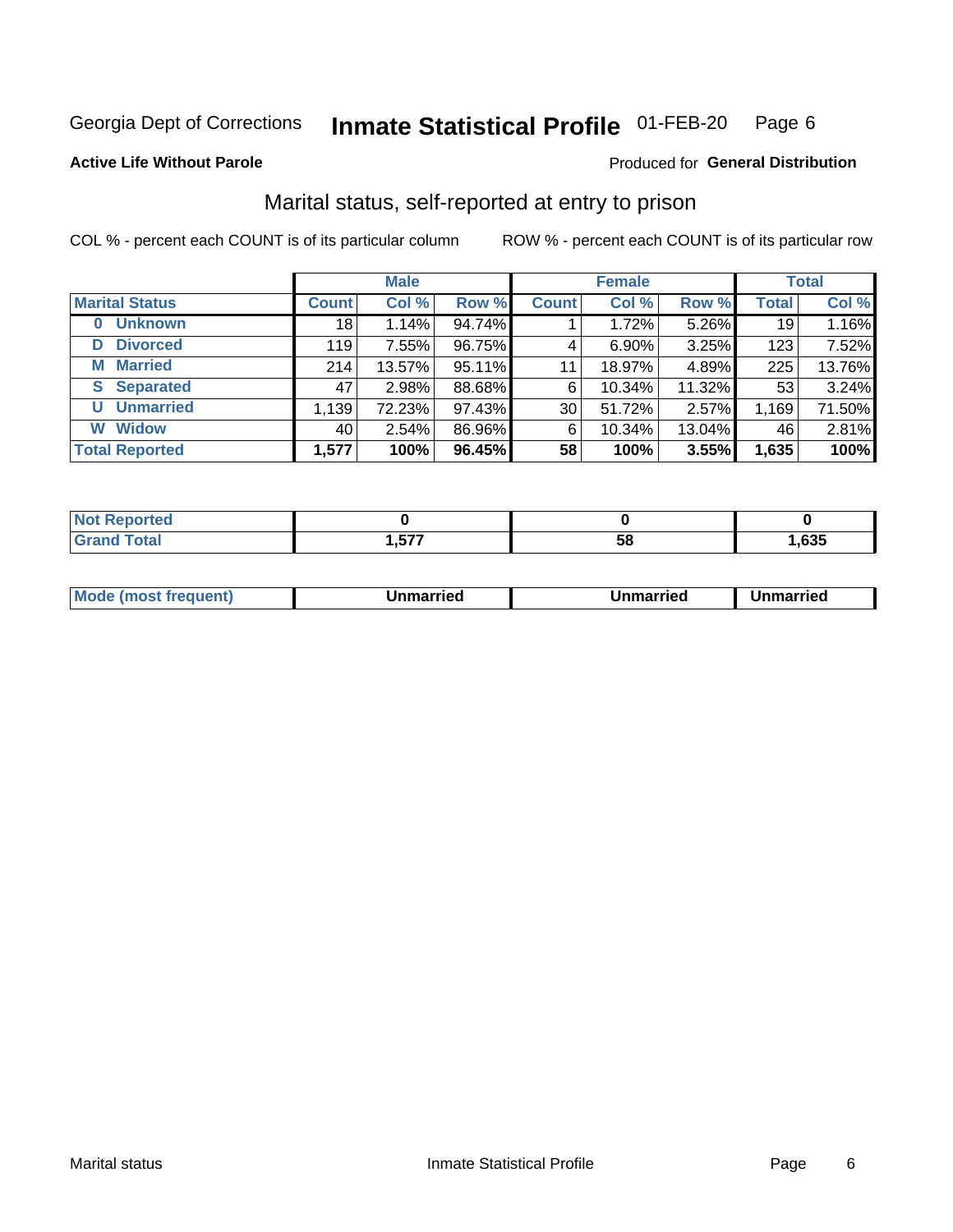Georgia Dept of Corrections **Inmate Statistical Profile** 01-FEB-20

**Active Life Without Parole**

Produced for **General Distribution**

## Marital status, self-reported at entry to prison

COL % - percent each COUNT is of its particular column

ROW % - percent each COUNT is of its particular row

| | Male | | | Female | | | Total | |
|---|---|---|---|---|---|---|---|---|
| **Marital Status** | **Count** | **Col %** | **Row %** | **Count** | **Col %** | **Row %** | **Total** | **Col %** |
| **0 Unknown** | 18 | 1.14% | 94.74% | 1 | 1.72% | 5.26% | 19 | 1.16% |
| **D Divorced** | 119 | 7.55% | 96.75% | 4 | 6.90% | 3.25% | 123 | 7.52% |
| **M Married** | 214 | 13.57% | 95.11% | 11 | 18.97% | 4.89% | 225 | 13.76% |
| **S Separated** | 47 | 2.98% | 88.68% | 6 | 10.34% | 11.32% | 53 | 3.24% |
| **U Unmarried** | 1,139 | 72.23% | 97.43% | 30 | 51.72% | 2.57% | 1,169 | 71.50% |
| **W Widow** | 40 | 2.54% | 86.96% | 6 | 10.34% | 13.04% | 46 | 2.81% |
| **Total Reported** | **1,577** | **100%** | **96.45%** | **58** | **100%** | **3.55%** | **1,635** | **100%** |

| | Male | Female | Total |
|---|---|---|---|
| **Not Reported** | **0** | **0** | **0** |
| **Grand Total** | **1,577** | **58** | **1,635** |

| | Male | Female | Total |
|---|---|---|---|
| **Mode (most frequent)** | **Unmarried** | **Unmarried** | **Unmarried** |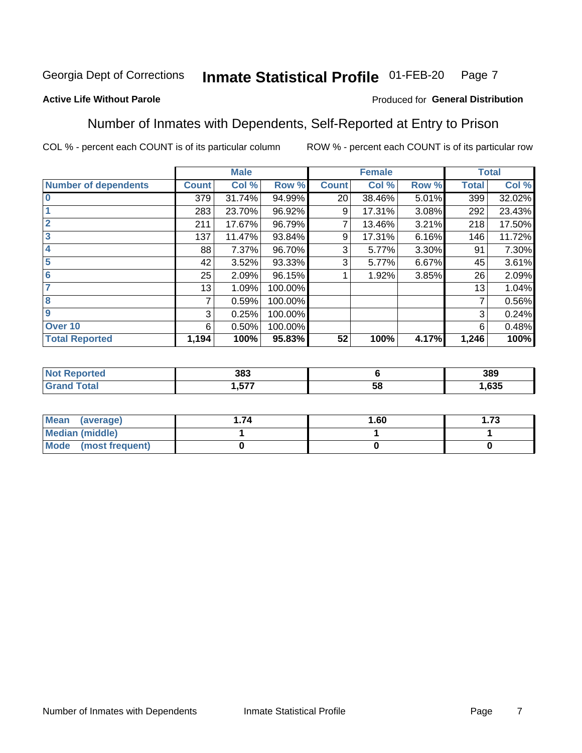Georgia Dept of Corrections **Inmate Statistical Profile** 01-FEB-20

**Active Life Without Parole**

Produced for **General Distribution**

## Number of Inmates with Dependents, Self-Reported at Entry to Prison

COL % - percent each COUNT is of its particular column

ROW % - percent each COUNT is of its particular row

| | Male | | | Female | | | Total | |
|---|---|---|---|---|---|---|---|---|
| **Number of dependents** | **Count** | **Col %** | **Row %** | **Count** | **Col %** | **Row %** | **Total** | **Col %** |
| **0** | 379 | 31.74% | 94.99% | 20 | 38.46% | 5.01% | 399 | 32.02% |
| **1** | 283 | 23.70% | 96.92% | 9 | 17.31% | 3.08% | 292 | 23.43% |
| **2** | 211 | 17.67% | 96.79% | 7 | 13.46% | 3.21% | 218 | 17.50% |
| **3** | 137 | 11.47% | 93.84% | 9 | 17.31% | 6.16% | 146 | 11.72% |
| **4** | 88 | 7.37% | 96.70% | 3 | 5.77% | 3.30% | 91 | 7.30% |
| **5** | 42 | 3.52% | 93.33% | 3 | 5.77% | 6.67% | 45 | 3.61% |
| **6** | 25 | 2.09% | 96.15% | 1 | 1.92% | 3.85% | 26 | 2.09% |
| **7** | 13 | 1.09% | 100.00% | | | | 13 | 1.04% |
| **8** | 7 | 0.59% | 100.00% | | | | 7 | 0.56% |
| **9** | 3 | 0.25% | 100.00% | | | | 3 | 0.24% |
| **Over 10** | 6 | 0.50% | 100.00% | | | | 6 | 0.48% |
| **Total Reported** | **1,194** | **100%** | **95.83%** | **52** | **100%** | **4.17%** | **1,246** | **100%** |

| | Male | Female | Total |
|---|---|---|---|
| **Not Reported** | **383** | **6** | **389** |
| **Grand Total** | **1,577** | **58** | **1,635** |

| | Male | Female | Total |
|---|---|---|---|
| **Mean (average)** | **1.74** | **1.60** | **1.73** |
| **Median (middle)** | **1** | **1** | **1** |
| **Mode (most frequent)** | **0** | **0** | **0** |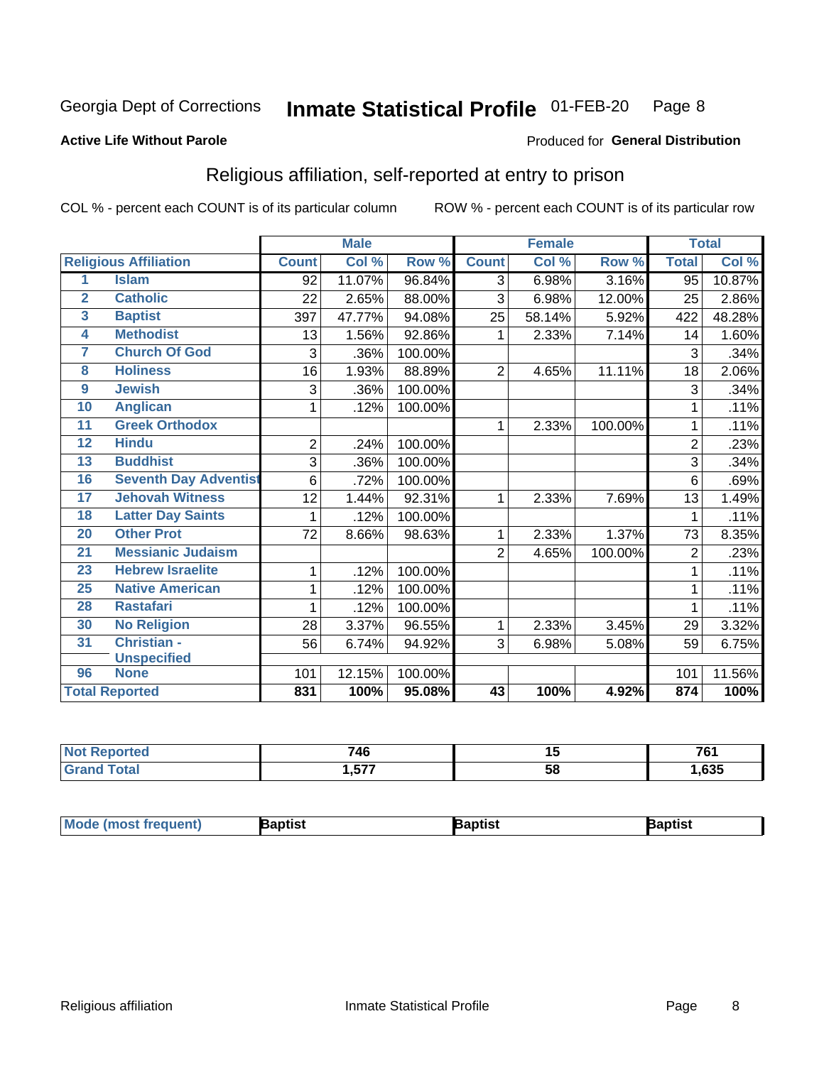Georgia Dept of Corrections **Inmate Statistical Profile** 01-FEB-20 Page 8

**Active Life Without Parole**

Produced for **General Distribution**

## Religious affiliation, self-reported at entry to prison

COL % - percent each COUNT is of its particular column ROW % - percent each COUNT is of its particular row

| | | Male | | | Female | | | Total | |
|---|---|---|---|---|---|---|---|---|---|
| **Religious Affiliation** | | **Count** | **Col %** | **Row %** | **Count** | **Col %** | **Row %** | **Total** | **Col %** |
| 1 | Islam | 92 | 11.07% | 96.84% | 3 | 6.98% | 3.16% | 95 | 10.87% |
| 2 | Catholic | 22 | 2.65% | 88.00% | 3 | 6.98% | 12.00% | 25 | 2.86% |
| 3 | Baptist | 397 | 47.77% | 94.08% | 25 | 58.14% | 5.92% | 422 | 48.28% |
| 4 | Methodist | 13 | 1.56% | 92.86% | 1 | 2.33% | 7.14% | 14 | 1.60% |
| 7 | Church Of God | 3 | .36% | 100.00% | | | | 3 | .34% |
| 8 | Holiness | 16 | 1.93% | 88.89% | 2 | 4.65% | 11.11% | 18 | 2.06% |
| 9 | Jewish | 3 | .36% | 100.00% | | | | 3 | .34% |
| 10 | Anglican | 1 | .12% | 100.00% | | | | 1 | .11% |
| 11 | Greek Orthodox | | | | 1 | 2.33% | 100.00% | 1 | .11% |
| 12 | Hindu | 2 | .24% | 100.00% | | | | 2 | .23% |
| 13 | Buddhist | 3 | .36% | 100.00% | | | | 3 | .34% |
| 16 | Seventh Day Adventist | 6 | .72% | 100.00% | | | | 6 | .69% |
| 17 | Jehovah Witness | 12 | 1.44% | 92.31% | 1 | 2.33% | 7.69% | 13 | 1.49% |
| 18 | Latter Day Saints | 1 | .12% | 100.00% | | | | 1 | .11% |
| 20 | Other Prot | 72 | 8.66% | 98.63% | 1 | 2.33% | 1.37% | 73 | 8.35% |
| 21 | Messianic Judaism | | | | 2 | 4.65% | 100.00% | 2 | .23% |
| 23 | Hebrew Israelite | 1 | .12% | 100.00% | | | | 1 | .11% |
| 25 | Native American | 1 | .12% | 100.00% | | | | 1 | .11% |
| 28 | Rastafari | 1 | .12% | 100.00% | | | | 1 | .11% |
| 30 | No Religion | 28 | 3.37% | 96.55% | 1 | 2.33% | 3.45% | 29 | 3.32% |
| 31 | Christian - Unspecified | 56 | 6.74% | 94.92% | 3 | 6.98% | 5.08% | 59 | 6.75% |
| 96 | None | 101 | 12.15% | 100.00% | | | | 101 | 11.56% |
| **Total Reported** | | **831** | **100%** | **95.08%** | **43** | **100%** | **4.92%** | **874** | **100%** |

| | Male | Female | Total |
|---|---|---|---|
| **Not Reported** | **746** | **15** | **761** |
| **Grand Total** | **1,577** | **58** | **1,635** |

| | Male | Female | Total |
|---|---|---|---|
| **Mode (most frequent)** | **Baptist** | **Baptist** | **Baptist** |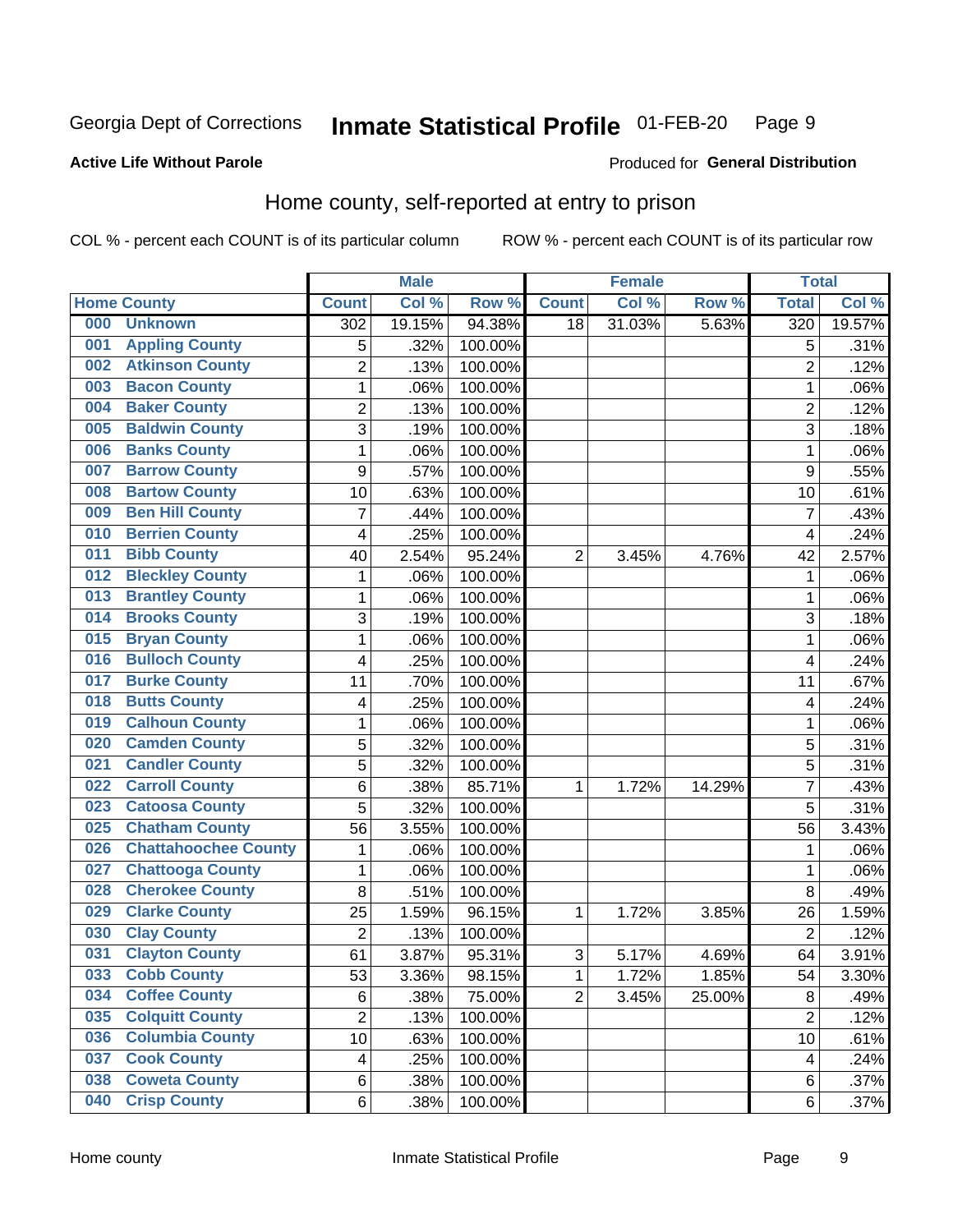Georgia Dept of Corrections **Inmate Statistical Profile** 01-FEB-20

**Active Life Without Parole**

Produced for **General Distribution**

## Home county, self-reported at entry to prison

COL % - percent each COUNT is of its particular column ROW % - percent each COUNT is of its particular row

| Home County | | Male | | | Female | | | Total | |
|---|---|---|---|---|---|---|---|---|---|
| | | Count | Col % | Row % | Count | Col % | Row % | Total | Col % |
| 000 | Unknown | 302 | 19.15% | 94.38% | 18 | 31.03% | 5.63% | 320 | 19.57% |
| 001 | Appling County | 5 | .32% | 100.00% | | | | 5 | .31% |
| 002 | Atkinson County | 2 | .13% | 100.00% | | | | 2 | .12% |
| 003 | Bacon County | 1 | .06% | 100.00% | | | | 1 | .06% |
| 004 | Baker County | 2 | .13% | 100.00% | | | | 2 | .12% |
| 005 | Baldwin County | 3 | .19% | 100.00% | | | | 3 | .18% |
| 006 | Banks County | 1 | .06% | 100.00% | | | | 1 | .06% |
| 007 | Barrow County | 9 | .57% | 100.00% | | | | 9 | .55% |
| 008 | Bartow County | 10 | .63% | 100.00% | | | | 10 | .61% |
| 009 | Ben Hill County | 7 | .44% | 100.00% | | | | 7 | .43% |
| 010 | Berrien County | 4 | .25% | 100.00% | | | | 4 | .24% |
| 011 | Bibb County | 40 | 2.54% | 95.24% | 2 | 3.45% | 4.76% | 42 | 2.57% |
| 012 | Bleckley County | 1 | .06% | 100.00% | | | | 1 | .06% |
| 013 | Brantley County | 1 | .06% | 100.00% | | | | 1 | .06% |
| 014 | Brooks County | 3 | .19% | 100.00% | | | | 3 | .18% |
| 015 | Bryan County | 1 | .06% | 100.00% | | | | 1 | .06% |
| 016 | Bulloch County | 4 | .25% | 100.00% | | | | 4 | .24% |
| 017 | Burke County | 11 | .70% | 100.00% | | | | 11 | .67% |
| 018 | Butts County | 4 | .25% | 100.00% | | | | 4 | .24% |
| 019 | Calhoun County | 1 | .06% | 100.00% | | | | 1 | .06% |
| 020 | Camden County | 5 | .32% | 100.00% | | | | 5 | .31% |
| 021 | Candler County | 5 | .32% | 100.00% | | | | 5 | .31% |
| 022 | Carroll County | 6 | .38% | 85.71% | 1 | 1.72% | 14.29% | 7 | .43% |
| 023 | Catoosa County | 5 | .32% | 100.00% | | | | 5 | .31% |
| 025 | Chatham County | 56 | 3.55% | 100.00% | | | | 56 | 3.43% |
| 026 | Chattahoochee County | 1 | .06% | 100.00% | | | | 1 | .06% |
| 027 | Chattooga County | 1 | .06% | 100.00% | | | | 1 | .06% |
| 028 | Cherokee County | 8 | .51% | 100.00% | | | | 8 | .49% |
| 029 | Clarke County | 25 | 1.59% | 96.15% | 1 | 1.72% | 3.85% | 26 | 1.59% |
| 030 | Clay County | 2 | .13% | 100.00% | | | | 2 | .12% |
| 031 | Clayton County | 61 | 3.87% | 95.31% | 3 | 5.17% | 4.69% | 64 | 3.91% |
| 033 | Cobb County | 53 | 3.36% | 98.15% | 1 | 1.72% | 1.85% | 54 | 3.30% |
| 034 | Coffee County | 6 | .38% | 75.00% | 2 | 3.45% | 25.00% | 8 | .49% |
| 035 | Colquitt County | 2 | .13% | 100.00% | | | | 2 | .12% |
| 036 | Columbia County | 10 | .63% | 100.00% | | | | 10 | .61% |
| 037 | Cook County | 4 | .25% | 100.00% | | | | 4 | .24% |
| 038 | Coweta County | 6 | .38% | 100.00% | | | | 6 | .37% |
| 040 | Crisp County | 6 | .38% | 100.00% | | | | 6 | .37% |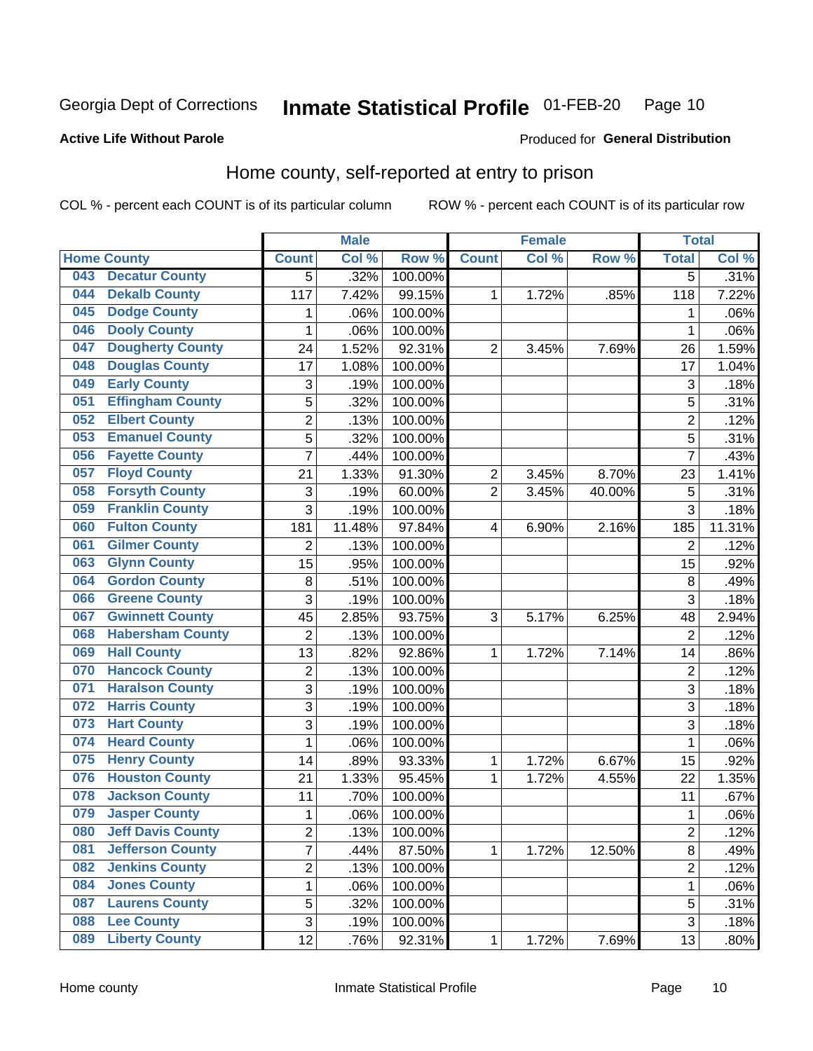Georgia Dept of Corrections **Inmate Statistical Profile** 01-FEB-20

**Active Life Without Parole**

Produced for **General Distribution**

## Home county, self-reported at entry to prison

COL % - percent each COUNT is of its particular column ROW % - percent each COUNT is of its particular row

| Home County | | Male | | | Female | | | Total | |
|---|---|---|---|---|---|---|---|---|---|
| | | Count | Col % | Row % | Count | Col % | Row % | Total | Col % |
| 043 | Decatur County | 5 | .32% | 100.00% | | | | 5 | .31% |
| 044 | Dekalb County | 117 | 7.42% | 99.15% | 1 | 1.72% | .85% | 118 | 7.22% |
| 045 | Dodge County | 1 | .06% | 100.00% | | | | 1 | .06% |
| 046 | Dooly County | 1 | .06% | 100.00% | | | | 1 | .06% |
| 047 | Dougherty County | 24 | 1.52% | 92.31% | 2 | 3.45% | 7.69% | 26 | 1.59% |
| 048 | Douglas County | 17 | 1.08% | 100.00% | | | | 17 | 1.04% |
| 049 | Early County | 3 | .19% | 100.00% | | | | 3 | .18% |
| 051 | Effingham County | 5 | .32% | 100.00% | | | | 5 | .31% |
| 052 | Elbert County | 2 | .13% | 100.00% | | | | 2 | .12% |
| 053 | Emanuel County | 5 | .32% | 100.00% | | | | 5 | .31% |
| 056 | Fayette County | 7 | .44% | 100.00% | | | | 7 | .43% |
| 057 | Floyd County | 21 | 1.33% | 91.30% | 2 | 3.45% | 8.70% | 23 | 1.41% |
| 058 | Forsyth County | 3 | .19% | 60.00% | 2 | 3.45% | 40.00% | 5 | .31% |
| 059 | Franklin County | 3 | .19% | 100.00% | | | | 3 | .18% |
| 060 | Fulton County | 181 | 11.48% | 97.84% | 4 | 6.90% | 2.16% | 185 | 11.31% |
| 061 | Gilmer County | 2 | .13% | 100.00% | | | | 2 | .12% |
| 063 | Glynn County | 15 | .95% | 100.00% | | | | 15 | .92% |
| 064 | Gordon County | 8 | .51% | 100.00% | | | | 8 | .49% |
| 066 | Greene County | 3 | .19% | 100.00% | | | | 3 | .18% |
| 067 | Gwinnett County | 45 | 2.85% | 93.75% | 3 | 5.17% | 6.25% | 48 | 2.94% |
| 068 | Habersham County | 2 | .13% | 100.00% | | | | 2 | .12% |
| 069 | Hall County | 13 | .82% | 92.86% | 1 | 1.72% | 7.14% | 14 | .86% |
| 070 | Hancock County | 2 | .13% | 100.00% | | | | 2 | .12% |
| 071 | Haralson County | 3 | .19% | 100.00% | | | | 3 | .18% |
| 072 | Harris County | 3 | .19% | 100.00% | | | | 3 | .18% |
| 073 | Hart County | 3 | .19% | 100.00% | | | | 3 | .18% |
| 074 | Heard County | 1 | .06% | 100.00% | | | | 1 | .06% |
| 075 | Henry County | 14 | .89% | 93.33% | 1 | 1.72% | 6.67% | 15 | .92% |
| 076 | Houston County | 21 | 1.33% | 95.45% | 1 | 1.72% | 4.55% | 22 | 1.35% |
| 078 | Jackson County | 11 | .70% | 100.00% | | | | 11 | .67% |
| 079 | Jasper County | 1 | .06% | 100.00% | | | | 1 | .06% |
| 080 | Jeff Davis County | 2 | .13% | 100.00% | | | | 2 | .12% |
| 081 | Jefferson County | 7 | .44% | 87.50% | 1 | 1.72% | 12.50% | 8 | .49% |
| 082 | Jenkins County | 2 | .13% | 100.00% | | | | 2 | .12% |
| 084 | Jones County | 1 | .06% | 100.00% | | | | 1 | .06% |
| 087 | Laurens County | 5 | .32% | 100.00% | | | | 5 | .31% |
| 088 | Lee County | 3 | .19% | 100.00% | | | | 3 | .18% |
| 089 | Liberty County | 12 | .76% | 92.31% | 1 | 1.72% | 7.69% | 13 | .80% |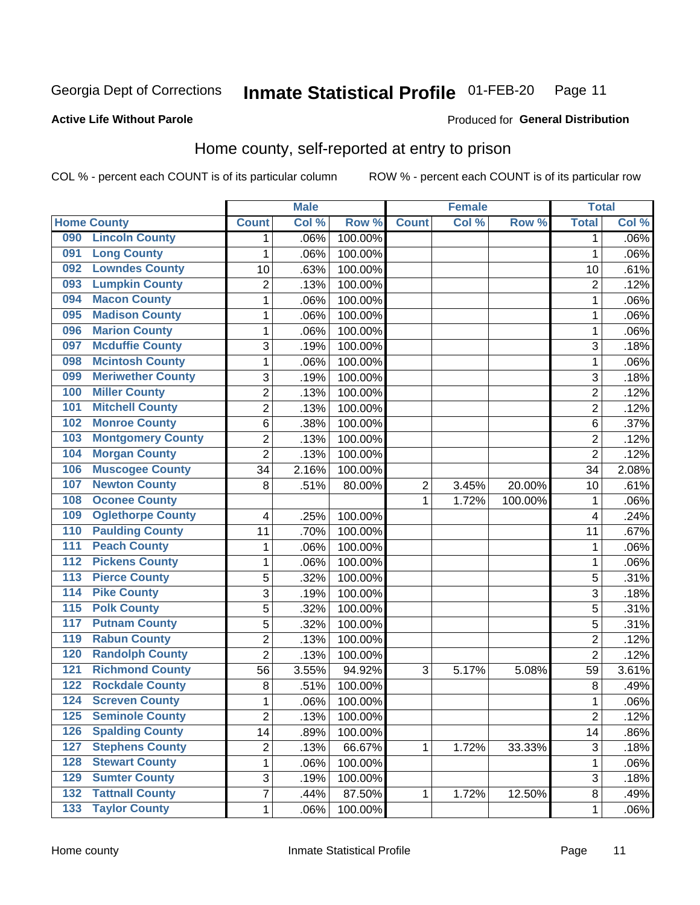Georgia Dept of Corrections **Inmate Statistical Profile** 01-FEB-20

**Active Life Without Parole**

Produced for **General Distribution**

## Home county, self-reported at entry to prison

COL % - percent each COUNT is of its particular column

ROW % - percent each COUNT is of its particular row

| Home County | | Male | | | Female | | | Total | |
|---|---|---|---|---|---|---|---|---|---|
| | | Count | Col % | Row % | Count | Col % | Row % | Total | Col % |
| 090 | Lincoln County | 1 | .06% | 100.00% | | | | 1 | .06% |
| 091 | Long County | 1 | .06% | 100.00% | | | | 1 | .06% |
| 092 | Lowndes County | 10 | .63% | 100.00% | | | | 10 | .61% |
| 093 | Lumpkin County | 2 | .13% | 100.00% | | | | 2 | .12% |
| 094 | Macon County | 1 | .06% | 100.00% | | | | 1 | .06% |
| 095 | Madison County | 1 | .06% | 100.00% | | | | 1 | .06% |
| 096 | Marion County | 1 | .06% | 100.00% | | | | 1 | .06% |
| 097 | Mcduffie County | 3 | .19% | 100.00% | | | | 3 | .18% |
| 098 | Mcintosh County | 1 | .06% | 100.00% | | | | 1 | .06% |
| 099 | Meriwether County | 3 | .19% | 100.00% | | | | 3 | .18% |
| 100 | Miller County | 2 | .13% | 100.00% | | | | 2 | .12% |
| 101 | Mitchell County | 2 | .13% | 100.00% | | | | 2 | .12% |
| 102 | Monroe County | 6 | .38% | 100.00% | | | | 6 | .37% |
| 103 | Montgomery County | 2 | .13% | 100.00% | | | | 2 | .12% |
| 104 | Morgan County | 2 | .13% | 100.00% | | | | 2 | .12% |
| 106 | Muscogee County | 34 | 2.16% | 100.00% | | | | 34 | 2.08% |
| 107 | Newton County | 8 | .51% | 80.00% | 2 | 3.45% | 20.00% | 10 | .61% |
| 108 | Oconee County | | | | 1 | 1.72% | 100.00% | 1 | .06% |
| 109 | Oglethorpe County | 4 | .25% | 100.00% | | | | 4 | .24% |
| 110 | Paulding County | 11 | .70% | 100.00% | | | | 11 | .67% |
| 111 | Peach County | 1 | .06% | 100.00% | | | | 1 | .06% |
| 112 | Pickens County | 1 | .06% | 100.00% | | | | 1 | .06% |
| 113 | Pierce County | 5 | .32% | 100.00% | | | | 5 | .31% |
| 114 | Pike County | 3 | .19% | 100.00% | | | | 3 | .18% |
| 115 | Polk County | 5 | .32% | 100.00% | | | | 5 | .31% |
| 117 | Putnam County | 5 | .32% | 100.00% | | | | 5 | .31% |
| 119 | Rabun County | 2 | .13% | 100.00% | | | | 2 | .12% |
| 120 | Randolph County | 2 | .13% | 100.00% | | | | 2 | .12% |
| 121 | Richmond County | 56 | 3.55% | 94.92% | 3 | 5.17% | 5.08% | 59 | 3.61% |
| 122 | Rockdale County | 8 | .51% | 100.00% | | | | 8 | .49% |
| 124 | Screven County | 1 | .06% | 100.00% | | | | 1 | .06% |
| 125 | Seminole County | 2 | .13% | 100.00% | | | | 2 | .12% |
| 126 | Spalding County | 14 | .89% | 100.00% | | | | 14 | .86% |
| 127 | Stephens County | 2 | .13% | 66.67% | 1 | 1.72% | 33.33% | 3 | .18% |
| 128 | Stewart County | 1 | .06% | 100.00% | | | | 1 | .06% |
| 129 | Sumter County | 3 | .19% | 100.00% | | | | 3 | .18% |
| 132 | Tattnall County | 7 | .44% | 87.50% | 1 | 1.72% | 12.50% | 8 | .49% |
| 133 | Taylor County | 1 | .06% | 100.00% | | | | 1 | .06% |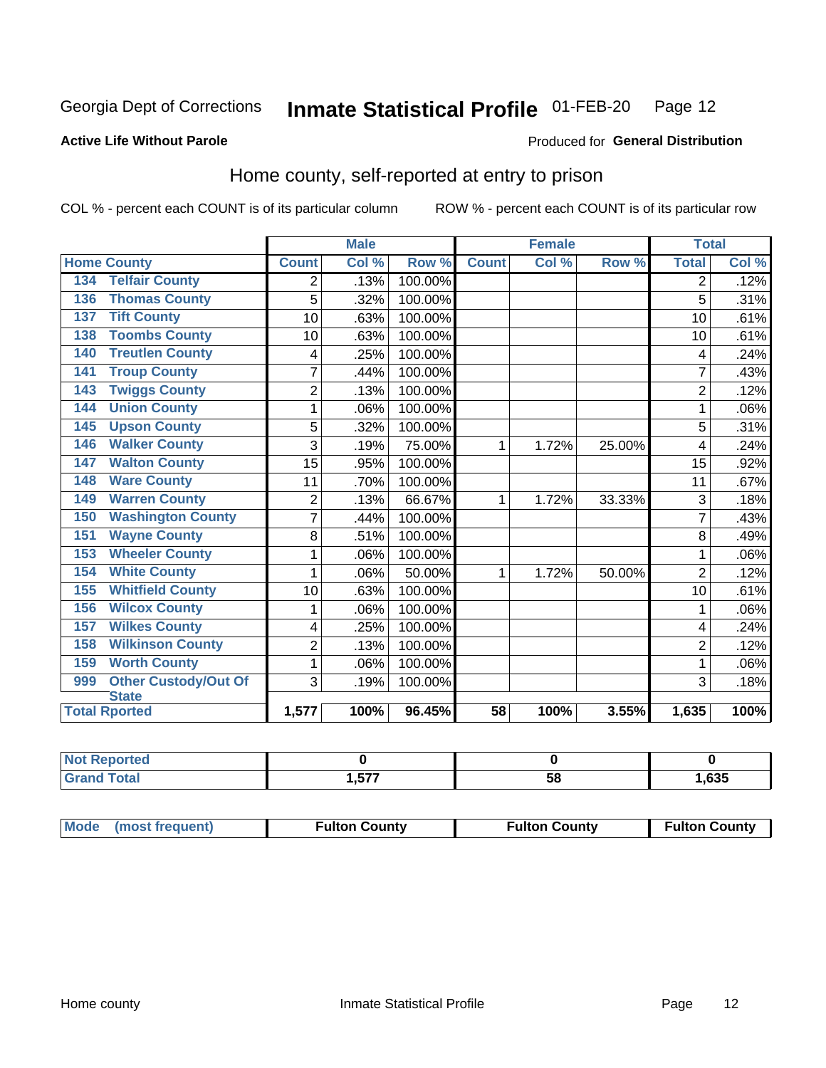Georgia Dept of Corrections **Inmate Statistical Profile** 01-FEB-20

**Active Life Without Parole**

Produced for **General Distribution**

## Home county, self-reported at entry to prison

COL % - percent each COUNT is of its particular column ROW % - percent each COUNT is of its particular row

| Home County | | Male | | | Female | | | Total | |
|---|---|---|---|---|---|---|---|---|---|
| | | Count | Col % | Row % | Count | Col % | Row % | Total | Col % |
| 134 | Telfair County | 2 | .13% | 100.00% | | | | 2 | .12% |
| 136 | Thomas County | 5 | .32% | 100.00% | | | | 5 | .31% |
| 137 | Tift County | 10 | .63% | 100.00% | | | | 10 | .61% |
| 138 | Toombs County | 10 | .63% | 100.00% | | | | 10 | .61% |
| 140 | Treutlen County | 4 | .25% | 100.00% | | | | 4 | .24% |
| 141 | Troup County | 7 | .44% | 100.00% | | | | 7 | .43% |
| 143 | Twiggs County | 2 | .13% | 100.00% | | | | 2 | .12% |
| 144 | Union County | 1 | .06% | 100.00% | | | | 1 | .06% |
| 145 | Upson County | 5 | .32% | 100.00% | | | | 5 | .31% |
| 146 | Walker County | 3 | .19% | 75.00% | 1 | 1.72% | 25.00% | 4 | .24% |
| 147 | Walton County | 15 | .95% | 100.00% | | | | 15 | .92% |
| 148 | Ware County | 11 | .70% | 100.00% | | | | 11 | .67% |
| 149 | Warren County | 2 | .13% | 66.67% | 1 | 1.72% | 33.33% | 3 | .18% |
| 150 | Washington County | 7 | .44% | 100.00% | | | | 7 | .43% |
| 151 | Wayne County | 8 | .51% | 100.00% | | | | 8 | .49% |
| 153 | Wheeler County | 1 | .06% | 100.00% | | | | 1 | .06% |
| 154 | White County | 1 | .06% | 50.00% | 1 | 1.72% | 50.00% | 2 | .12% |
| 155 | Whitfield County | 10 | .63% | 100.00% | | | | 10 | .61% |
| 156 | Wilcox County | 1 | .06% | 100.00% | | | | 1 | .06% |
| 157 | Wilkes County | 4 | .25% | 100.00% | | | | 4 | .24% |
| 158 | Wilkinson County | 2 | .13% | 100.00% | | | | 2 | .12% |
| 159 | Worth County | 1 | .06% | 100.00% | | | | 1 | .06% |
| 999 | Other Custody/Out Of State | 3 | .19% | 100.00% | | | | 3 | .18% |
| Total Rported | | 1,577 | 100% | 96.45% | 58 | 100% | 3.55% | 1,635 | 100% |

| | Male | Female | Total |
|---|---|---|---|
| Not Reported | 0 | 0 | 0 |
| Grand Total | 1,577 | 58 | 1,635 |

| Mode (most frequent) | Fulton County | Fulton County | Fulton County |
|---|---|---|---|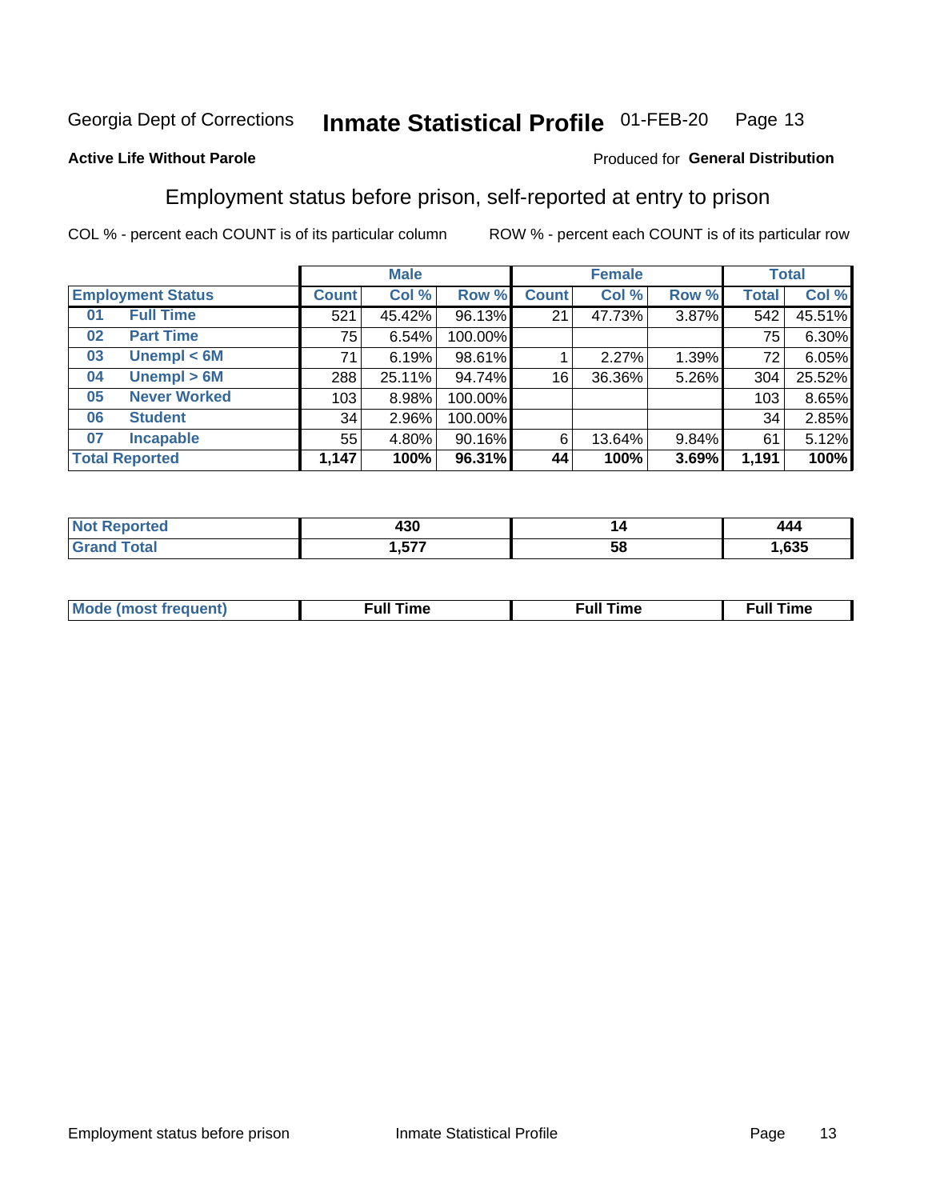Georgia Dept of Corrections **Inmate Statistical Profile** 01-FEB-20

**Active Life Without Parole**

Produced for **General Distribution**

## Employment status before prison, self-reported at entry to prison

COL % - percent each COUNT is of its particular column

ROW % - percent each COUNT is of its particular row

| Employment Status | | Male | | | Female | | | Total | |
|---|---|---|---|---|---|---|---|---|---|
| | | Count | Col % | Row % | Count | Col % | Row % | Total | Col % |
| 01 | Full Time | 521 | 45.42% | 96.13% | 21 | 47.73% | 3.87% | 542 | 45.51% |
| 02 | Part Time | 75 | 6.54% | 100.00% | | | | 75 | 6.30% |
| 03 | Unempl < 6M | 71 | 6.19% | 98.61% | 1 | 2.27% | 1.39% | 72 | 6.05% |
| 04 | Unempl > 6M | 288 | 25.11% | 94.74% | 16 | 36.36% | 5.26% | 304 | 25.52% |
| 05 | Never Worked | 103 | 8.98% | 100.00% | | | | 103 | 8.65% |
| 06 | Student | 34 | 2.96% | 100.00% | | | | 34 | 2.85% |
| 07 | Incapable | 55 | 4.80% | 90.16% | 6 | 13.64% | 9.84% | 61 | 5.12% |
| **Total Reported** | | **1,147** | **100%** | **96.31%** | **44** | **100%** | **3.69%** | **1,191** | **100%** |

| | Male | Female | Total |
|---|---|---|---|
| Not Reported | **430** | **14** | **444** |
| Grand Total | **1,577** | **58** | **1,635** |

| | Male | Female | Total |
|---|---|---|---|
| Mode (most frequent) | **Full Time** | **Full Time** | **Full Time** |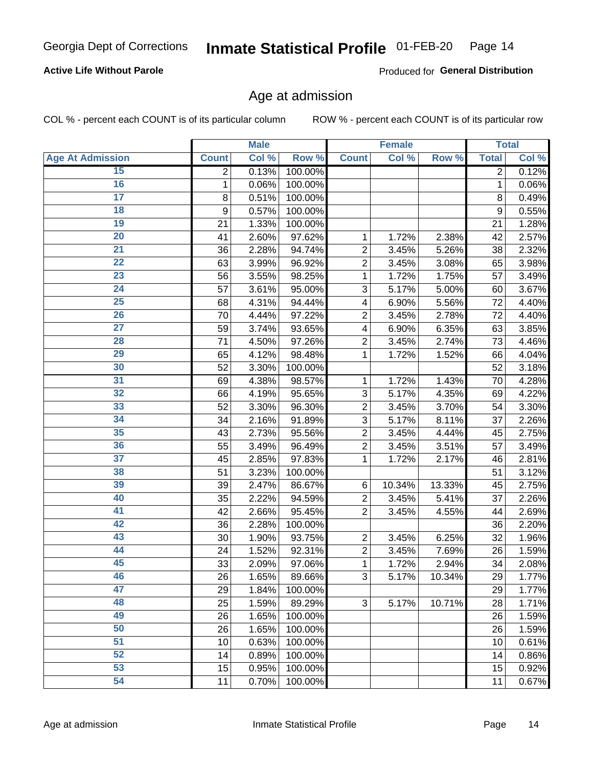Georgia Dept of Corrections **Inmate Statistical Profile** 01-FEB-20

**Active Life Without Parole**

Produced for **General Distribution**

## Age at admission

COL % - percent each COUNT is of its particular column ROW % - percent each COUNT is of its particular row

| | Male | | | Female | | | Total | |
|---|---|---|---|---|---|---|---|---|
| Age At Admission | Count | Col % | Row % | Count | Col % | Row % | Total | Col % |
| 15 | 2 | 0.13% | 100.00% | | | | 2 | 0.12% |
| 16 | 1 | 0.06% | 100.00% | | | | 1 | 0.06% |
| 17 | 8 | 0.51% | 100.00% | | | | 8 | 0.49% |
| 18 | 9 | 0.57% | 100.00% | | | | 9 | 0.55% |
| 19 | 21 | 1.33% | 100.00% | | | | 21 | 1.28% |
| 20 | 41 | 2.60% | 97.62% | 1 | 1.72% | 2.38% | 42 | 2.57% |
| 21 | 36 | 2.28% | 94.74% | 2 | 3.45% | 5.26% | 38 | 2.32% |
| 22 | 63 | 3.99% | 96.92% | 2 | 3.45% | 3.08% | 65 | 3.98% |
| 23 | 56 | 3.55% | 98.25% | 1 | 1.72% | 1.75% | 57 | 3.49% |
| 24 | 57 | 3.61% | 95.00% | 3 | 5.17% | 5.00% | 60 | 3.67% |
| 25 | 68 | 4.31% | 94.44% | 4 | 6.90% | 5.56% | 72 | 4.40% |
| 26 | 70 | 4.44% | 97.22% | 2 | 3.45% | 2.78% | 72 | 4.40% |
| 27 | 59 | 3.74% | 93.65% | 4 | 6.90% | 6.35% | 63 | 3.85% |
| 28 | 71 | 4.50% | 97.26% | 2 | 3.45% | 2.74% | 73 | 4.46% |
| 29 | 65 | 4.12% | 98.48% | 1 | 1.72% | 1.52% | 66 | 4.04% |
| 30 | 52 | 3.30% | 100.00% | | | | 52 | 3.18% |
| 31 | 69 | 4.38% | 98.57% | 1 | 1.72% | 1.43% | 70 | 4.28% |
| 32 | 66 | 4.19% | 95.65% | 3 | 5.17% | 4.35% | 69 | 4.22% |
| 33 | 52 | 3.30% | 96.30% | 2 | 3.45% | 3.70% | 54 | 3.30% |
| 34 | 34 | 2.16% | 91.89% | 3 | 5.17% | 8.11% | 37 | 2.26% |
| 35 | 43 | 2.73% | 95.56% | 2 | 3.45% | 4.44% | 45 | 2.75% |
| 36 | 55 | 3.49% | 96.49% | 2 | 3.45% | 3.51% | 57 | 3.49% |
| 37 | 45 | 2.85% | 97.83% | 1 | 1.72% | 2.17% | 46 | 2.81% |
| 38 | 51 | 3.23% | 100.00% | | | | 51 | 3.12% |
| 39 | 39 | 2.47% | 86.67% | 6 | 10.34% | 13.33% | 45 | 2.75% |
| 40 | 35 | 2.22% | 94.59% | 2 | 3.45% | 5.41% | 37 | 2.26% |
| 41 | 42 | 2.66% | 95.45% | 2 | 3.45% | 4.55% | 44 | 2.69% |
| 42 | 36 | 2.28% | 100.00% | | | | 36 | 2.20% |
| 43 | 30 | 1.90% | 93.75% | 2 | 3.45% | 6.25% | 32 | 1.96% |
| 44 | 24 | 1.52% | 92.31% | 2 | 3.45% | 7.69% | 26 | 1.59% |
| 45 | 33 | 2.09% | 97.06% | 1 | 1.72% | 2.94% | 34 | 2.08% |
| 46 | 26 | 1.65% | 89.66% | 3 | 5.17% | 10.34% | 29 | 1.77% |
| 47 | 29 | 1.84% | 100.00% | | | | 29 | 1.77% |
| 48 | 25 | 1.59% | 89.29% | 3 | 5.17% | 10.71% | 28 | 1.71% |
| 49 | 26 | 1.65% | 100.00% | | | | 26 | 1.59% |
| 50 | 26 | 1.65% | 100.00% | | | | 26 | 1.59% |
| 51 | 10 | 0.63% | 100.00% | | | | 10 | 0.61% |
| 52 | 14 | 0.89% | 100.00% | | | | 14 | 0.86% |
| 53 | 15 | 0.95% | 100.00% | | | | 15 | 0.92% |
| 54 | 11 | 0.70% | 100.00% | | | | 11 | 0.67% |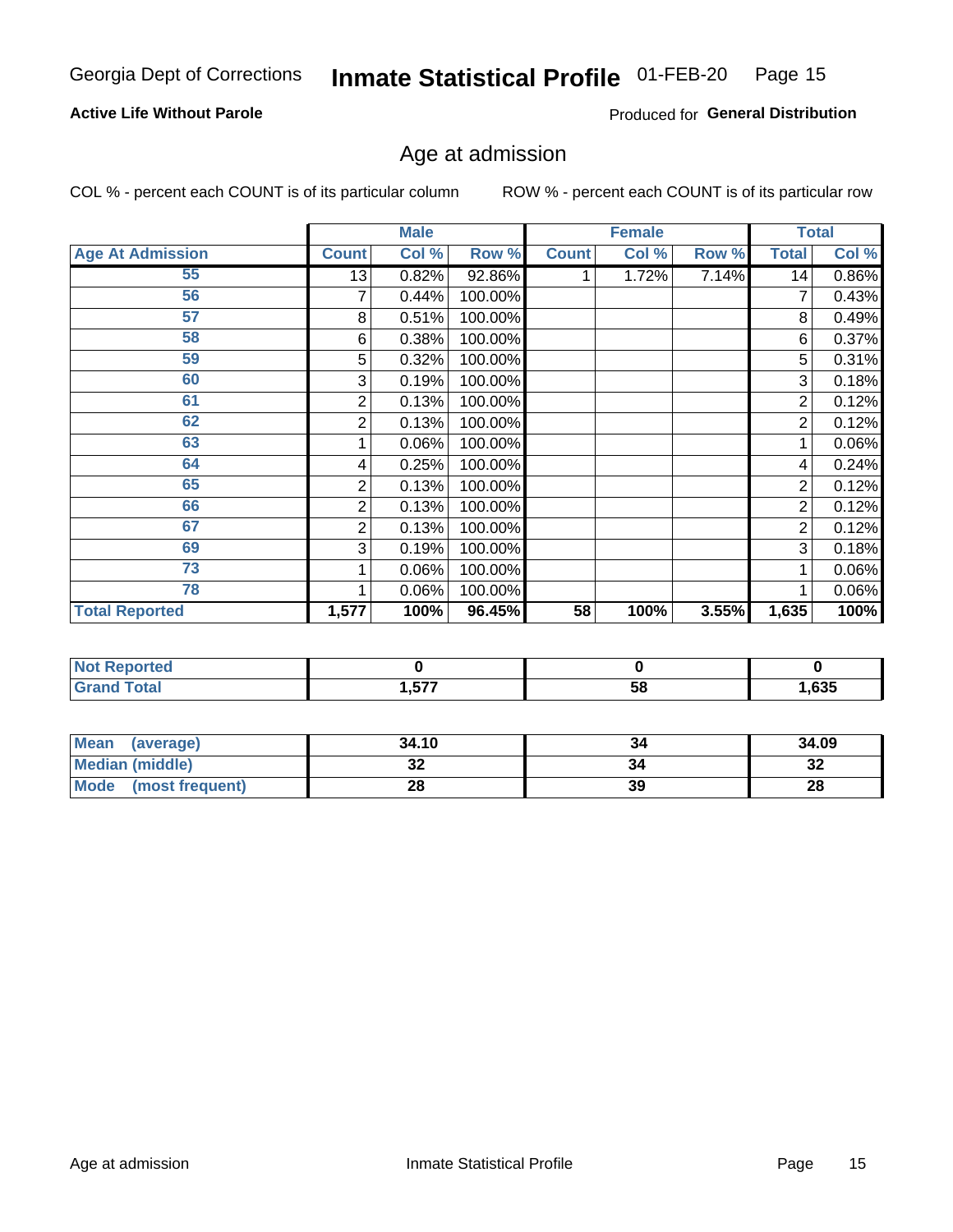Georgia Dept of Corrections **Inmate Statistical Profile** 01-FEB-20

**Active Life Without Parole**

Produced for **General Distribution**

## Age at admission

COL % - percent each COUNT is of its particular column

ROW % - percent each COUNT is of its particular row

| | Male | | | Female | | | Total | |
|---|---|---|---|---|---|---|---|---|
| **Age At Admission** | **Count** | **Col %** | **Row %** | **Count** | **Col %** | **Row %** | **Total** | **Col %** |
| 55 | 13 | 0.82% | 92.86% | 1 | 1.72% | 7.14% | 14 | 0.86% |
| 56 | 7 | 0.44% | 100.00% | | | | 7 | 0.43% |
| 57 | 8 | 0.51% | 100.00% | | | | 8 | 0.49% |
| 58 | 6 | 0.38% | 100.00% | | | | 6 | 0.37% |
| 59 | 5 | 0.32% | 100.00% | | | | 5 | 0.31% |
| 60 | 3 | 0.19% | 100.00% | | | | 3 | 0.18% |
| 61 | 2 | 0.13% | 100.00% | | | | 2 | 0.12% |
| 62 | 2 | 0.13% | 100.00% | | | | 2 | 0.12% |
| 63 | 1 | 0.06% | 100.00% | | | | 1 | 0.06% |
| 64 | 4 | 0.25% | 100.00% | | | | 4 | 0.24% |
| 65 | 2 | 0.13% | 100.00% | | | | 2 | 0.12% |
| 66 | 2 | 0.13% | 100.00% | | | | 2 | 0.12% |
| 67 | 2 | 0.13% | 100.00% | | | | 2 | 0.12% |
| 69 | 3 | 0.19% | 100.00% | | | | 3 | 0.18% |
| 73 | 1 | 0.06% | 100.00% | | | | 1 | 0.06% |
| 78 | 1 | 0.06% | 100.00% | | | | 1 | 0.06% |
| **Total Reported** | **1,577** | **100%** | **96.45%** | **58** | **100%** | **3.55%** | **1,635** | **100%** |

| | Male | Female | Total |
|---|---|---|---|
| **Not Reported** | **0** | **0** | **0** |
| **Grand Total** | **1,577** | **58** | **1,635** |

| | Male | Female | Total |
|---|---|---|---|
| **Mean (average)** | **34.10** | **34** | **34.09** |
| **Median (middle)** | **32** | **34** | **32** |
| **Mode (most frequent)** | **28** | **39** | **28** |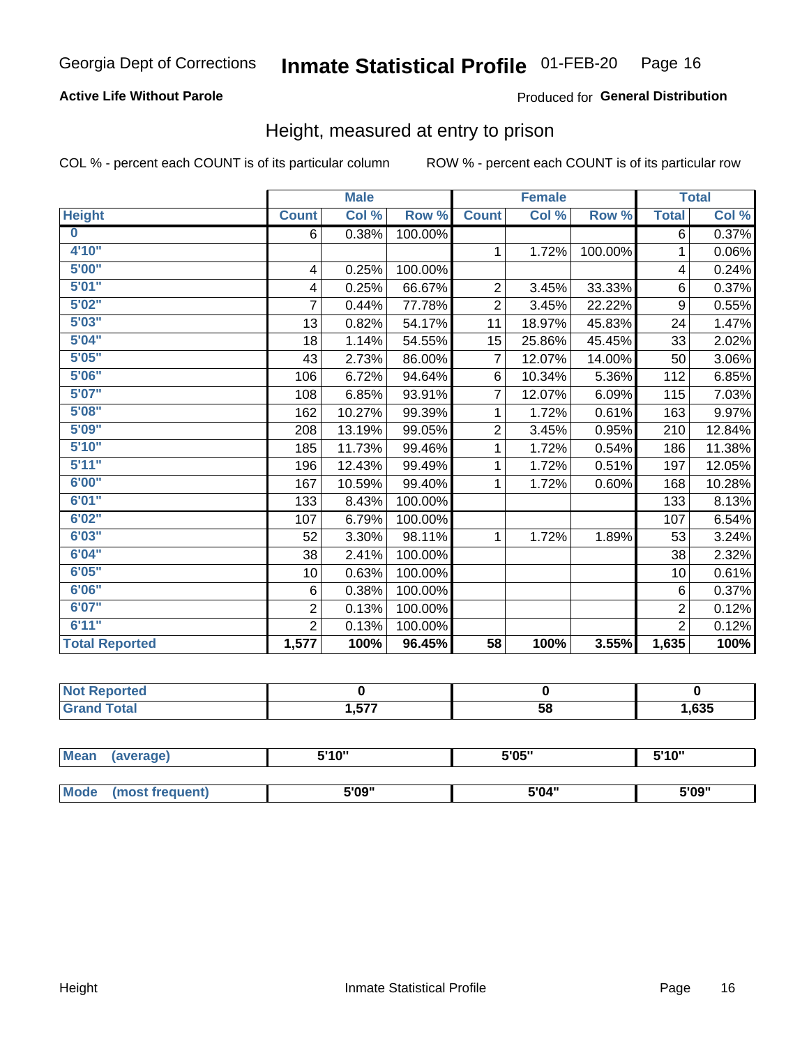Georgia Dept of Corrections **Inmate Statistical Profile** 01-FEB-20

**Active Life Without Parole**

Produced for **General Distribution**

## Height, measured at entry to prison

COL % - percent each COUNT is of its particular column

ROW % - percent each COUNT is of its particular row

| | Male | | | Female | | | Total | |
|---|---|---|---|---|---|---|---|---|
| **Height** | **Count** | **Col %** | **Row %** | **Count** | **Col %** | **Row %** | **Total** | **Col %** |
| **0** | 6 | 0.38% | 100.00% | | | | 6 | 0.37% |
| **4'10"** | | | | 1 | 1.72% | 100.00% | 1 | 0.06% |
| **5'00"** | 4 | 0.25% | 100.00% | | | | 4 | 0.24% |
| **5'01"** | 4 | 0.25% | 66.67% | 2 | 3.45% | 33.33% | 6 | 0.37% |
| **5'02"** | 7 | 0.44% | 77.78% | 2 | 3.45% | 22.22% | 9 | 0.55% |
| **5'03"** | 13 | 0.82% | 54.17% | 11 | 18.97% | 45.83% | 24 | 1.47% |
| **5'04"** | 18 | 1.14% | 54.55% | 15 | 25.86% | 45.45% | 33 | 2.02% |
| **5'05"** | 43 | 2.73% | 86.00% | 7 | 12.07% | 14.00% | 50 | 3.06% |
| **5'06"** | 106 | 6.72% | 94.64% | 6 | 10.34% | 5.36% | 112 | 6.85% |
| **5'07"** | 108 | 6.85% | 93.91% | 7 | 12.07% | 6.09% | 115 | 7.03% |
| **5'08"** | 162 | 10.27% | 99.39% | 1 | 1.72% | 0.61% | 163 | 9.97% |
| **5'09"** | 208 | 13.19% | 99.05% | 2 | 3.45% | 0.95% | 210 | 12.84% |
| **5'10"** | 185 | 11.73% | 99.46% | 1 | 1.72% | 0.54% | 186 | 11.38% |
| **5'11"** | 196 | 12.43% | 99.49% | 1 | 1.72% | 0.51% | 197 | 12.05% |
| **6'00"** | 167 | 10.59% | 99.40% | 1 | 1.72% | 0.60% | 168 | 10.28% |
| **6'01"** | 133 | 8.43% | 100.00% | | | | 133 | 8.13% |
| **6'02"** | 107 | 6.79% | 100.00% | | | | 107 | 6.54% |
| **6'03"** | 52 | 3.30% | 98.11% | 1 | 1.72% | 1.89% | 53 | 3.24% |
| **6'04"** | 38 | 2.41% | 100.00% | | | | 38 | 2.32% |
| **6'05"** | 10 | 0.63% | 100.00% | | | | 10 | 0.61% |
| **6'06"** | 6 | 0.38% | 100.00% | | | | 6 | 0.37% |
| **6'07"** | 2 | 0.13% | 100.00% | | | | 2 | 0.12% |
| **6'11"** | 2 | 0.13% | 100.00% | | | | 2 | 0.12% |
| **Total Reported** | **1,577** | **100%** | **96.45%** | **58** | **100%** | **3.55%** | **1,635** | **100%** |

| | Male | Female | Total |
|---|---|---|---|
| **Not Reported** | **0** | **0** | **0** |
| **Grand Total** | **1,577** | **58** | **1,635** |

| | Male | Female | Total |
|---|---|---|---|
| **Mean (average)** | **5'10"** | **5'05"** | **5'10"** |
| **Mode (most frequent)** | **5'09"** | **5'04"** | **5'09"** |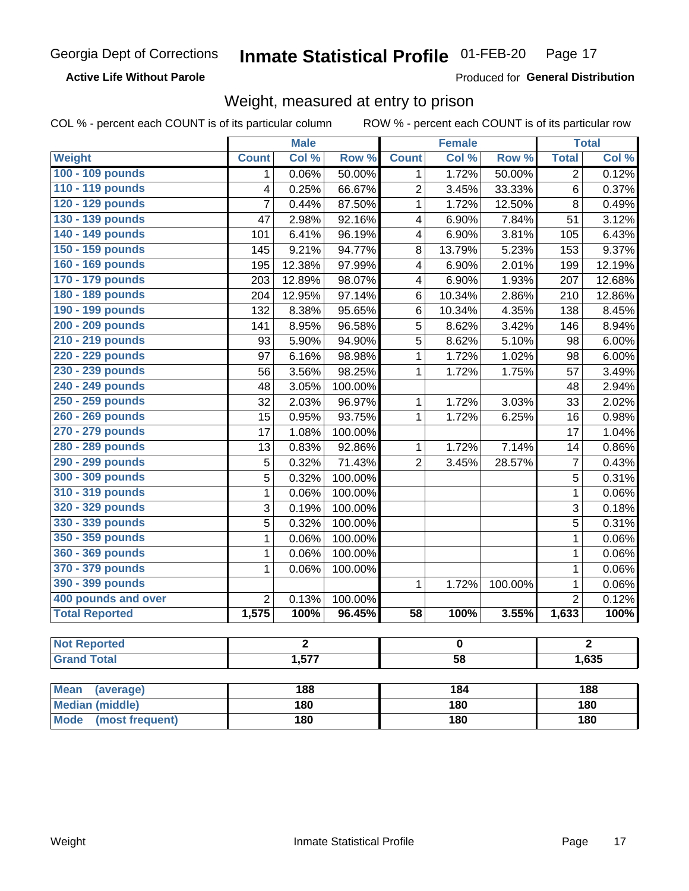Georgia Dept of Corrections **Inmate Statistical Profile** 01-FEB-20

**Active Life Without Parole**

Produced for **General Distribution**

## Weight, measured at entry to prison

COL % - percent each COUNT is of its particular column ROW % - percent each COUNT is of its particular row

| | Male | | | Female | | | Total | |
|---|---|---|---|---|---|---|---|---|
| **Weight** | **Count** | **Col %** | **Row %** | **Count** | **Col %** | **Row %** | **Total** | **Col %** |
| 100 - 109 pounds | 1 | 0.06% | 50.00% | 1 | 1.72% | 50.00% | 2 | 0.12% |
| 110 - 119 pounds | 4 | 0.25% | 66.67% | 2 | 3.45% | 33.33% | 6 | 0.37% |
| 120 - 129 pounds | 7 | 0.44% | 87.50% | 1 | 1.72% | 12.50% | 8 | 0.49% |
| 130 - 139 pounds | 47 | 2.98% | 92.16% | 4 | 6.90% | 7.84% | 51 | 3.12% |
| 140 - 149 pounds | 101 | 6.41% | 96.19% | 4 | 6.90% | 3.81% | 105 | 6.43% |
| 150 - 159 pounds | 145 | 9.21% | 94.77% | 8 | 13.79% | 5.23% | 153 | 9.37% |
| 160 - 169 pounds | 195 | 12.38% | 97.99% | 4 | 6.90% | 2.01% | 199 | 12.19% |
| 170 - 179 pounds | 203 | 12.89% | 98.07% | 4 | 6.90% | 1.93% | 207 | 12.68% |
| 180 - 189 pounds | 204 | 12.95% | 97.14% | 6 | 10.34% | 2.86% | 210 | 12.86% |
| 190 - 199 pounds | 132 | 8.38% | 95.65% | 6 | 10.34% | 4.35% | 138 | 8.45% |
| 200 - 209 pounds | 141 | 8.95% | 96.58% | 5 | 8.62% | 3.42% | 146 | 8.94% |
| 210 - 219 pounds | 93 | 5.90% | 94.90% | 5 | 8.62% | 5.10% | 98 | 6.00% |
| 220 - 229 pounds | 97 | 6.16% | 98.98% | 1 | 1.72% | 1.02% | 98 | 6.00% |
| 230 - 239 pounds | 56 | 3.56% | 98.25% | 1 | 1.72% | 1.75% | 57 | 3.49% |
| 240 - 249 pounds | 48 | 3.05% | 100.00% | | | | 48 | 2.94% |
| 250 - 259 pounds | 32 | 2.03% | 96.97% | 1 | 1.72% | 3.03% | 33 | 2.02% |
| 260 - 269 pounds | 15 | 0.95% | 93.75% | 1 | 1.72% | 6.25% | 16 | 0.98% |
| 270 - 279 pounds | 17 | 1.08% | 100.00% | | | | 17 | 1.04% |
| 280 - 289 pounds | 13 | 0.83% | 92.86% | 1 | 1.72% | 7.14% | 14 | 0.86% |
| 290 - 299 pounds | 5 | 0.32% | 71.43% | 2 | 3.45% | 28.57% | 7 | 0.43% |
| 300 - 309 pounds | 5 | 0.32% | 100.00% | | | | 5 | 0.31% |
| 310 - 319 pounds | 1 | 0.06% | 100.00% | | | | 1 | 0.06% |
| 320 - 329 pounds | 3 | 0.19% | 100.00% | | | | 3 | 0.18% |
| 330 - 339 pounds | 5 | 0.32% | 100.00% | | | | 5 | 0.31% |
| 350 - 359 pounds | 1 | 0.06% | 100.00% | | | | 1 | 0.06% |
| 360 - 369 pounds | 1 | 0.06% | 100.00% | | | | 1 | 0.06% |
| 370 - 379 pounds | 1 | 0.06% | 100.00% | | | | 1 | 0.06% |
| 390 - 399 pounds | | | | 1 | 1.72% | 100.00% | 1 | 0.06% |
| 400 pounds and over | 2 | 0.13% | 100.00% | | | | 2 | 0.12% |
| **Total Reported** | **1,575** | **100%** | **96.45%** | **58** | **100%** | **3.55%** | **1,633** | **100%** |

| | Male | Female | Total |
|---|---|---|---|
| **Not Reported** | **2** | **0** | **2** |
| **Grand Total** | **1,577** | **58** | **1,635** |

| | Male | Female | Total |
|---|---|---|---|
| **Mean (average)** | **188** | **184** | **188** |
| **Median (middle)** | **180** | **180** | **180** |
| **Mode (most frequent)** | **180** | **180** | **180** |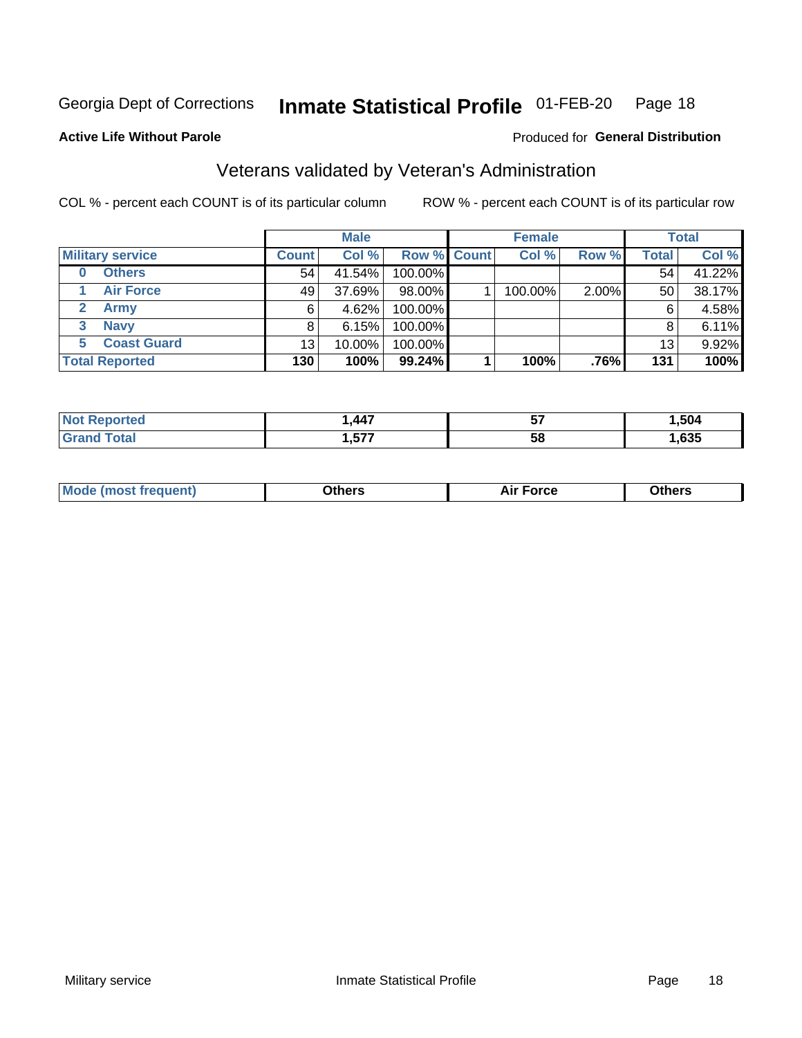Georgia Dept of Corrections **Inmate Statistical Profile** 01-FEB-20 Page 18

**Active Life Without Parole**

Produced for **General Distribution**

## Veterans validated by Veteran's Administration

COL % - percent each COUNT is of its particular column ROW % - percent each COUNT is of its particular row

| | Male | | | Female | | | Total | |
|---|---|---|---|---|---|---|---|---|
| **Military service** | **Count** | **Col %** | **Row %** | **Count** | **Col %** | **Row %** | **Total** | **Col %** |
| 0 Others | 54 | 41.54% | 100.00% | | | | 54 | 41.22% |
| 1 Air Force | 49 | 37.69% | 98.00% | 1 | 100.00% | 2.00% | 50 | 38.17% |
| 2 Army | 6 | 4.62% | 100.00% | | | | 6 | 4.58% |
| 3 Navy | 8 | 6.15% | 100.00% | | | | 8 | 6.11% |
| 5 Coast Guard | 13 | 10.00% | 100.00% | | | | 13 | 9.92% |
| **Total Reported** | **130** | **100%** | **99.24%** | **1** | **100%** | **.76%** | **131** | **100%** |

| | Male | Female | Total |
|---|---|---|---|
| **Not Reported** | **1,447** | **57** | **1,504** |
| **Grand Total** | **1,577** | **58** | **1,635** |

| | Male | Female | Total |
|---|---|---|---|
| **Mode (most frequent)** | **Others** | **Air Force** | **Others** |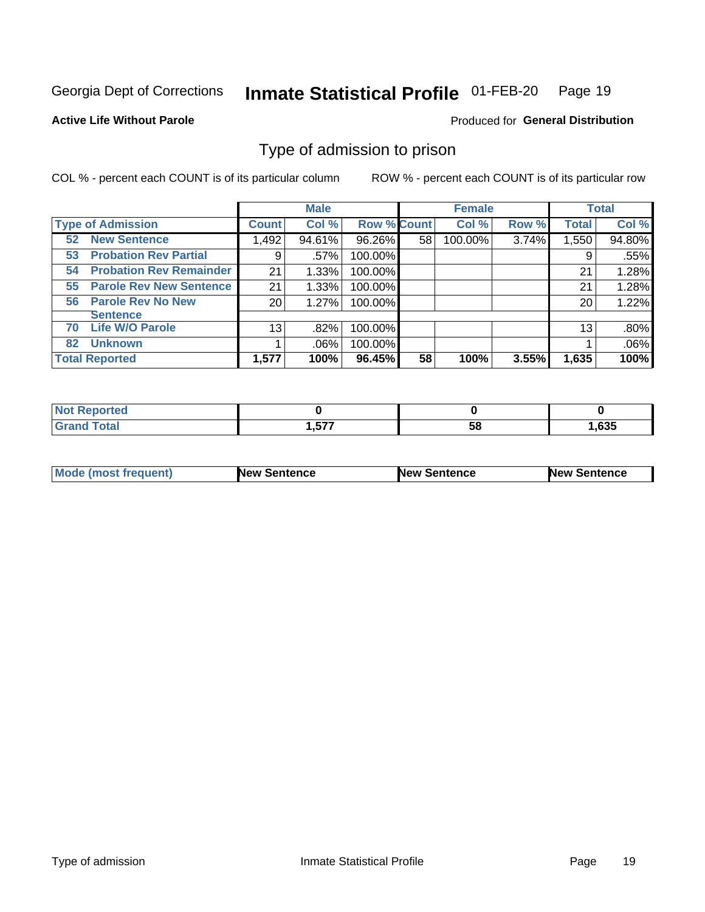Georgia Dept of Corrections **Inmate Statistical Profile** 01-FEB-20 Page 19

**Active Life Without Parole**

Produced for **General Distribution**

## Type of admission to prison

COL % - percent each COUNT is of its particular column

ROW % - percent each COUNT is of its particular row

| | Male | | | Female | | | Total | |
|---|---|---|---|---|---|---|---|---|
| **Type of Admission** | **Count** | **Col %** | **Row %** | **Count** | **Col %** | **Row %** | **Total** | **Col %** |
| 52 **New Sentence** | 1,492 | 94.61% | 96.26% | 58 | 100.00% | 3.74% | 1,550 | 94.80% |
| 53 **Probation Rev Partial** | 9 | .57% | 100.00% | | | | 9 | .55% |
| 54 **Probation Rev Remainder** | 21 | 1.33% | 100.00% | | | | 21 | 1.28% |
| 55 **Parole Rev New Sentence** | 21 | 1.33% | 100.00% | | | | 21 | 1.28% |
| 56 **Parole Rev No New Sentence** | 20 | 1.27% | 100.00% | | | | 20 | 1.22% |
| 70 **Life W/O Parole** | 13 | .82% | 100.00% | | | | 13 | .80% |
| 82 **Unknown** | 1 | .06% | 100.00% | | | | 1 | .06% |
| **Total Reported** | **1,577** | **100%** | **96.45%** | **58** | **100%** | **3.55%** | **1,635** | **100%** |

| | Male | Female | Total |
|---|---|---|---|
| **Not Reported** | **0** | **0** | **0** |
| **Grand Total** | **1,577** | **58** | **1,635** |

| | Male | Female | Total |
|---|---|---|---|
| **Mode (most frequent)** | **New Sentence** | **New Sentence** | **New Sentence** |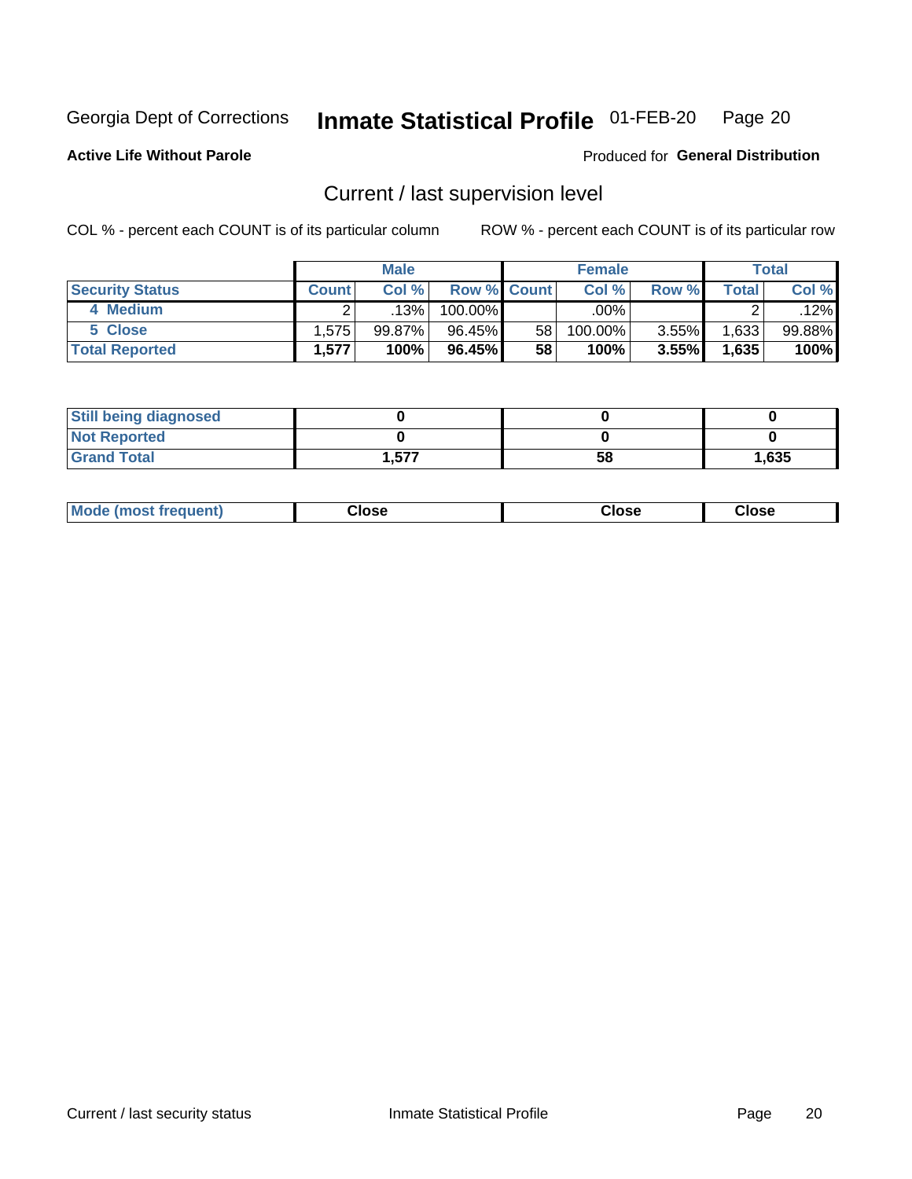Georgia Dept of Corrections **Inmate Statistical Profile** 01-FEB-20

**Active Life Without Parole**

Produced for **General Distribution**

## Current / last supervision level

COL % - percent each COUNT is of its particular column ROW % - percent each COUNT is of its particular row

| | Male | | | Female | | | Total | |
|---|---|---|---|---|---|---|---|---|
| **Security Status** | **Count** | **Col %** | **Row %** | **Count** | **Col %** | **Row %** | **Total** | **Col %** |
| 4 Medium | 2 | .13% | 100.00% | | .00% | | 2 | .12% |
| 5 Close | 1,575 | 99.87% | 96.45% | 58 | 100.00% | 3.55% | 1,633 | 99.88% |
| **Total Reported** | **1,577** | **100%** | **96.45%** | **58** | **100%** | **3.55%** | **1,635** | **100%** |

| | Male | Female | Total |
|---|---|---|---|
| **Still being diagnosed** | **0** | **0** | **0** |
| **Not Reported** | **0** | **0** | **0** |
| **Grand Total** | **1,577** | **58** | **1,635** |

| | Male | Female | Total |
|---|---|---|---|
| **Mode (most frequent)** | **Close** | **Close** | **Close** |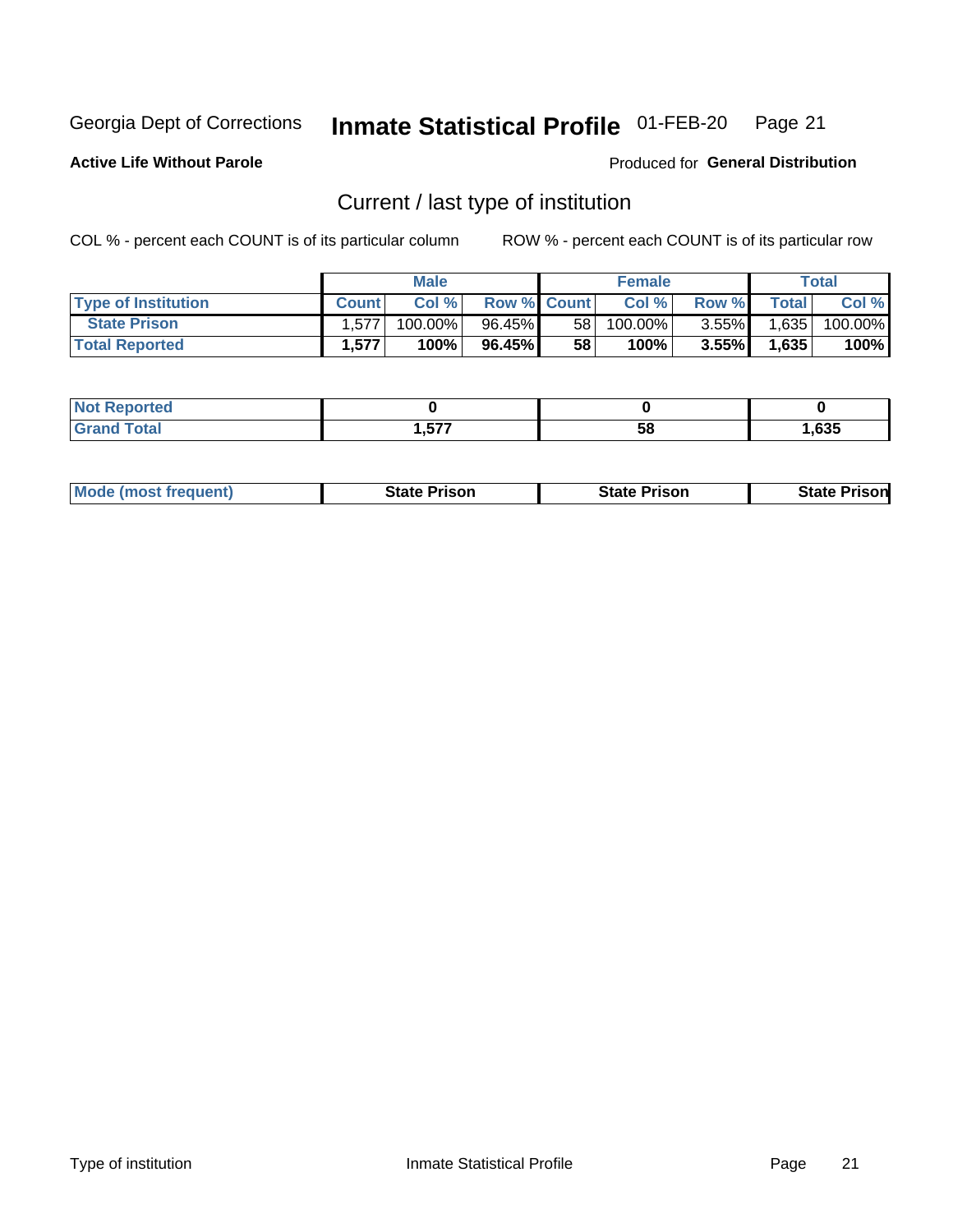Georgia Dept of Corrections **Inmate Statistical Profile** 01-FEB-20

**Active Life Without Parole**

Produced for **General Distribution**

## Current / last type of institution

COL % - percent each COUNT is of its particular column     ROW % - percent each COUNT is of its particular row

| | Male | | | Female | | | Total | |
|---|---|---|---|---|---|---|---|---|
| **Type of Institution** | **Count** | **Col %** | **Row %** | **Count** | **Col %** | **Row %** | **Total** | **Col %** |
| **State Prison** | 1,577 | 100.00% | 96.45% | 58 | 100.00% | 3.55% | 1,635 | 100.00% |
| **Total Reported** | **1,577** | **100%** | **96.45%** | **58** | **100%** | **3.55%** | **1,635** | **100%** |

| | Male | Female | Total |
|---|---|---|---|
| **Not Reported** | **0** | **0** | **0** |
| **Grand Total** | **1,577** | **58** | **1,635** |

| | Male | Female | Total |
|---|---|---|---|
| **Mode (most frequent)** | **State Prison** | **State Prison** | **State Prison** |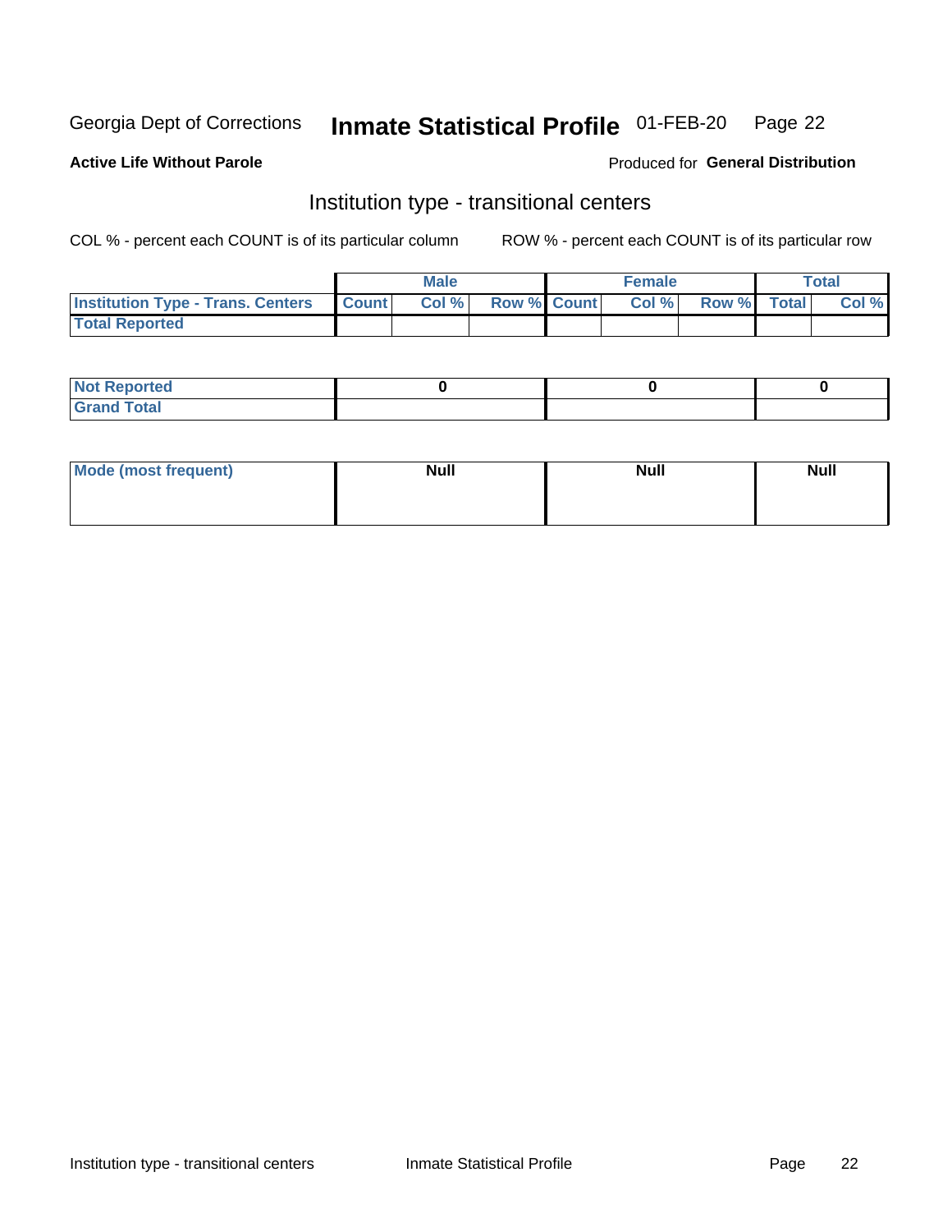Georgia Dept of Corrections **Inmate Statistical Profile** 01-FEB-20

**Active Life Without Parole**

Produced for **General Distribution**

## Institution type - transitional centers

COL % - percent each COUNT is of its particular column ROW % - percent each COUNT is of its particular row

| | Male | | | Female | | | Total | |
|---|---|---|---|---|---|---|---|---|
| **Institution Type - Trans. Centers** | **Count** | **Col %** | **Row %** | **Count** | **Col %** | **Row %** | **Total** | **Col %** |
| **Total Reported** | | | | | | | | |

| | Male | Female | Total |
|---|---|---|---|
| **Not Reported** | 0 | 0 | 0 |
| **Grand Total** | | | |

| | Male | Female | Total |
|---|---|---|---|
| **Mode (most frequent)** | **Null** | **Null** | **Null** |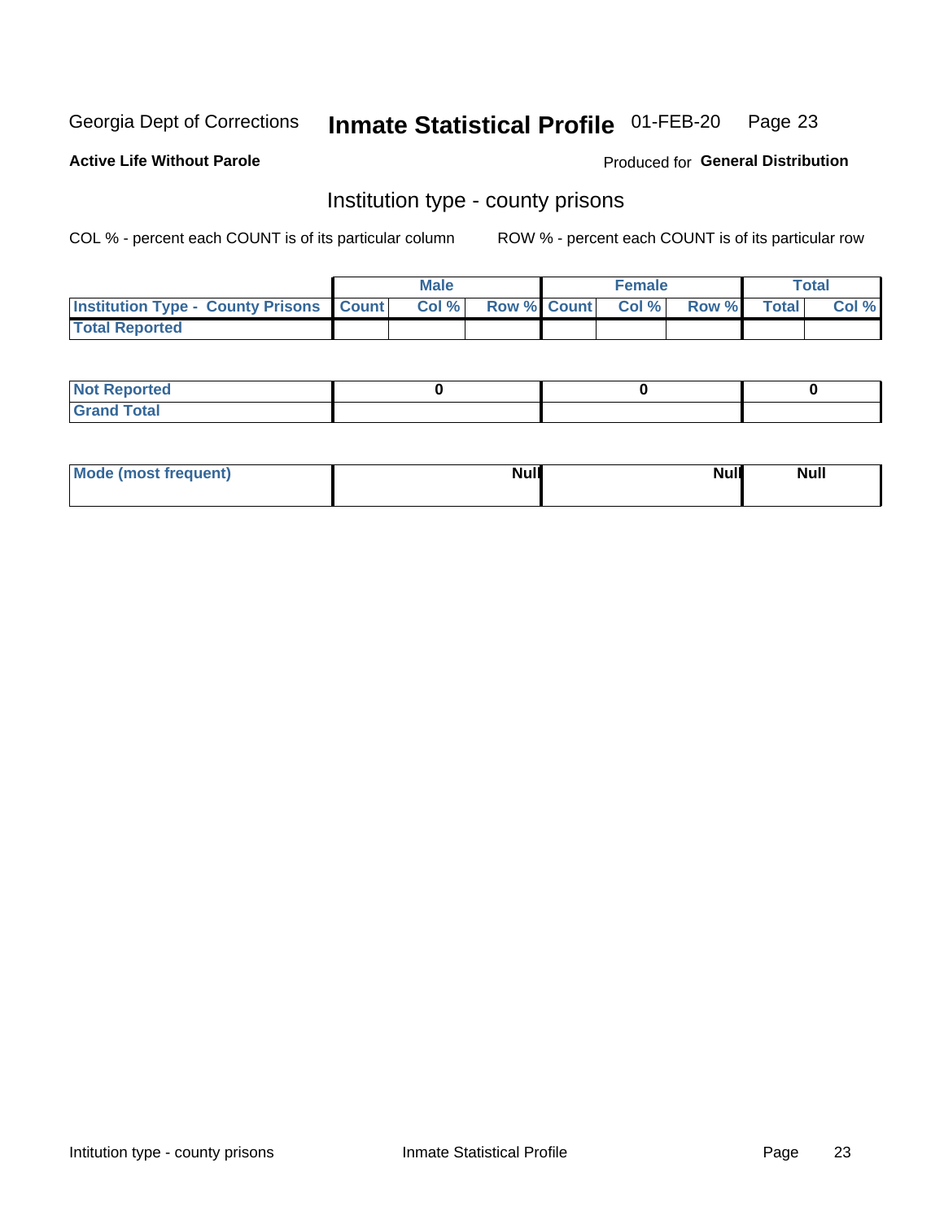Georgia Dept of Corrections **Inmate Statistical Profile** 01-FEB-20 Page 23

**Active Life Without Parole**

Produced for **General Distribution**

## Institution type - county prisons

COL % - percent each COUNT is of its particular column

ROW % - percent each COUNT is of its particular row

| | Male | | | Female | | | Total | |
|---|---|---|---|---|---|---|---|---|
| **Institution Type - County Prisons** | **Count** | **Col %** | **Row %** | **Count** | **Col %** | **Row %** | **Total** | **Col %** |
| **Total Reported** | | | | | | | | |

| | Male | Female | Total |
|---|---|---|---|
| **Not Reported** | 0 | 0 | 0 |
| **Grand Total** | | | |

| | Male | Female | Total |
|---|---|---|---|
| **Mode (most frequent)** | Null | Null | Null |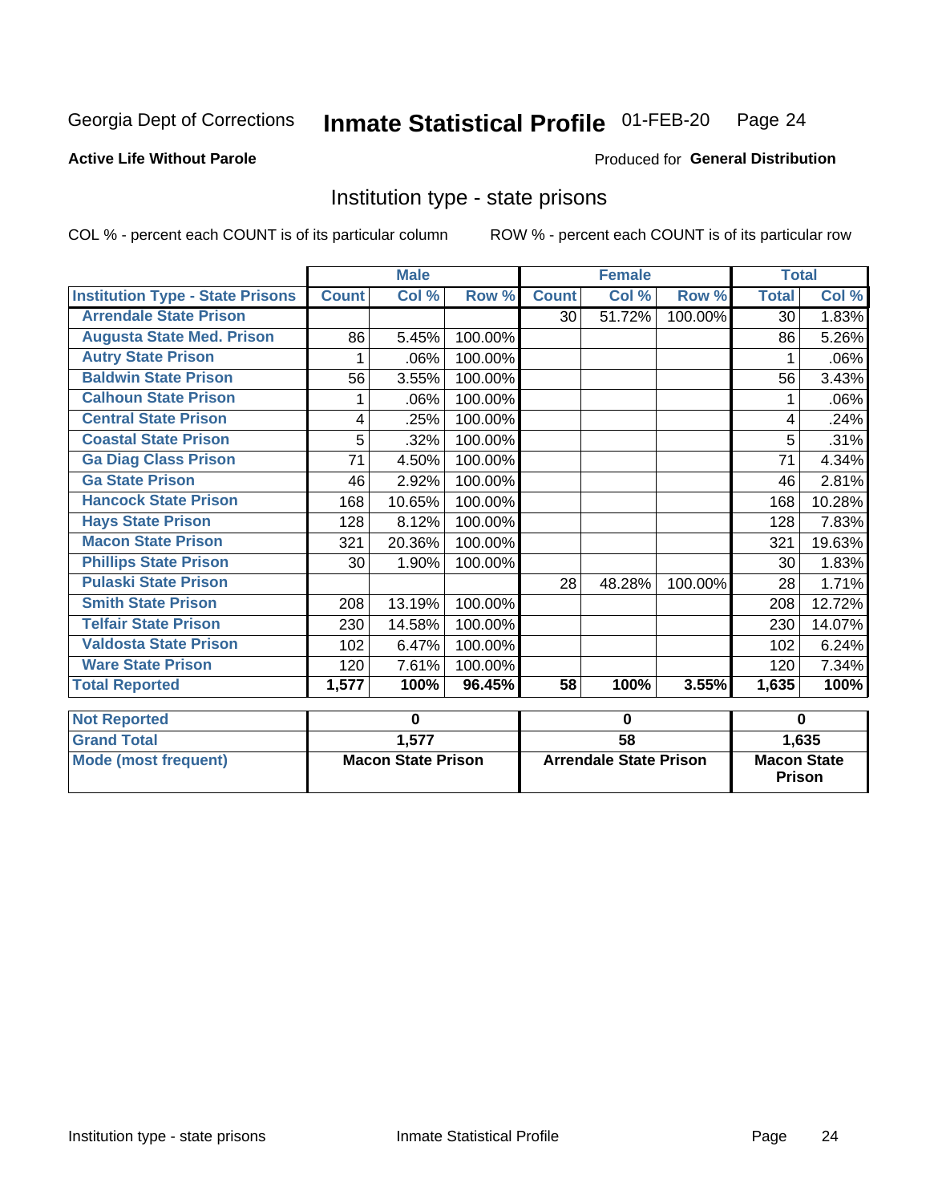Georgia Dept of Corrections **Inmate Statistical Profile** 01-FEB-20

**Active Life Without Parole**

Produced for **General Distribution**

## Institution type - state prisons

COL % - percent each COUNT is of its particular column

ROW % - percent each COUNT is of its particular row

| | Male | | | Female | | | Total | |
|---|---|---|---|---|---|---|---|---|
| **Institution Type - State Prisons** | **Count** | **Col %** | **Row %** | **Count** | **Col %** | **Row %** | **Total** | **Col %** |
| **Arrendale State Prison** | | | | 30 | 51.72% | 100.00% | 30 | 1.83% |
| **Augusta State Med. Prison** | 86 | 5.45% | 100.00% | | | | 86 | 5.26% |
| **Autry State Prison** | 1 | .06% | 100.00% | | | | 1 | .06% |
| **Baldwin State Prison** | 56 | 3.55% | 100.00% | | | | 56 | 3.43% |
| **Calhoun State Prison** | 1 | .06% | 100.00% | | | | 1 | .06% |
| **Central State Prison** | 4 | .25% | 100.00% | | | | 4 | .24% |
| **Coastal State Prison** | 5 | .32% | 100.00% | | | | 5 | .31% |
| **Ga Diag Class Prison** | 71 | 4.50% | 100.00% | | | | 71 | 4.34% |
| **Ga State Prison** | 46 | 2.92% | 100.00% | | | | 46 | 2.81% |
| **Hancock State Prison** | 168 | 10.65% | 100.00% | | | | 168 | 10.28% |
| **Hays State Prison** | 128 | 8.12% | 100.00% | | | | 128 | 7.83% |
| **Macon State Prison** | 321 | 20.36% | 100.00% | | | | 321 | 19.63% |
| **Phillips State Prison** | 30 | 1.90% | 100.00% | | | | 30 | 1.83% |
| **Pulaski State Prison** | | | | 28 | 48.28% | 100.00% | 28 | 1.71% |
| **Smith State Prison** | 208 | 13.19% | 100.00% | | | | 208 | 12.72% |
| **Telfair State Prison** | 230 | 14.58% | 100.00% | | | | 230 | 14.07% |
| **Valdosta State Prison** | 102 | 6.47% | 100.00% | | | | 102 | 6.24% |
| **Ware State Prison** | 120 | 7.61% | 100.00% | | | | 120 | 7.34% |
| **Total Reported** | **1,577** | **100%** | **96.45%** | **58** | **100%** | **3.55%** | **1,635** | **100%** |

| | Male | Female | Total |
|---|---|---|---|
| **Not Reported** | **0** | **0** | **0** |
| **Grand Total** | **1,577** | **58** | **1,635** |
| **Mode (most frequent)** | **Macon State Prison** | **Arrendale State Prison** | **Macon State Prison** |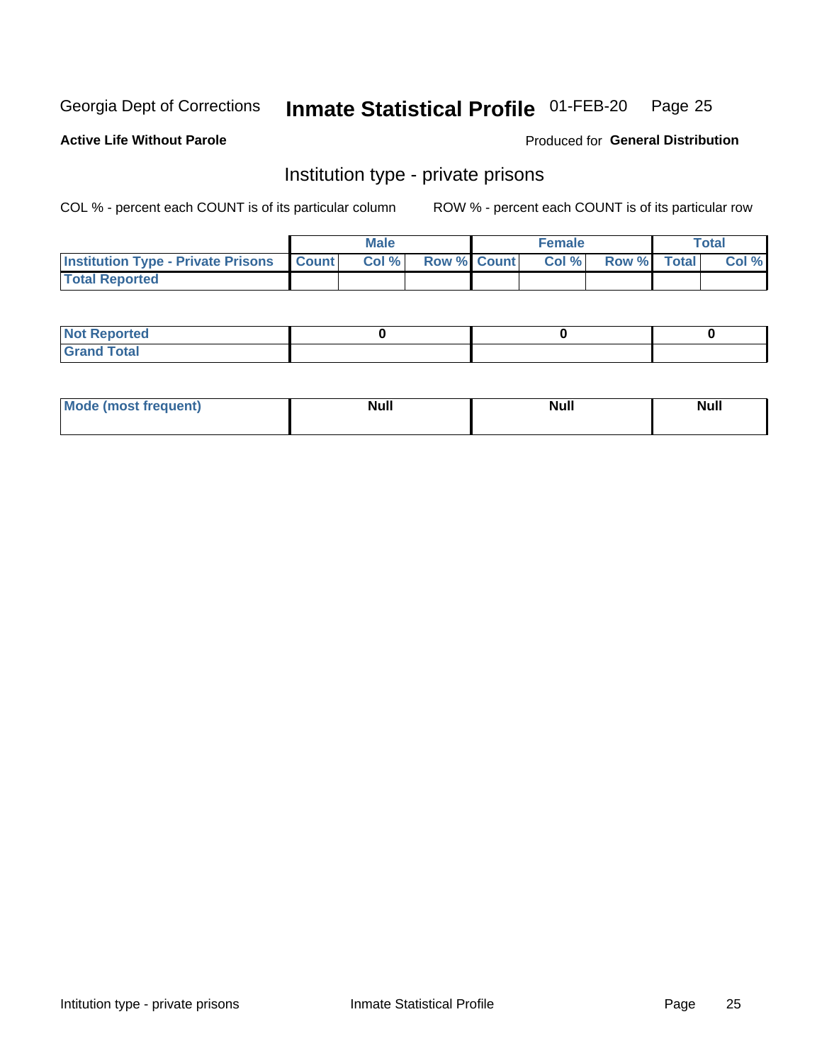Georgia Dept of Corrections **Inmate Statistical Profile** 01-FEB-20

**Active Life Without Parole**

Produced for **General Distribution**

## Institution type - private prisons

COL % - percent each COUNT is of its particular column

ROW % - percent each COUNT is of its particular row

| | Male | | | Female | | | Total | |
|---|---|---|---|---|---|---|---|---|
| **Institution Type - Private Prisons** | **Count** | **Col %** | **Row %** | **Count** | **Col %** | **Row %** | **Total** | **Col %** |
| **Total Reported** | | | | | | | | |

| | Male | Female | Total |
|---|---|---|---|
| **Not Reported** | 0 | 0 | 0 |
| **Grand Total** | | | |

| | Male | Female | Total |
|---|---|---|---|
| **Mode (most frequent)** | Null | Null | Null |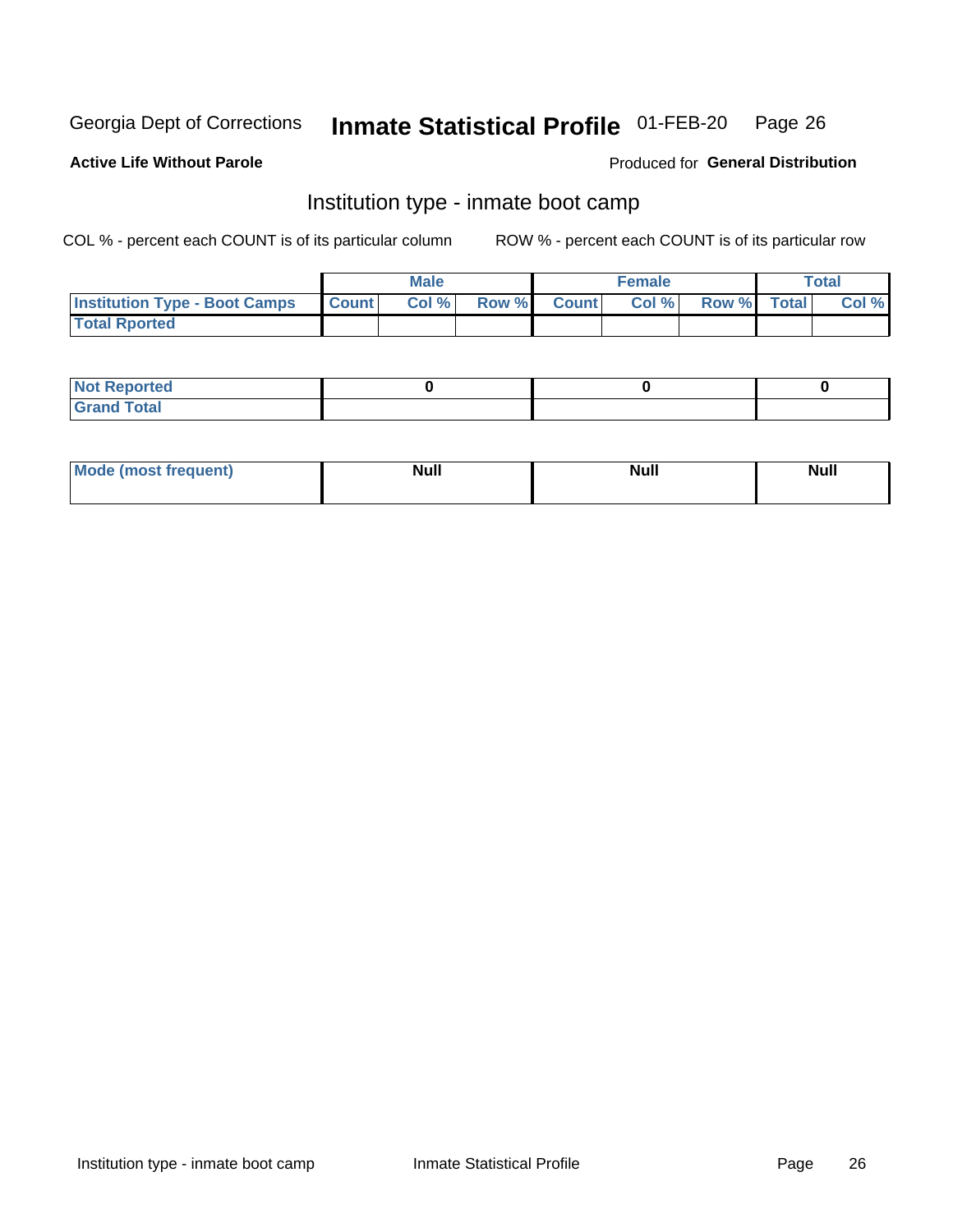Georgia Dept of Corrections **Inmate Statistical Profile** 01-FEB-20

**Active Life Without Parole**

Produced for **General Distribution**

## Institution type - inmate boot camp

COL % - percent each COUNT is of its particular column

ROW % - percent each COUNT is of its particular row

| | Male | | | Female | | | Total | |
|---|---|---|---|---|---|---|---|---|
| **Institution Type - Boot Camps** | **Count** | **Col %** | **Row %** | **Count** | **Col %** | **Row %** | **Total** | **Col %** |
| **Total Rported** | | | | | | | | |

| | Male | Female | Total |
|---|---|---|---|
| **Not Reported** | **0** | **0** | **0** |
| **Grand Total** | | | |

| | Male | Female | Total |
|---|---|---|---|
| **Mode (most frequent)** | **Null** | **Null** | **Null** |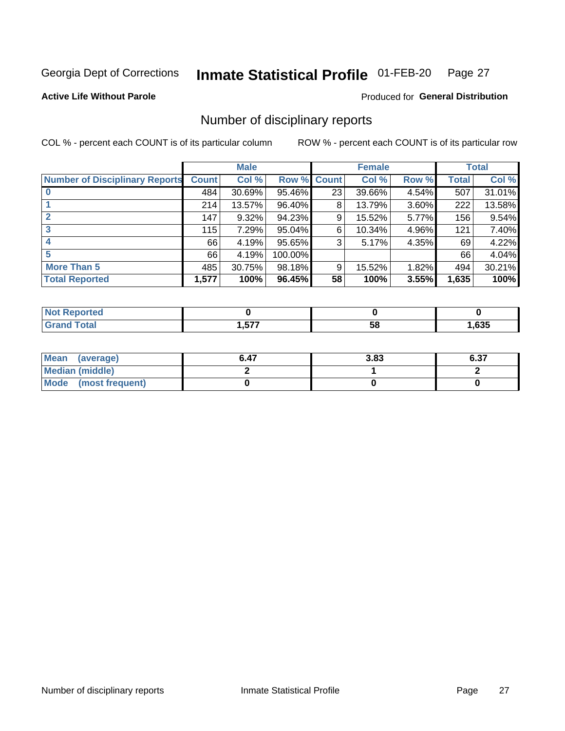Georgia Dept of Corrections **Inmate Statistical Profile** 01-FEB-20 Page 27

**Active Life Without Parole** Produced for **General Distribution**

## Number of disciplinary reports

COL % - percent each COUNT is of its particular column ROW % - percent each COUNT is of its particular row

| | Male | | | Female | | | Total | |
|---|---|---|---|---|---|---|---|---|
| **Number of Disciplinary Reports** | **Count** | **Col %** | **Row %** | **Count** | **Col %** | **Row %** | **Total** | **Col %** |
| **0** | 484 | 30.69% | 95.46% | 23 | 39.66% | 4.54% | 507 | 31.01% |
| **1** | 214 | 13.57% | 96.40% | 8 | 13.79% | 3.60% | 222 | 13.58% |
| **2** | 147 | 9.32% | 94.23% | 9 | 15.52% | 5.77% | 156 | 9.54% |
| **3** | 115 | 7.29% | 95.04% | 6 | 10.34% | 4.96% | 121 | 7.40% |
| **4** | 66 | 4.19% | 95.65% | 3 | 5.17% | 4.35% | 69 | 4.22% |
| **5** | 66 | 4.19% | 100.00% | | | | 66 | 4.04% |
| **More Than 5** | 485 | 30.75% | 98.18% | 9 | 15.52% | 1.82% | 494 | 30.21% |
| **Total Reported** | **1,577** | **100%** | **96.45%** | **58** | **100%** | **3.55%** | **1,635** | **100%** |

| | Male | Female | Total |
|---|---|---|---|
| **Not Reported** | **0** | **0** | **0** |
| **Grand Total** | **1,577** | **58** | **1,635** |

| | Male | Female | Total |
|---|---|---|---|
| **Mean (average)** | **6.47** | **3.83** | **6.37** |
| **Median (middle)** | **2** | **1** | **2** |
| **Mode (most frequent)** | **0** | **0** | **0** |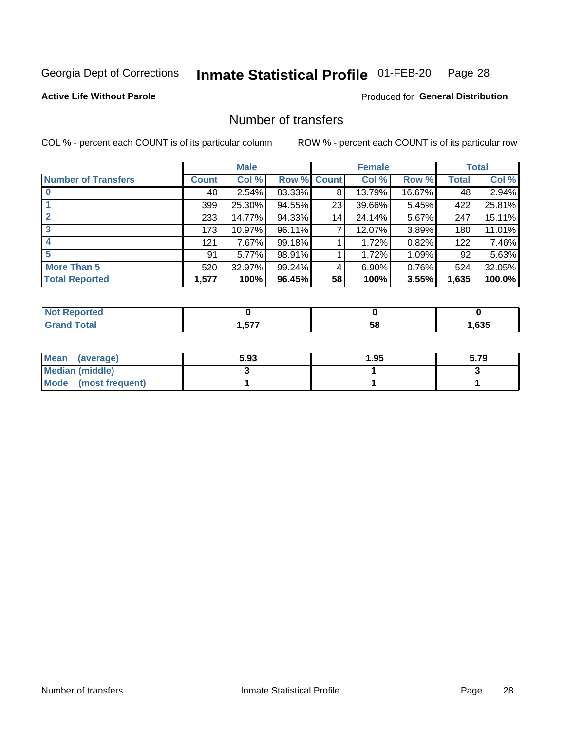Georgia Dept of Corrections **Inmate Statistical Profile** 01-FEB-20

**Active Life Without Parole**

Produced for **General Distribution**

## Number of transfers

COL % - percent each COUNT is of its particular column

ROW % - percent each COUNT is of its particular row

| | Male | | | Female | | | Total | |
|---|---|---|---|---|---|---|---|---|
| **Number of Transfers** | **Count** | **Col %** | **Row %** | **Count** | **Col %** | **Row %** | **Total** | **Col %** |
| **0** | 40 | 2.54% | 83.33% | 8 | 13.79% | 16.67% | 48 | 2.94% |
| **1** | 399 | 25.30% | 94.55% | 23 | 39.66% | 5.45% | 422 | 25.81% |
| **2** | 233 | 14.77% | 94.33% | 14 | 24.14% | 5.67% | 247 | 15.11% |
| **3** | 173 | 10.97% | 96.11% | 7 | 12.07% | 3.89% | 180 | 11.01% |
| **4** | 121 | 7.67% | 99.18% | 1 | 1.72% | 0.82% | 122 | 7.46% |
| **5** | 91 | 5.77% | 98.91% | 1 | 1.72% | 1.09% | 92 | 5.63% |
| **More Than 5** | 520 | 32.97% | 99.24% | 4 | 6.90% | 0.76% | 524 | 32.05% |
| **Total Reported** | **1,577** | **100%** | **96.45%** | **58** | **100%** | **3.55%** | **1,635** | **100.0%** |

| | Male | Female | Total |
|---|---|---|---|
| **Not Reported** | **0** | **0** | **0** |
| **Grand Total** | **1,577** | **58** | **1,635** |

| | Male | Female | Total |
|---|---|---|---|
| **Mean (average)** | **5.93** | **1.95** | **5.79** |
| **Median (middle)** | **3** | **1** | **3** |
| **Mode (most frequent)** | **1** | **1** | **1** |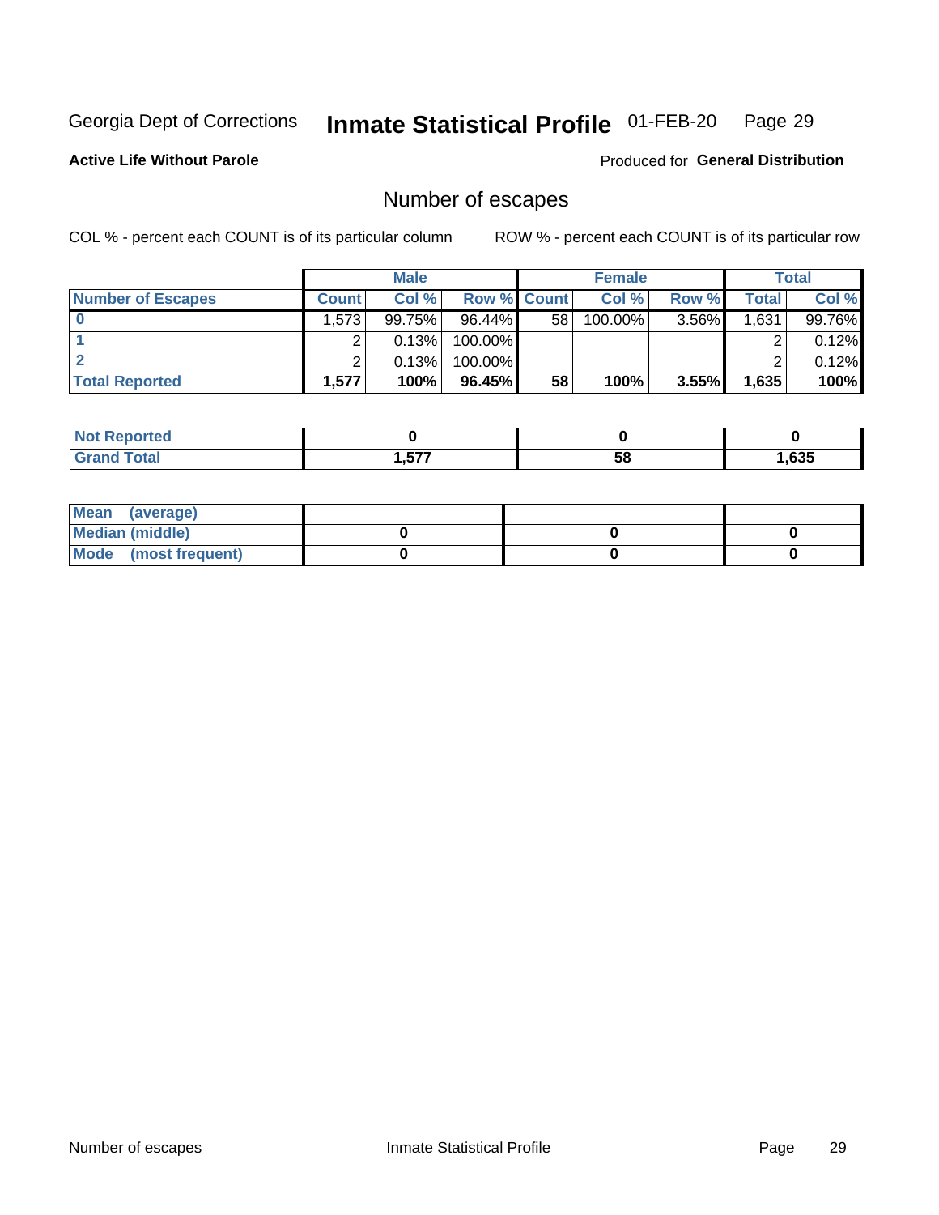Georgia Dept of Corrections **Inmate Statistical Profile** 01-FEB-20

**Active Life Without Parole**

Produced for **General Distribution**

## Number of escapes

COL % - percent each COUNT is of its particular column

ROW % - percent each COUNT is of its particular row

| | Male | | | Female | | | Total | |
|---|---|---|---|---|---|---|---|---|
| **Number of Escapes** | **Count** | **Col %** | **Row %** | **Count** | **Col %** | **Row %** | **Total** | **Col %** |
| **0** | 1,573 | 99.75% | 96.44% | 58 | 100.00% | 3.56% | 1,631 | 99.76% |
| **1** | 2 | 0.13% | 100.00% | | | | 2 | 0.12% |
| **2** | 2 | 0.13% | 100.00% | | | | 2 | 0.12% |
| **Total Reported** | **1,577** | **100%** | **96.45%** | **58** | **100%** | **3.55%** | **1,635** | **100%** |

| | Male | Female | Total |
|---|---|---|---|
| **Not Reported** | **0** | **0** | **0** |
| **Grand Total** | **1,577** | **58** | **1,635** |

| | Male | Female | Total |
|---|---|---|---|
| **Mean (average)** | | | |
| **Median (middle)** | **0** | **0** | **0** |
| **Mode (most frequent)** | **0** | **0** | **0** |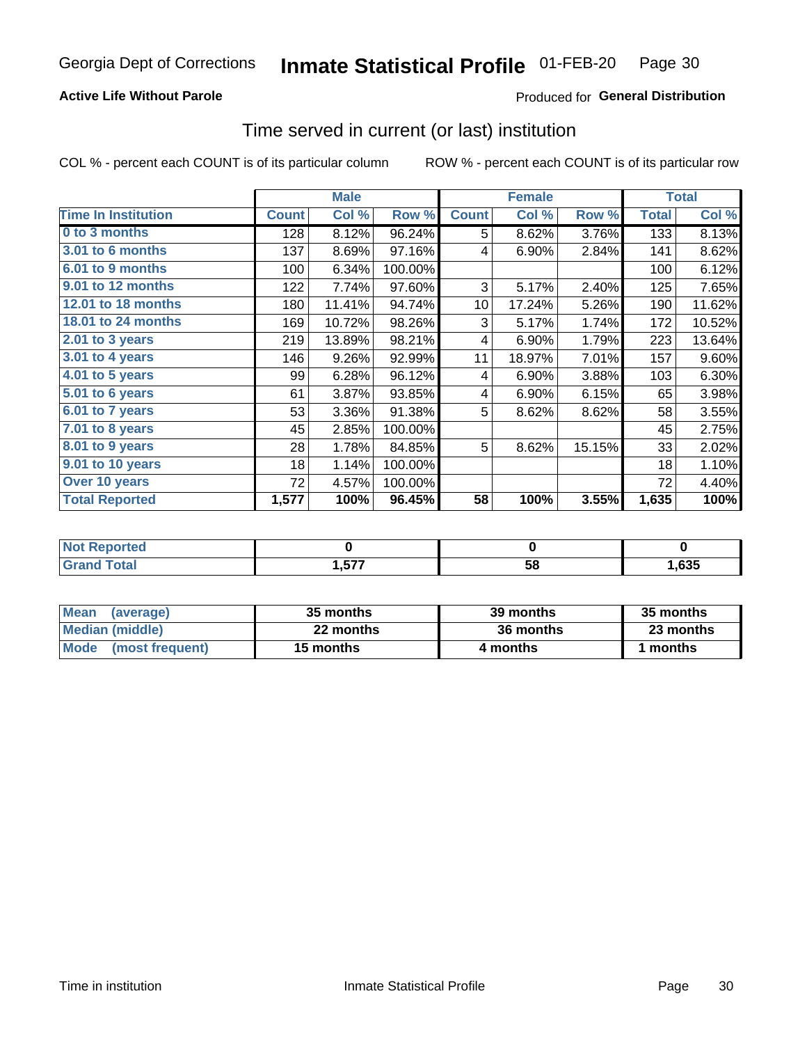Georgia Dept of Corrections **Inmate Statistical Profile** 01-FEB-20

**Active Life Without Parole**

Produced for **General Distribution**

## Time served in current (or last) institution

COL % - percent each COUNT is of its particular column ROW % - percent each COUNT is of its particular row

| | Male | | | Female | | | Total | |
|---|---|---|---|---|---|---|---|---|
| **Time In Institution** | **Count** | **Col %** | **Row %** | **Count** | **Col %** | **Row %** | **Total** | **Col %** |
| **0 to 3 months** | 128 | 8.12% | 96.24% | 5 | 8.62% | 3.76% | 133 | 8.13% |
| **3.01 to 6 months** | 137 | 8.69% | 97.16% | 4 | 6.90% | 2.84% | 141 | 8.62% |
| **6.01 to 9 months** | 100 | 6.34% | 100.00% | | | | 100 | 6.12% |
| **9.01 to 12 months** | 122 | 7.74% | 97.60% | 3 | 5.17% | 2.40% | 125 | 7.65% |
| **12.01 to 18 months** | 180 | 11.41% | 94.74% | 10 | 17.24% | 5.26% | 190 | 11.62% |
| **18.01 to 24 months** | 169 | 10.72% | 98.26% | 3 | 5.17% | 1.74% | 172 | 10.52% |
| **2.01 to 3 years** | 219 | 13.89% | 98.21% | 4 | 6.90% | 1.79% | 223 | 13.64% |
| **3.01 to 4 years** | 146 | 9.26% | 92.99% | 11 | 18.97% | 7.01% | 157 | 9.60% |
| **4.01 to 5 years** | 99 | 6.28% | 96.12% | 4 | 6.90% | 3.88% | 103 | 6.30% |
| **5.01 to 6 years** | 61 | 3.87% | 93.85% | 4 | 6.90% | 6.15% | 65 | 3.98% |
| **6.01 to 7 years** | 53 | 3.36% | 91.38% | 5 | 8.62% | 8.62% | 58 | 3.55% |
| **7.01 to 8 years** | 45 | 2.85% | 100.00% | | | | 45 | 2.75% |
| **8.01 to 9 years** | 28 | 1.78% | 84.85% | 5 | 8.62% | 15.15% | 33 | 2.02% |
| **9.01 to 10 years** | 18 | 1.14% | 100.00% | | | | 18 | 1.10% |
| **Over 10 years** | 72 | 4.57% | 100.00% | | | | 72 | 4.40% |
| **Total Reported** | **1,577** | **100%** | **96.45%** | **58** | **100%** | **3.55%** | **1,635** | **100%** |

| | Male | Female | Total |
|---|---|---|---|
| **Not Reported** | **0** | **0** | **0** |
| **Grand Total** | **1,577** | **58** | **1,635** |

| | Male | Female | Total |
|---|---|---|---|
| **Mean (average)** | **35 months** | **39 months** | **35 months** |
| **Median (middle)** | **22 months** | **36 months** | **23 months** |
| **Mode (most frequent)** | **15 months** | **4 months** | **1 months** |

Time in institution Inmate Statistical Profile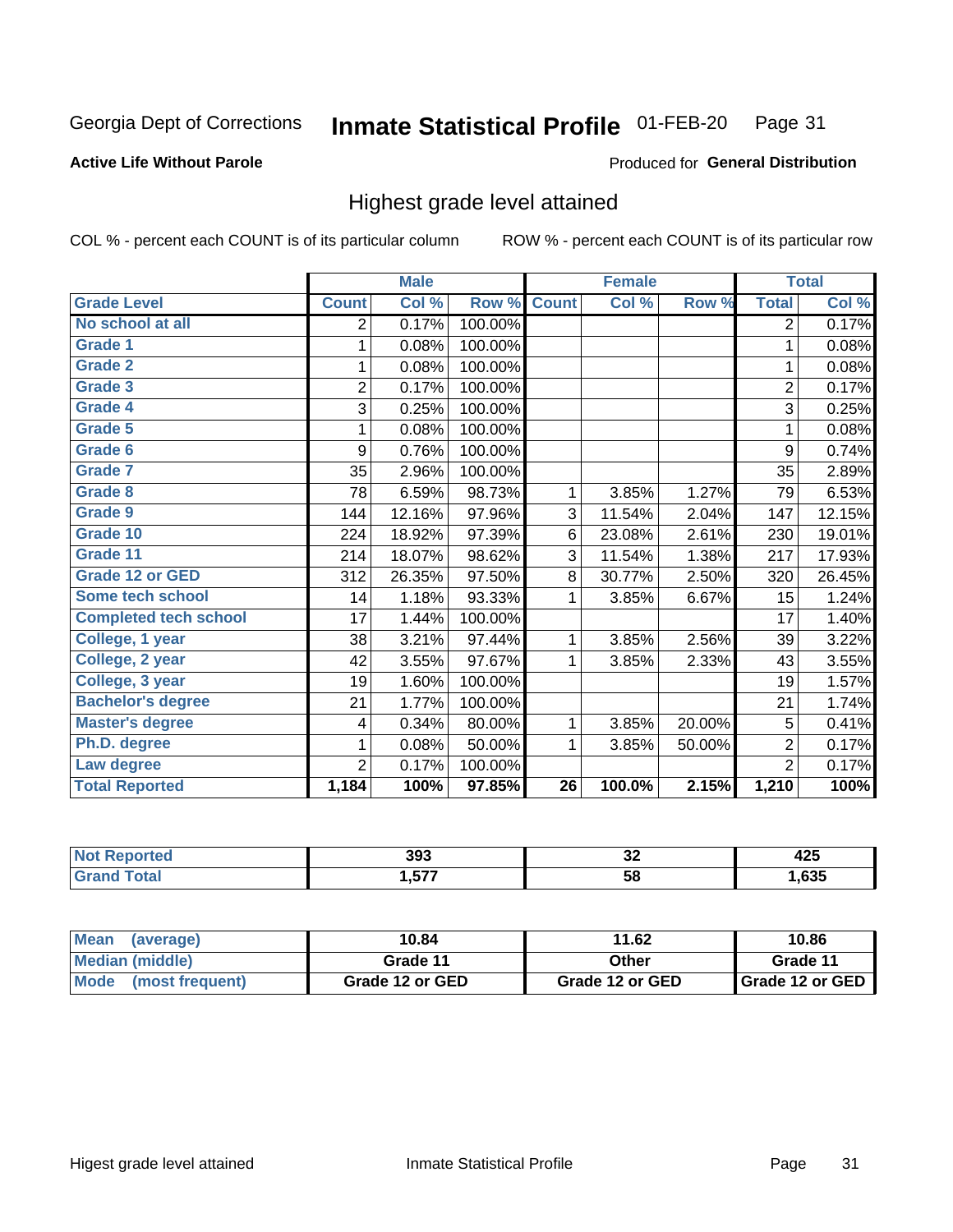Georgia Dept of Corrections **Inmate Statistical Profile** 01-FEB-20

**Active Life Without Parole**

Produced for **General Distribution**

## Highest grade level attained

COL % - percent each COUNT is of its particular column

ROW % - percent each COUNT is of its particular row

| | Male | | | Female | | | Total | |
|---|---|---|---|---|---|---|---|---|
| **Grade Level** | **Count** | **Col %** | **Row %** | **Count** | **Col %** | **Row %** | **Total** | **Col %** |
| No school at all | 2 | 0.17% | 100.00% | | | | 2 | 0.17% |
| Grade 1 | 1 | 0.08% | 100.00% | | | | 1 | 0.08% |
| Grade 2 | 1 | 0.08% | 100.00% | | | | 1 | 0.08% |
| Grade 3 | 2 | 0.17% | 100.00% | | | | 2 | 0.17% |
| Grade 4 | 3 | 0.25% | 100.00% | | | | 3 | 0.25% |
| Grade 5 | 1 | 0.08% | 100.00% | | | | 1 | 0.08% |
| Grade 6 | 9 | 0.76% | 100.00% | | | | 9 | 0.74% |
| Grade 7 | 35 | 2.96% | 100.00% | | | | 35 | 2.89% |
| Grade 8 | 78 | 6.59% | 98.73% | 1 | 3.85% | 1.27% | 79 | 6.53% |
| Grade 9 | 144 | 12.16% | 97.96% | 3 | 11.54% | 2.04% | 147 | 12.15% |
| Grade 10 | 224 | 18.92% | 97.39% | 6 | 23.08% | 2.61% | 230 | 19.01% |
| Grade 11 | 214 | 18.07% | 98.62% | 3 | 11.54% | 1.38% | 217 | 17.93% |
| Grade 12 or GED | 312 | 26.35% | 97.50% | 8 | 30.77% | 2.50% | 320 | 26.45% |
| Some tech school | 14 | 1.18% | 93.33% | 1 | 3.85% | 6.67% | 15 | 1.24% |
| Completed tech school | 17 | 1.44% | 100.00% | | | | 17 | 1.40% |
| College, 1 year | 38 | 3.21% | 97.44% | 1 | 3.85% | 2.56% | 39 | 3.22% |
| College, 2 year | 42 | 3.55% | 97.67% | 1 | 3.85% | 2.33% | 43 | 3.55% |
| College, 3 year | 19 | 1.60% | 100.00% | | | | 19 | 1.57% |
| Bachelor's degree | 21 | 1.77% | 100.00% | | | | 21 | 1.74% |
| Master's degree | 4 | 0.34% | 80.00% | 1 | 3.85% | 20.00% | 5 | 0.41% |
| Ph.D. degree | 1 | 0.08% | 50.00% | 1 | 3.85% | 50.00% | 2 | 0.17% |
| Law degree | 2 | 0.17% | 100.00% | | | | 2 | 0.17% |
| **Total Reported** | **1,184** | **100%** | **97.85%** | **26** | **100.0%** | **2.15%** | **1,210** | **100%** |

| | Male | Female | Total |
|---|---|---|---|
| Not Reported | 393 | 32 | 425 |
| Grand Total | 1,577 | 58 | 1,635 |

| | Male | Female | Total |
|---|---|---|---|
| Mean (average) | 10.84 | 11.62 | 10.86 |
| Median (middle) | Grade 11 | Other | Grade 11 |
| Mode (most frequent) | Grade 12 or GED | Grade 12 or GED | Grade 12 or GED |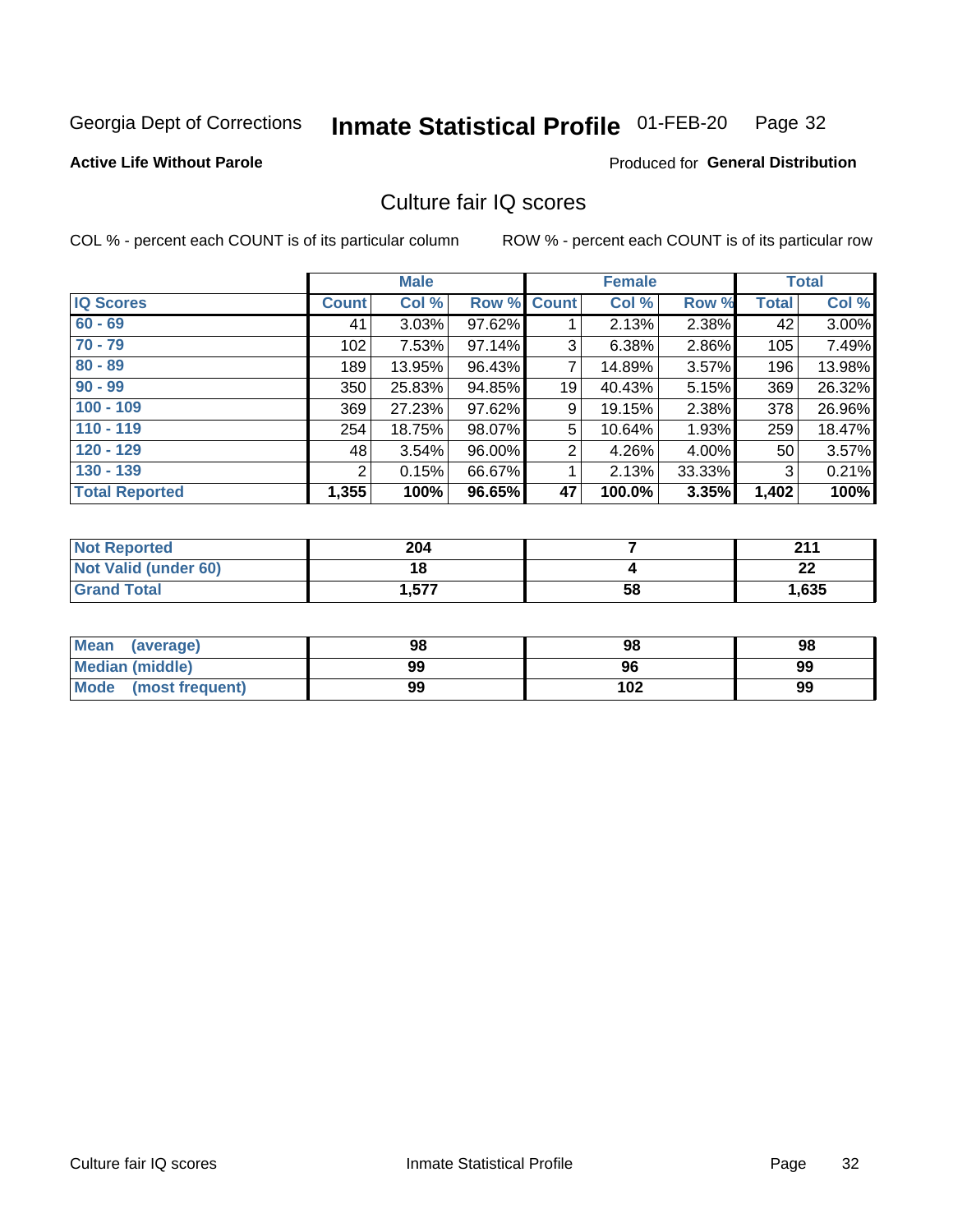Georgia Dept of Corrections **Inmate Statistical Profile** 01-FEB-20

**Active Life Without Parole**

Produced for **General Distribution**

## Culture fair IQ scores

COL % - percent each COUNT is of its particular column

ROW % - percent each COUNT is of its particular row

| | Male | | | Female | | | Total | |
|---|---|---|---|---|---|---|---|---|
| **IQ Scores** | **Count** | **Col %** | **Row %** | **Count** | **Col %** | **Row %** | **Total** | **Col %** |
| **60 - 69** | 41 | 3.03% | 97.62% | 1 | 2.13% | 2.38% | 42 | 3.00% |
| **70 - 79** | 102 | 7.53% | 97.14% | 3 | 6.38% | 2.86% | 105 | 7.49% |
| **80 - 89** | 189 | 13.95% | 96.43% | 7 | 14.89% | 3.57% | 196 | 13.98% |
| **90 - 99** | 350 | 25.83% | 94.85% | 19 | 40.43% | 5.15% | 369 | 26.32% |
| **100 - 109** | 369 | 27.23% | 97.62% | 9 | 19.15% | 2.38% | 378 | 26.96% |
| **110 - 119** | 254 | 18.75% | 98.07% | 5 | 10.64% | 1.93% | 259 | 18.47% |
| **120 - 129** | 48 | 3.54% | 96.00% | 2 | 4.26% | 4.00% | 50 | 3.57% |
| **130 - 139** | 2 | 0.15% | 66.67% | 1 | 2.13% | 33.33% | 3 | 0.21% |
| **Total Reported** | **1,355** | **100%** | **96.65%** | **47** | **100.0%** | **3.35%** | **1,402** | **100%** |

| | Male | Female | Total |
|---|---|---|---|
| **Not Reported** | **204** | **7** | **211** |
| **Not Valid (under 60)** | **18** | **4** | **22** |
| **Grand Total** | **1,577** | **58** | **1,635** |

| | Male | Female | Total |
|---|---|---|---|
| **Mean (average)** | **98** | **98** | **98** |
| **Median (middle)** | **99** | **96** | **99** |
| **Mode (most frequent)** | **99** | **102** | **99** |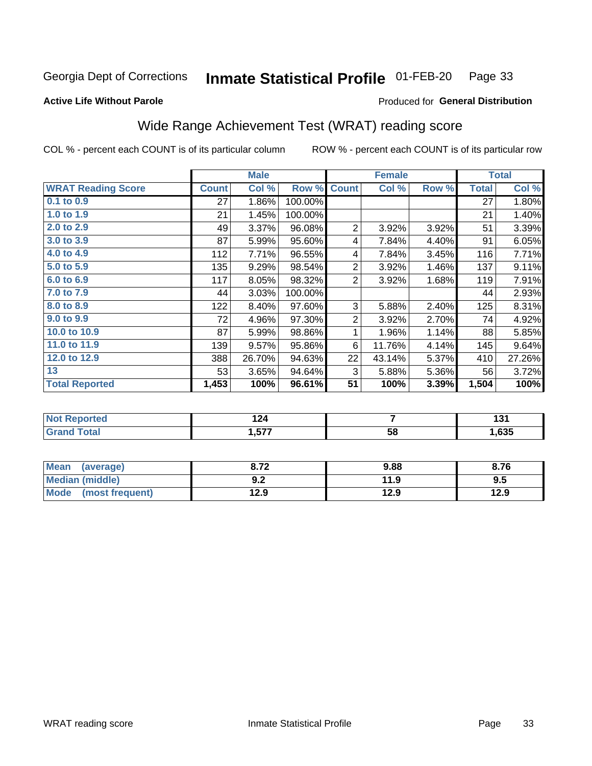Georgia Dept of Corrections **Inmate Statistical Profile** 01-FEB-20

**Active Life Without Parole**

Produced for **General Distribution**

## Wide Range Achievement Test (WRAT) reading score

COL % - percent each COUNT is of its particular column

ROW % - percent each COUNT is of its particular row

| | Male | | | Female | | | Total | |
|---|---|---|---|---|---|---|---|---|
| **WRAT Reading Score** | **Count** | **Col %** | **Row %** | **Count** | **Col %** | **Row %** | **Total** | **Col %** |
| **0.1 to 0.9** | 27 | 1.86% | 100.00% | | | | 27 | 1.80% |
| **1.0 to 1.9** | 21 | 1.45% | 100.00% | | | | 21 | 1.40% |
| **2.0 to 2.9** | 49 | 3.37% | 96.08% | 2 | 3.92% | 3.92% | 51 | 3.39% |
| **3.0 to 3.9** | 87 | 5.99% | 95.60% | 4 | 7.84% | 4.40% | 91 | 6.05% |
| **4.0 to 4.9** | 112 | 7.71% | 96.55% | 4 | 7.84% | 3.45% | 116 | 7.71% |
| **5.0 to 5.9** | 135 | 9.29% | 98.54% | 2 | 3.92% | 1.46% | 137 | 9.11% |
| **6.0 to 6.9** | 117 | 8.05% | 98.32% | 2 | 3.92% | 1.68% | 119 | 7.91% |
| **7.0 to 7.9** | 44 | 3.03% | 100.00% | | | | 44 | 2.93% |
| **8.0 to 8.9** | 122 | 8.40% | 97.60% | 3 | 5.88% | 2.40% | 125 | 8.31% |
| **9.0 to 9.9** | 72 | 4.96% | 97.30% | 2 | 3.92% | 2.70% | 74 | 4.92% |
| **10.0 to 10.9** | 87 | 5.99% | 98.86% | 1 | 1.96% | 1.14% | 88 | 5.85% |
| **11.0 to 11.9** | 139 | 9.57% | 95.86% | 6 | 11.76% | 4.14% | 145 | 9.64% |
| **12.0 to 12.9** | 388 | 26.70% | 94.63% | 22 | 43.14% | 5.37% | 410 | 27.26% |
| **13** | 53 | 3.65% | 94.64% | 3 | 5.88% | 5.36% | 56 | 3.72% |
| **Total Reported** | **1,453** | **100%** | **96.61%** | **51** | **100%** | **3.39%** | **1,504** | **100%** |

| | Male | Female | Total |
|---|---|---|---|
| **Not Reported** | **124** | **7** | **131** |
| **Grand Total** | **1,577** | **58** | **1,635** |

| | Male | Female | Total |
|---|---|---|---|
| **Mean (average)** | **8.72** | **9.88** | **8.76** |
| **Median (middle)** | **9.2** | **11.9** | **9.5** |
| **Mode (most frequent)** | **12.9** | **12.9** | **12.9** |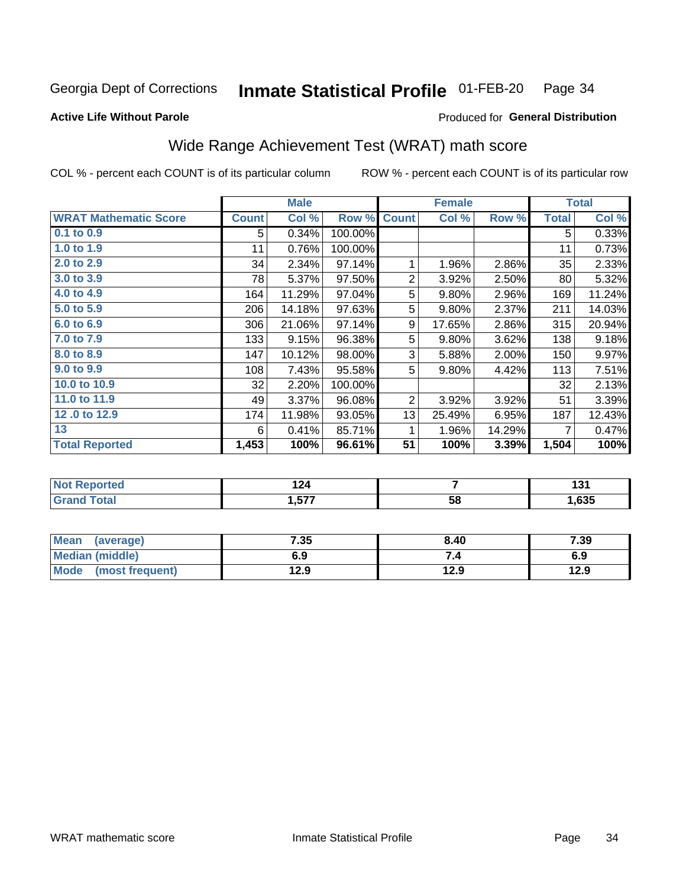Georgia Dept of Corrections **Inmate Statistical Profile** 01-FEB-20 Page 34

**Active Life Without Parole**

Produced for **General Distribution**

## Wide Range Achievement Test (WRAT) math score

COL % - percent each COUNT is of its particular column ROW % - percent each COUNT is of its particular row

| | Male | | | Female | | | Total | |
|---|---|---|---|---|---|---|---|---|
| **WRAT Mathematic Score** | **Count** | **Col %** | **Row %** | **Count** | **Col %** | **Row %** | **Total** | **Col %** |
| 0.1 to 0.9 | 5 | 0.34% | 100.00% | | | | 5 | 0.33% |
| 1.0 to 1.9 | 11 | 0.76% | 100.00% | | | | 11 | 0.73% |
| 2.0 to 2.9 | 34 | 2.34% | 97.14% | 1 | 1.96% | 2.86% | 35 | 2.33% |
| 3.0 to 3.9 | 78 | 5.37% | 97.50% | 2 | 3.92% | 2.50% | 80 | 5.32% |
| 4.0 to 4.9 | 164 | 11.29% | 97.04% | 5 | 9.80% | 2.96% | 169 | 11.24% |
| 5.0 to 5.9 | 206 | 14.18% | 97.63% | 5 | 9.80% | 2.37% | 211 | 14.03% |
| 6.0 to 6.9 | 306 | 21.06% | 97.14% | 9 | 17.65% | 2.86% | 315 | 20.94% |
| 7.0 to 7.9 | 133 | 9.15% | 96.38% | 5 | 9.80% | 3.62% | 138 | 9.18% |
| 8.0 to 8.9 | 147 | 10.12% | 98.00% | 3 | 5.88% | 2.00% | 150 | 9.97% |
| 9.0 to 9.9 | 108 | 7.43% | 95.58% | 5 | 9.80% | 4.42% | 113 | 7.51% |
| 10.0 to 10.9 | 32 | 2.20% | 100.00% | | | | 32 | 2.13% |
| 11.0 to 11.9 | 49 | 3.37% | 96.08% | 2 | 3.92% | 3.92% | 51 | 3.39% |
| 12 .0 to 12.9 | 174 | 11.98% | 93.05% | 13 | 25.49% | 6.95% | 187 | 12.43% |
| 13 | 6 | 0.41% | 85.71% | 1 | 1.96% | 14.29% | 7 | 0.47% |
| **Total Reported** | **1,453** | **100%** | **96.61%** | **51** | **100%** | **3.39%** | **1,504** | **100%** |

| | Male | Female | Total |
|---|---|---|---|
| Not Reported | 124 | 7 | 131 |
| Grand Total | 1,577 | 58 | 1,635 |

| | Male | Female | Total |
|---|---|---|---|
| Mean (average) | 7.35 | 8.40 | 7.39 |
| Median (middle) | 6.9 | 7.4 | 6.9 |
| Mode (most frequent) | 12.9 | 12.9 | 12.9 |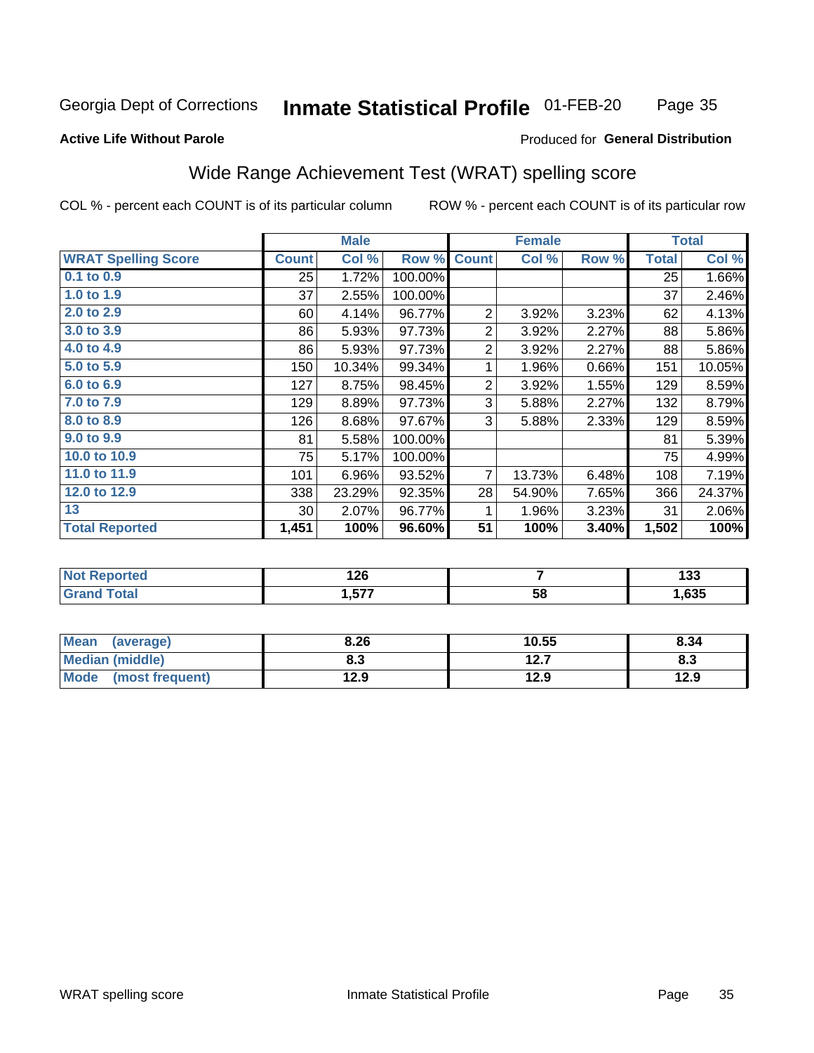Georgia Dept of Corrections **Inmate Statistical Profile** 01-FEB-20

**Active Life Without Parole**

Produced for **General Distribution**

## Wide Range Achievement Test (WRAT) spelling score

COL % - percent each COUNT is of its particular column ROW % - percent each COUNT is of its particular row

| | Male | | | Female | | | Total | |
|---|---|---|---|---|---|---|---|---|
| **WRAT Spelling Score** | **Count** | **Col %** | **Row %** | **Count** | **Col %** | **Row %** | **Total** | **Col %** |
| 0.1 to 0.9 | 25 | 1.72% | 100.00% | | | | 25 | 1.66% |
| 1.0 to 1.9 | 37 | 2.55% | 100.00% | | | | 37 | 2.46% |
| 2.0 to 2.9 | 60 | 4.14% | 96.77% | 2 | 3.92% | 3.23% | 62 | 4.13% |
| 3.0 to 3.9 | 86 | 5.93% | 97.73% | 2 | 3.92% | 2.27% | 88 | 5.86% |
| 4.0 to 4.9 | 86 | 5.93% | 97.73% | 2 | 3.92% | 2.27% | 88 | 5.86% |
| 5.0 to 5.9 | 150 | 10.34% | 99.34% | 1 | 1.96% | 0.66% | 151 | 10.05% |
| 6.0 to 6.9 | 127 | 8.75% | 98.45% | 2 | 3.92% | 1.55% | 129 | 8.59% |
| 7.0 to 7.9 | 129 | 8.89% | 97.73% | 3 | 5.88% | 2.27% | 132 | 8.79% |
| 8.0 to 8.9 | 126 | 8.68% | 97.67% | 3 | 5.88% | 2.33% | 129 | 8.59% |
| 9.0 to 9.9 | 81 | 5.58% | 100.00% | | | | 81 | 5.39% |
| 10.0 to 10.9 | 75 | 5.17% | 100.00% | | | | 75 | 4.99% |
| 11.0 to 11.9 | 101 | 6.96% | 93.52% | 7 | 13.73% | 6.48% | 108 | 7.19% |
| 12.0 to 12.9 | 338 | 23.29% | 92.35% | 28 | 54.90% | 7.65% | 366 | 24.37% |
| 13 | 30 | 2.07% | 96.77% | 1 | 1.96% | 3.23% | 31 | 2.06% |
| **Total Reported** | **1,451** | **100%** | **96.60%** | **51** | **100%** | **3.40%** | **1,502** | **100%** |

| | Male | Female | Total |
|---|---|---|---|
| **Not Reported** | **126** | **7** | **133** |
| **Grand Total** | **1,577** | **58** | **1,635** |

| | Male | Female | Total |
|---|---|---|---|
| **Mean (average)** | **8.26** | **10.55** | **8.34** |
| **Median (middle)** | **8.3** | **12.7** | **8.3** |
| **Mode (most frequent)** | **12.9** | **12.9** | **12.9** |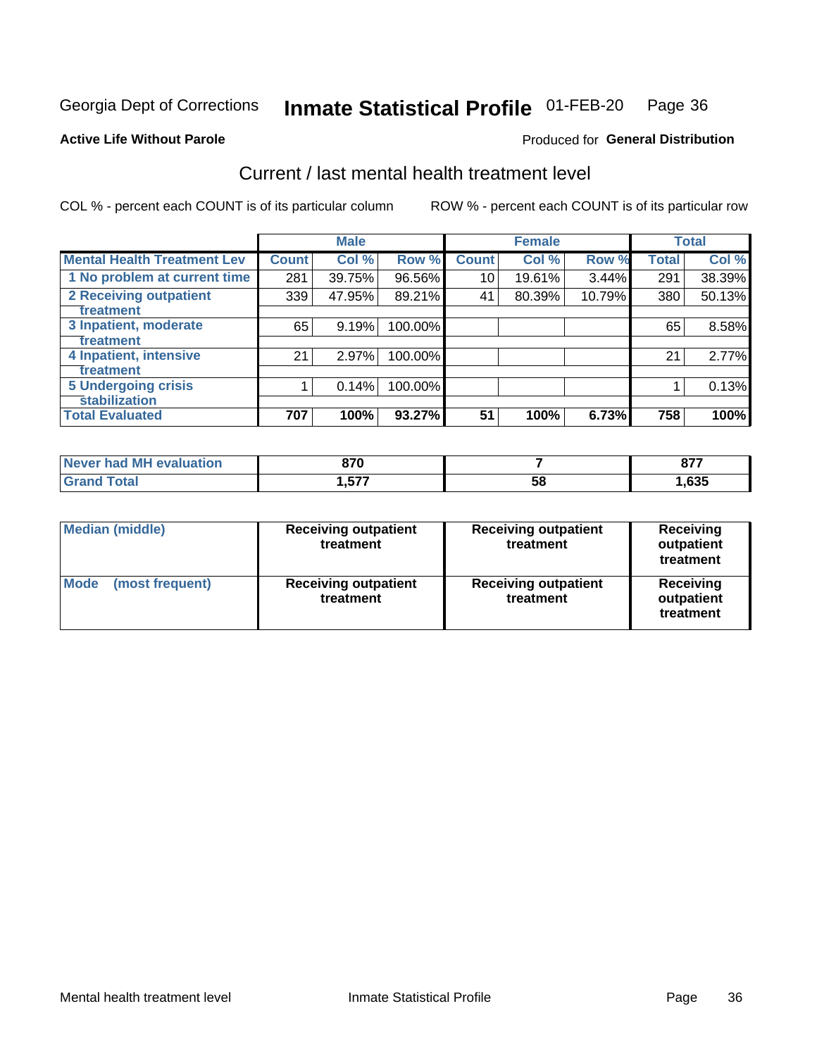Georgia Dept of Corrections **Inmate Statistical Profile** 01-FEB-20

**Active Life Without Parole**

Produced for **General Distribution**

## Current / last mental health treatment level

COL % - percent each COUNT is of its particular column

ROW % - percent each COUNT is of its particular row

| | Male | | | Female | | | Total | |
|---|---|---|---|---|---|---|---|---|
| Mental Health Treatment Lev | Count | Col % | Row % | Count | Col % | Row % | Total | Col % |
| 1 No problem at current time | 281 | 39.75% | 96.56% | 10 | 19.61% | 3.44% | 291 | 38.39% |
| 2 Receiving outpatient treatment | 339 | 47.95% | 89.21% | 41 | 80.39% | 10.79% | 380 | 50.13% |
| 3 Inpatient, moderate treatment | 65 | 9.19% | 100.00% | | | | 65 | 8.58% |
| 4 Inpatient, intensive treatment | 21 | 2.97% | 100.00% | | | | 21 | 2.77% |
| 5 Undergoing crisis stabilization | 1 | 0.14% | 100.00% | | | | 1 | 0.13% |
| Total Evaluated | 707 | 100% | 93.27% | 51 | 100% | 6.73% | 758 | 100% |

| | Male | Female | Total |
|---|---|---|---|
| Never had MH evaluation | 870 | 7 | 877 |
| Grand Total | 1,577 | 58 | 1,635 |

| | Male | Female | Total |
|---|---|---|---|
| Median (middle) | Receiving outpatient treatment | Receiving outpatient treatment | Receiving outpatient treatment |
| Mode (most frequent) | Receiving outpatient treatment | Receiving outpatient treatment | Receiving outpatient treatment |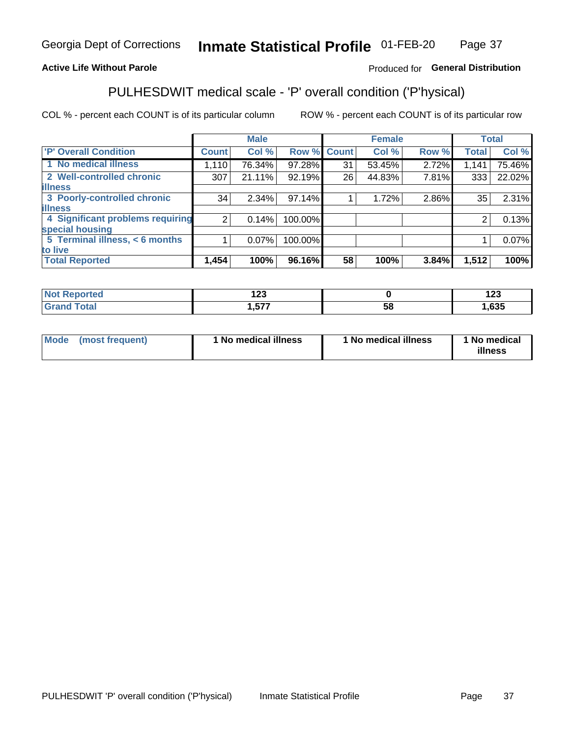Georgia Dept of Corrections **Inmate Statistical Profile** 01-FEB-20

**Active Life Without Parole**

Produced for **General Distribution**

## PULHESDWIT medical scale - 'P' overall condition ('P'hysical)

COL % - percent each COUNT is of its particular column

ROW % - percent each COUNT is of its particular row

| | Male | | | Female | | | Total | |
|---|---|---|---|---|---|---|---|---|
| 'P' Overall Condition | Count | Col % | Row % | Count | Col % | Row % | Total | Col % |
| 1 No medical illness | 1,110 | 76.34% | 97.28% | 31 | 53.45% | 2.72% | 1,141 | 75.46% |
| 2 Well-controlled chronic illness | 307 | 21.11% | 92.19% | 26 | 44.83% | 7.81% | 333 | 22.02% |
| 3 Poorly-controlled chronic illness | 34 | 2.34% | 97.14% | 1 | 1.72% | 2.86% | 35 | 2.31% |
| 4 Significant problems requiring special housing | 2 | 0.14% | 100.00% | | | | 2 | 0.13% |
| 5 Terminal illness, < 6 months to live | 1 | 0.07% | 100.00% | | | | 1 | 0.07% |
| **Total Reported** | **1,454** | **100%** | **96.16%** | **58** | **100%** | **3.84%** | **1,512** | **100%** |

| | Male | Female | Total |
|---|---|---|---|
| Not Reported | 123 | 0 | 123 |
| Grand Total | 1,577 | 58 | 1,635 |

| | Male | Female | Total |
|---|---|---|---|
| Mode (most frequent) | 1 No medical illness | 1 No medical illness | 1 No medical illness |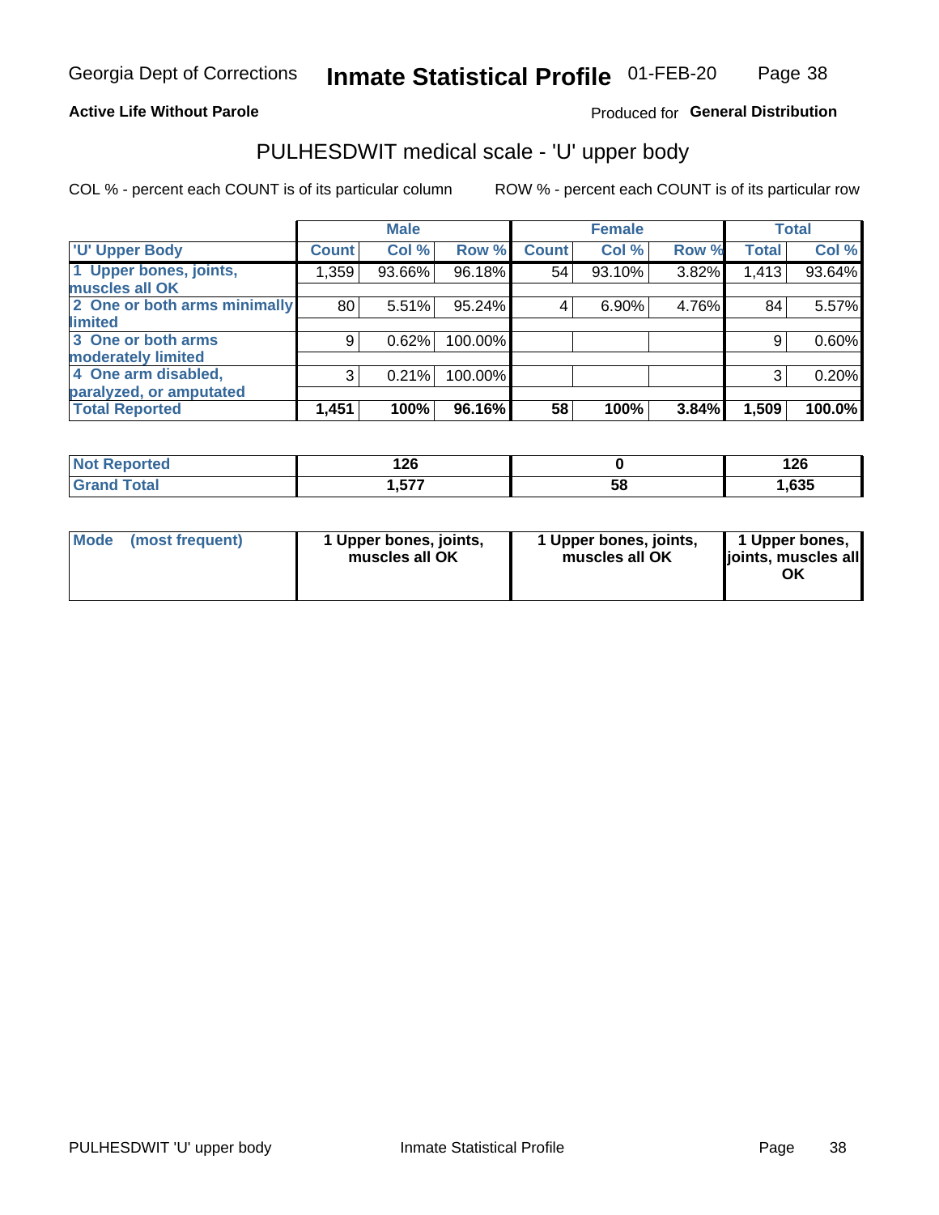**Active Life Without Parole**

Produced for **General Distribution**

## PULHESDWIT medical scale - 'U' upper body

COL % - percent each COUNT is of its particular column

ROW % - percent each COUNT is of its particular row

| | Male | | | Female | | | Total | |
|---|---|---|---|---|---|---|---|---|
| 'U' Upper Body | Count | Col % | Row % | Count | Col % | Row % | Total | Col % |
| 1 Upper bones, joints, muscles all OK | 1,359 | 93.66% | 96.18% | 54 | 93.10% | 3.82% | 1,413 | 93.64% |
| 2 One or both arms minimally limited | 80 | 5.51% | 95.24% | 4 | 6.90% | 4.76% | 84 | 5.57% |
| 3 One or both arms moderately limited | 9 | 0.62% | 100.00% | | | | 9 | 0.60% |
| 4 One arm disabled, paralyzed, or amputated | 3 | 0.21% | 100.00% | | | | 3 | 0.20% |
| **Total Reported** | **1,451** | **100%** | **96.16%** | **58** | **100%** | **3.84%** | **1,509** | **100.0%** |

| | Male | Female | Total |
|---|---|---|---|
| Not Reported | 126 | 0 | 126 |
| Grand Total | 1,577 | 58 | 1,635 |

| | Male | Female | Total |
|---|---|---|---|
| Mode (most frequent) | 1 Upper bones, joints, muscles all OK | 1 Upper bones, joints, muscles all OK | 1 Upper bones, joints, muscles all OK |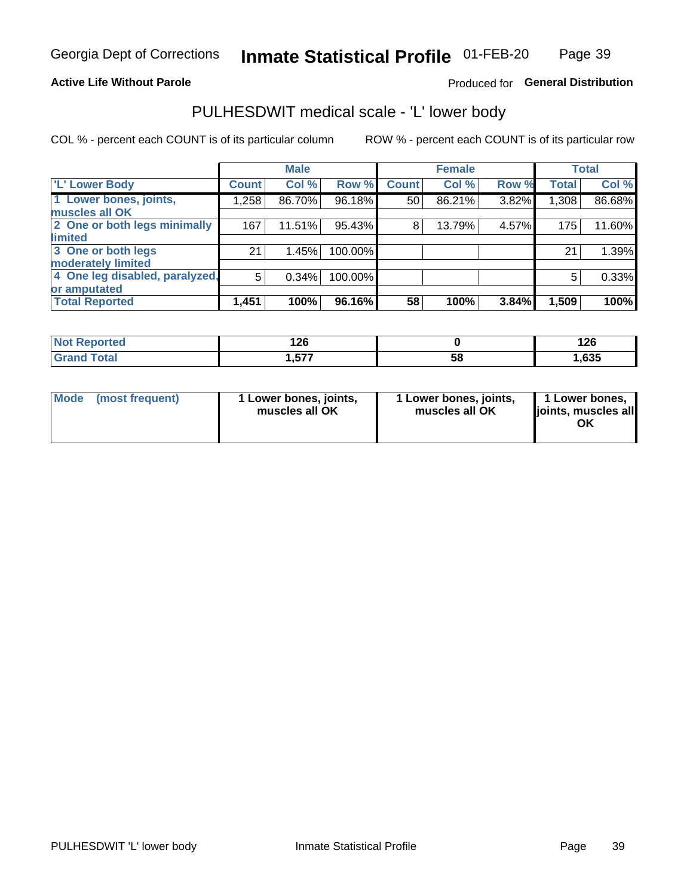Georgia Dept of Corrections **Inmate Statistical Profile** 01-FEB-20

**Active Life Without Parole**

Produced for **General Distribution**

## PULHESDWIT medical scale - 'L' lower body

COL % - percent each COUNT is of its particular column ROW % - percent each COUNT is of its particular row

| | Male | | | Female | | | Total | |
|---|---|---|---|---|---|---|---|---|
| 'L' Lower Body | Count | Col % | Row % | Count | Col % | Row % | Total | Col % |
| 1 Lower bones, joints, muscles all OK | 1,258 | 86.70% | 96.18% | 50 | 86.21% | 3.82% | 1,308 | 86.68% |
| 2 One or both legs minimally limited | 167 | 11.51% | 95.43% | 8 | 13.79% | 4.57% | 175 | 11.60% |
| 3 One or both legs moderately limited | 21 | 1.45% | 100.00% | | | | 21 | 1.39% |
| 4 One leg disabled, paralyzed, or amputated | 5 | 0.34% | 100.00% | | | | 5 | 0.33% |
| **Total Reported** | **1,451** | **100%** | **96.16%** | **58** | **100%** | **3.84%** | **1,509** | **100%** |

| | Male | Female | Total |
|---|---|---|---|
| Not Reported | 126 | 0 | 126 |
| Grand Total | 1,577 | 58 | 1,635 |

| | Male | Female | Total |
|---|---|---|---|
| Mode (most frequent) | 1 Lower bones, joints, muscles all OK | 1 Lower bones, joints, muscles all OK | 1 Lower bones, joints, muscles all OK |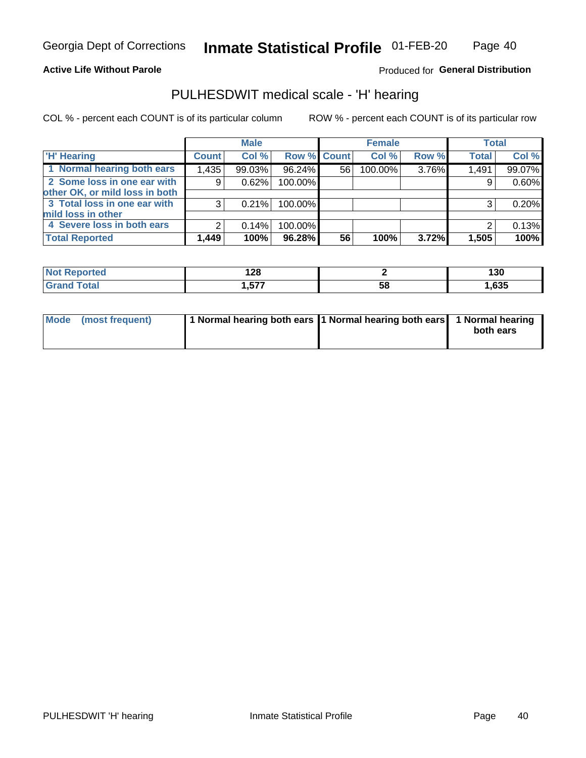Georgia Dept of Corrections **Inmate Statistical Profile** 01-FEB-20

**Active Life Without Parole**

Produced for **General Distribution**

## PULHESDWIT medical scale - 'H' hearing

COL % - percent each COUNT is of its particular column ROW % - percent each COUNT is of its particular row

| | Male | | | Female | | | Total | |
|---|---|---|---|---|---|---|---|---|
| 'H' Hearing | Count | Col % | Row % | Count | Col % | Row % | Total | Col % |
| 1 Normal hearing both ears | 1,435 | 99.03% | 96.24% | 56 | 100.00% | 3.76% | 1,491 | 99.07% |
| 2 Some loss in one ear with other OK, or mild loss in both | 9 | 0.62% | 100.00% | | | | 9 | 0.60% |
| 3 Total loss in one ear with mild loss in other | 3 | 0.21% | 100.00% | | | | 3 | 0.20% |
| 4 Severe loss in both ears | 2 | 0.14% | 100.00% | | | | 2 | 0.13% |
| **Total Reported** | **1,449** | **100%** | **96.28%** | **56** | **100%** | **3.72%** | **1,505** | **100%** |

| | Male | Female | Total |
|---|---|---|---|
| Not Reported | 128 | 2 | 130 |
| Grand Total | 1,577 | 58 | 1,635 |

| | Male | Female | Total |
|---|---|---|---|
| Mode (most frequent) | 1 Normal hearing both ears | 1 Normal hearing both ears | 1 Normal hearing both ears |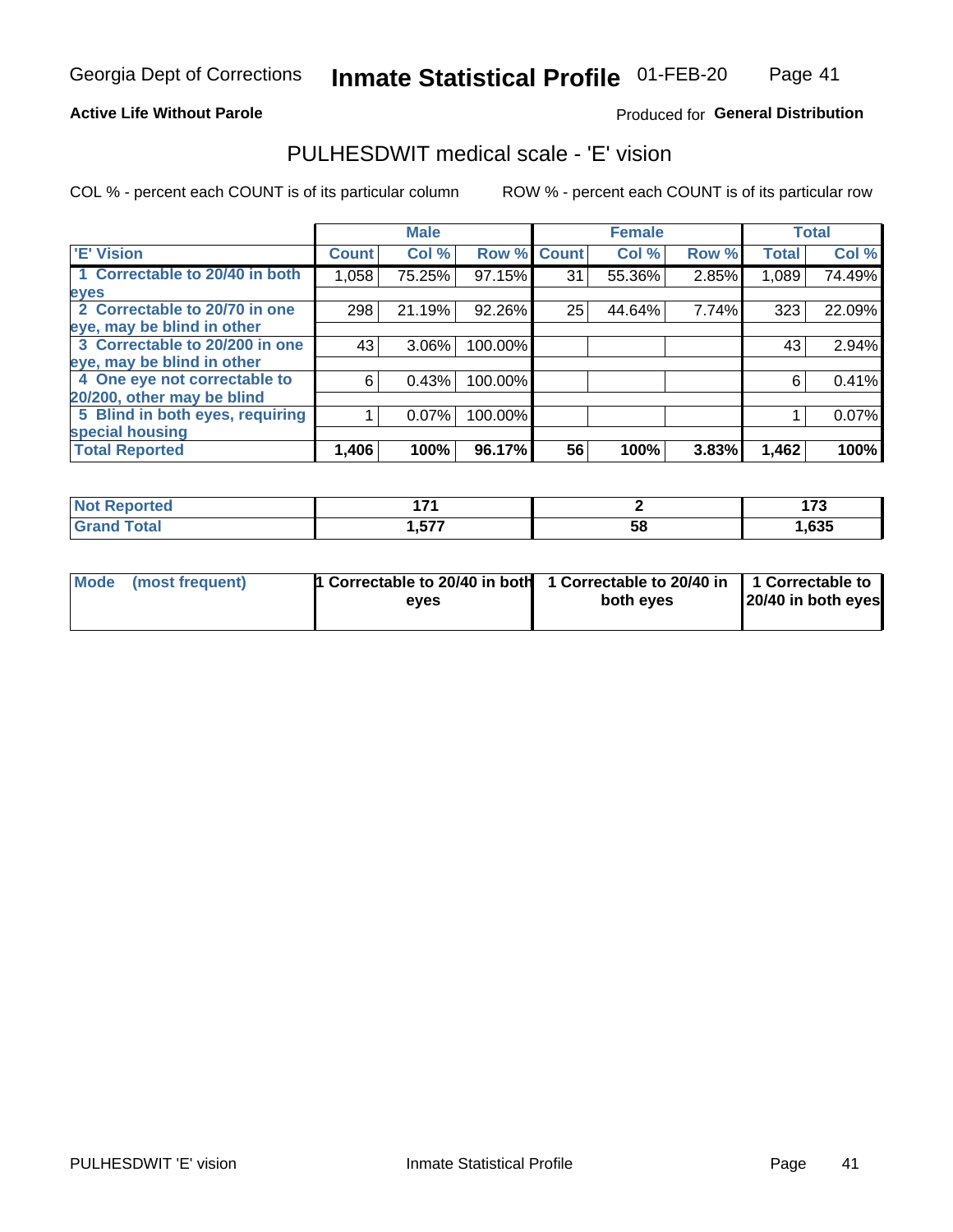Georgia Dept of Corrections **Inmate Statistical Profile** 01-FEB-20

**Active Life Without Parole**

Produced for **General Distribution**

## PULHESDWIT medical scale - 'E' vision

COL % - percent each COUNT is of its particular column

ROW % - percent each COUNT is of its particular row

| | Male | | | Female | | | Total | |
|---|---|---|---|---|---|---|---|---|
| 'E' Vision | Count | Col % | Row % | Count | Col % | Row % | Total | Col % |
| 1 Correctable to 20/40 in both eyes | 1,058 | 75.25% | 97.15% | 31 | 55.36% | 2.85% | 1,089 | 74.49% |
| 2 Correctable to 20/70 in one eye, may be blind in other | 298 | 21.19% | 92.26% | 25 | 44.64% | 7.74% | 323 | 22.09% |
| 3 Correctable to 20/200 in one eye, may be blind in other | 43 | 3.06% | 100.00% | | | | 43 | 2.94% |
| 4 One eye not correctable to 20/200, other may be blind | 6 | 0.43% | 100.00% | | | | 6 | 0.41% |
| 5 Blind in both eyes, requiring special housing | 1 | 0.07% | 100.00% | | | | 1 | 0.07% |
| **Total Reported** | **1,406** | **100%** | **96.17%** | **56** | **100%** | **3.83%** | **1,462** | **100%** |

| | Male | Female | Total |
|---|---|---|---|
| **Not Reported** | **171** | **2** | **173** |
| **Grand Total** | **1,577** | **58** | **1,635** |

| | Male | Female | Total |
|---|---|---|---|
| **Mode (most frequent)** | **1 Correctable to 20/40 in both eyes** | **1 Correctable to 20/40 in both eyes** | **1 Correctable to 20/40 in both eyes** |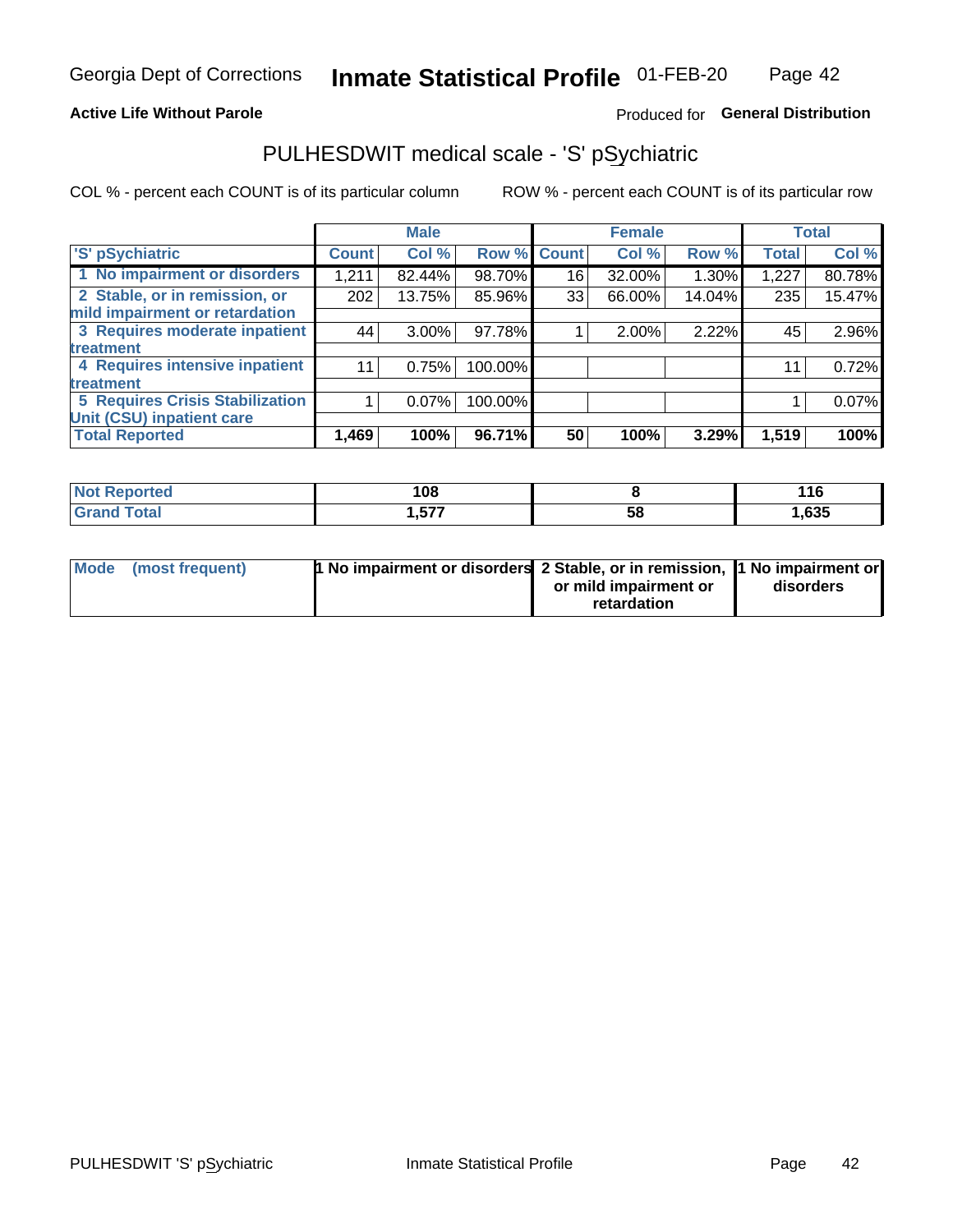Georgia Dept of Corrections **Inmate Statistical Profile** 01-FEB-20

**Active Life Without Parole** Produced for **General Distribution**

# PULHESDWIT medical scale - 'S' pSychiatric

COL % - percent each COUNT is of its particular column ROW % - percent each COUNT is of its particular row

| 'S' pSychiatric | Male | | | Female | | | Total | |
|---|---|---|---|---|---|---|---|---|
| | Count | Col % | Row % | Count | Col % | Row % | Total | Col % |
| 1 No impairment or disorders | 1,211 | 82.44% | 98.70% | 16 | 32.00% | 1.30% | 1,227 | 80.78% |
| 2 Stable, or in remission, or mild impairment or retardation | 202 | 13.75% | 85.96% | 33 | 66.00% | 14.04% | 235 | 15.47% |
| 3 Requires moderate inpatient treatment | 44 | 3.00% | 97.78% | 1 | 2.00% | 2.22% | 45 | 2.96% |
| 4 Requires intensive inpatient treatment | 11 | 0.75% | 100.00% | | | | 11 | 0.72% |
| 5 Requires Crisis Stabilization Unit (CSU) inpatient care | 1 | 0.07% | 100.00% | | | | 1 | 0.07% |
| **Total Reported** | **1,469** | **100%** | **96.71%** | **50** | **100%** | **3.29%** | **1,519** | **100%** |

| | Male | Female | Total |
|---|---|---|---|
| Not Reported | 108 | 8 | 116 |
| Grand Total | 1,577 | 58 | 1,635 |

| Mode (most frequent) | 1 No impairment or disorders | 2 Stable, or in remission, or mild impairment or retardation | 1 No impairment or disorders |
|---|---|---|---|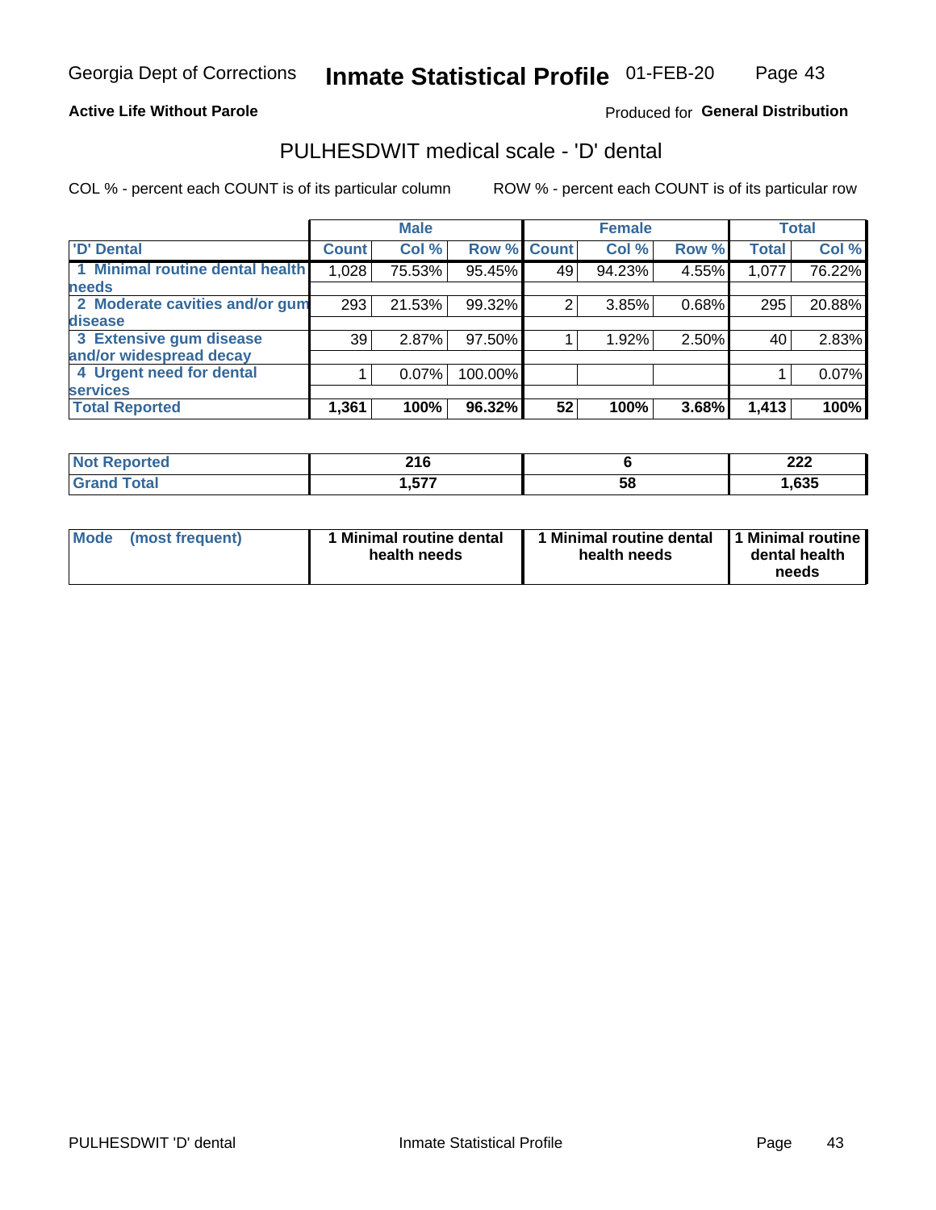Georgia Dept of Corrections **Inmate Statistical Profile** 01-FEB-20

**Active Life Without Parole**

Produced for **General Distribution**

## PULHESDWIT medical scale - 'D' dental

COL % - percent each COUNT is of its particular column

ROW % - percent each COUNT is of its particular row

| | Male | | | Female | | | Total | |
|---|---|---|---|---|---|---|---|---|
| 'D' Dental | Count | Col % | Row % | Count | Col % | Row % | Total | Col % |
| 1 Minimal routine dental health needs | 1,028 | 75.53% | 95.45% | 49 | 94.23% | 4.55% | 1,077 | 76.22% |
| 2 Moderate cavities and/or gum disease | 293 | 21.53% | 99.32% | 2 | 3.85% | 0.68% | 295 | 20.88% |
| 3 Extensive gum disease and/or widespread decay | 39 | 2.87% | 97.50% | 1 | 1.92% | 2.50% | 40 | 2.83% |
| 4 Urgent need for dental services | 1 | 0.07% | 100.00% | | | | 1 | 0.07% |
| **Total Reported** | **1,361** | **100%** | **96.32%** | **52** | **100%** | **3.68%** | **1,413** | **100%** |

| | Male | Female | Total |
|---|---|---|---|
| **Not Reported** | **216** | **6** | **222** |
| **Grand Total** | **1,577** | **58** | **1,635** |

| | Male | Female | Total |
|---|---|---|---|
| **Mode (most frequent)** | **1 Minimal routine dental health needs** | **1 Minimal routine dental health needs** | **1 Minimal routine dental health needs** |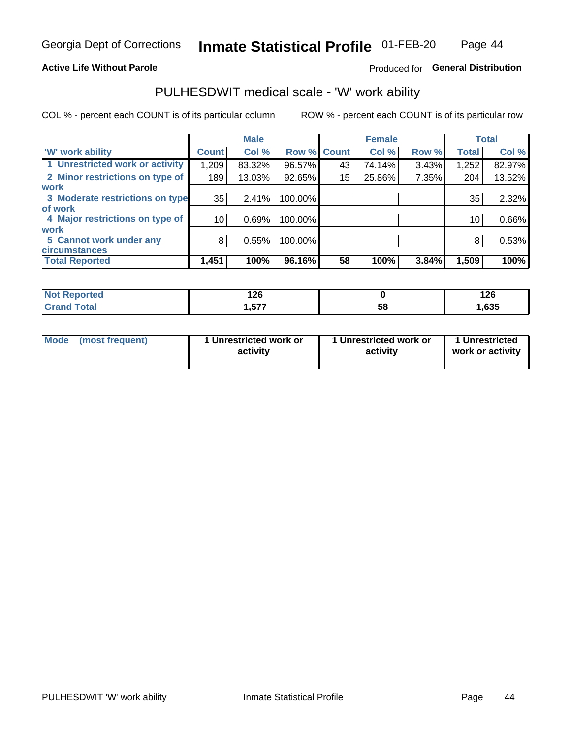Georgia Dept of Corrections **Inmate Statistical Profile** 01-FEB-20

**Active Life Without Parole**

Produced for **General Distribution**

## PULHESDWIT medical scale - 'W' work ability

COL % - percent each COUNT is of its particular column

ROW % - percent each COUNT is of its particular row

| | Male | | | Female | | | Total | |
|---|---|---|---|---|---|---|---|---|
| 'W' work ability | Count | Col % | Row % | Count | Col % | Row % | Total | Col % |
| 1 Unrestricted work or activity | 1,209 | 83.32% | 96.57% | 43 | 74.14% | 3.43% | 1,252 | 82.97% |
| 2 Minor restrictions on type of work | 189 | 13.03% | 92.65% | 15 | 25.86% | 7.35% | 204 | 13.52% |
| 3 Moderate restrictions on type of work | 35 | 2.41% | 100.00% | | | | 35 | 2.32% |
| 4 Major restrictions on type of work | 10 | 0.69% | 100.00% | | | | 10 | 0.66% |
| 5 Cannot work under any circumstances | 8 | 0.55% | 100.00% | | | | 8 | 0.53% |
| **Total Reported** | **1,451** | **100%** | **96.16%** | **58** | **100%** | **3.84%** | **1,509** | **100%** |

| | Male | Female | Total |
|---|---|---|---|
| Not Reported | 126 | 0 | 126 |
| Grand Total | 1,577 | 58 | 1,635 |

| | Male | Female | Total |
|---|---|---|---|
| Mode (most frequent) | 1 Unrestricted work or activity | 1 Unrestricted work or activity | 1 Unrestricted work or activity |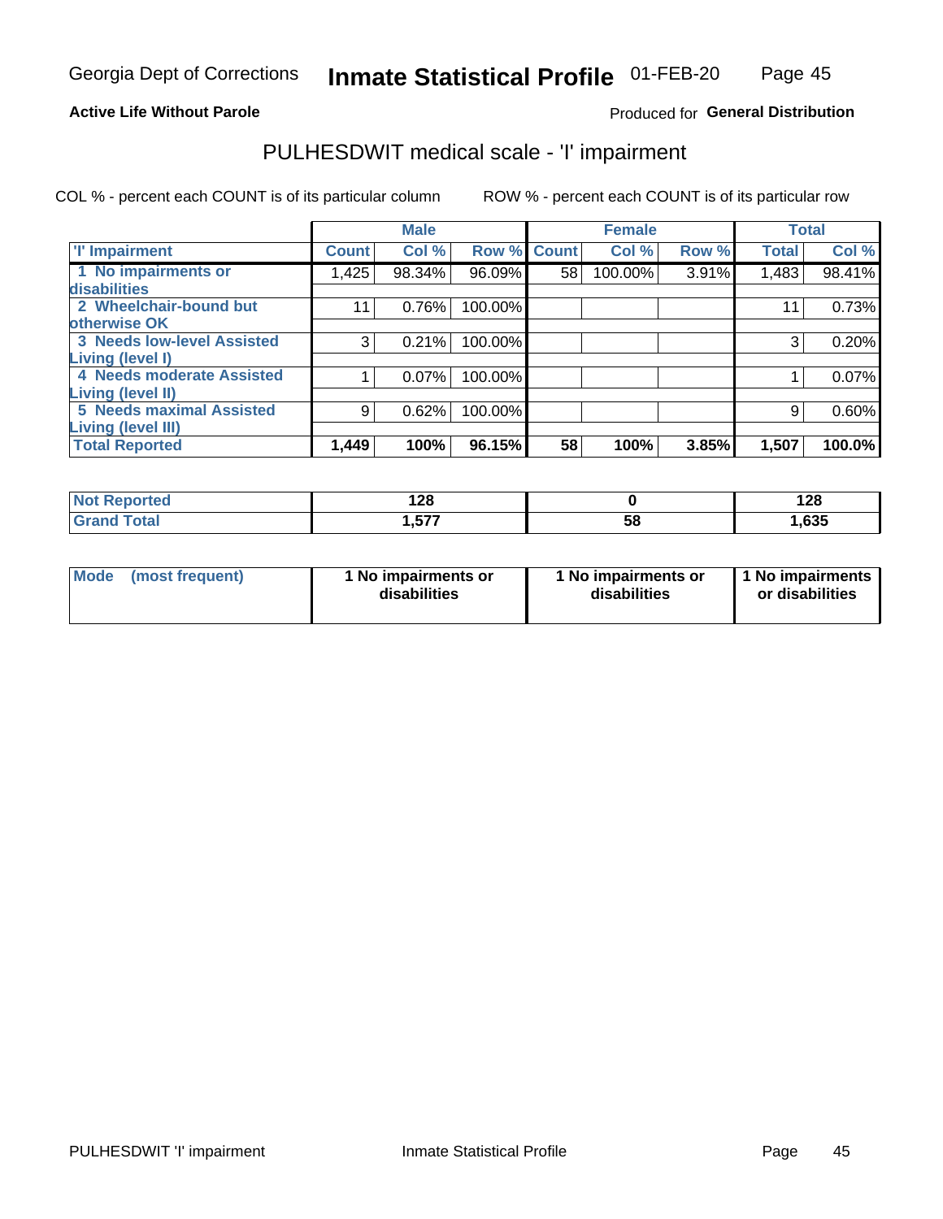Georgia Dept of Corrections **Inmate Statistical Profile** 01-FEB-20

**Active Life Without Parole**

Produced for **General Distribution**

# PULHESDWIT medical scale - 'I' impairment

COL % - percent each COUNT is of its particular column ROW % - percent each COUNT is of its particular row

| | Male | | | Female | | | Total | |
|---|---|---|---|---|---|---|---|---|
| 'I' Impairment | Count | Col % | Row % | Count | Col % | Row % | Total | Col % |
| 1 No impairments or disabilities | 1,425 | 98.34% | 96.09% | 58 | 100.00% | 3.91% | 1,483 | 98.41% |
| 2 Wheelchair-bound but otherwise OK | 11 | 0.76% | 100.00% | | | | 11 | 0.73% |
| 3 Needs low-level Assisted Living (level I) | 3 | 0.21% | 100.00% | | | | 3 | 0.20% |
| 4 Needs moderate Assisted Living (level II) | 1 | 0.07% | 100.00% | | | | 1 | 0.07% |
| 5 Needs maximal Assisted Living (level III) | 9 | 0.62% | 100.00% | | | | 9 | 0.60% |
| **Total Reported** | **1,449** | **100%** | **96.15%** | **58** | **100%** | **3.85%** | **1,507** | **100.0%** |

| | Male | Female | Total |
|---|---|---|---|
| Not Reported | 128 | 0 | 128 |
| Grand Total | 1,577 | 58 | 1,635 |

| | Male | Female | Total |
|---|---|---|---|
| Mode (most frequent) | 1 No impairments or disabilities | 1 No impairments or disabilities | 1 No impairments or disabilities |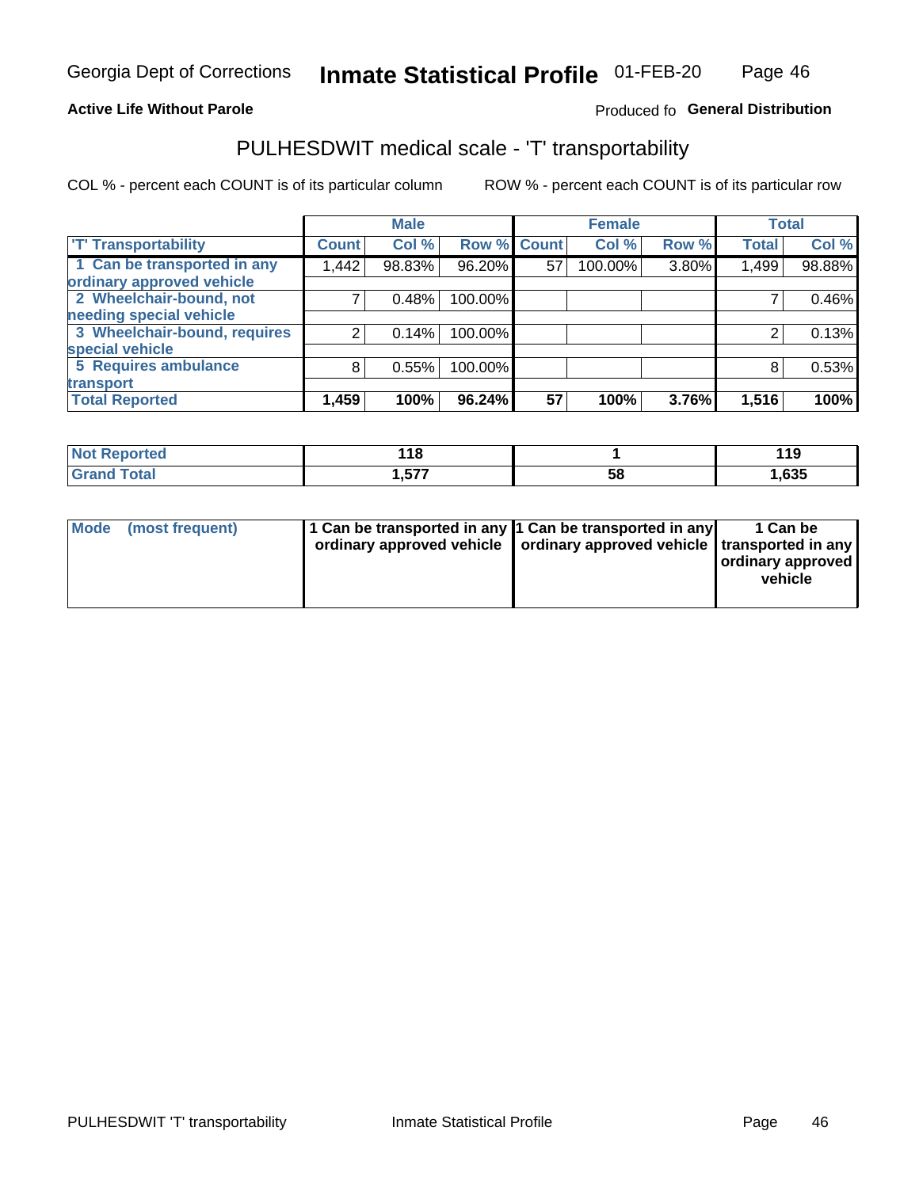# Georgia Dept of Corrections — Inmate Statistical Profile 01-FEB-20

**Active Life Without Parole**

Produced fo **General Distribution**

## PULHESDWIT medical scale - 'T' transportability

COL % - percent each COUNT is of its particular column

ROW % - percent each COUNT is of its particular row

| | Male | | | Female | | | Total | |
|---|---|---|---|---|---|---|---|---|
| 'T' Transportability | Count | Col % | Row % | Count | Col % | Row % | Total | Col % |
| 1 Can be transported in any ordinary approved vehicle | 1,442 | 98.83% | 96.20% | 57 | 100.00% | 3.80% | 1,499 | 98.88% |
| 2 Wheelchair-bound, not needing special vehicle | 7 | 0.48% | 100.00% | | | | 7 | 0.46% |
| 3 Wheelchair-bound, requires special vehicle | 2 | 0.14% | 100.00% | | | | 2 | 0.13% |
| 5 Requires ambulance transport | 8 | 0.55% | 100.00% | | | | 8 | 0.53% |
| **Total Reported** | **1,459** | **100%** | **96.24%** | **57** | **100%** | **3.76%** | **1,516** | **100%** |

| | Male | Female | Total |
|---|---|---|---|
| Not Reported | 118 | 1 | 119 |
| Grand Total | 1,577 | 58 | 1,635 |

| | Male | Female | Total |
|---|---|---|---|
| Mode (most frequent) | 1 Can be transported in any ordinary approved vehicle | 1 Can be transported in any ordinary approved vehicle | 1 Can be transported in any ordinary approved vehicle |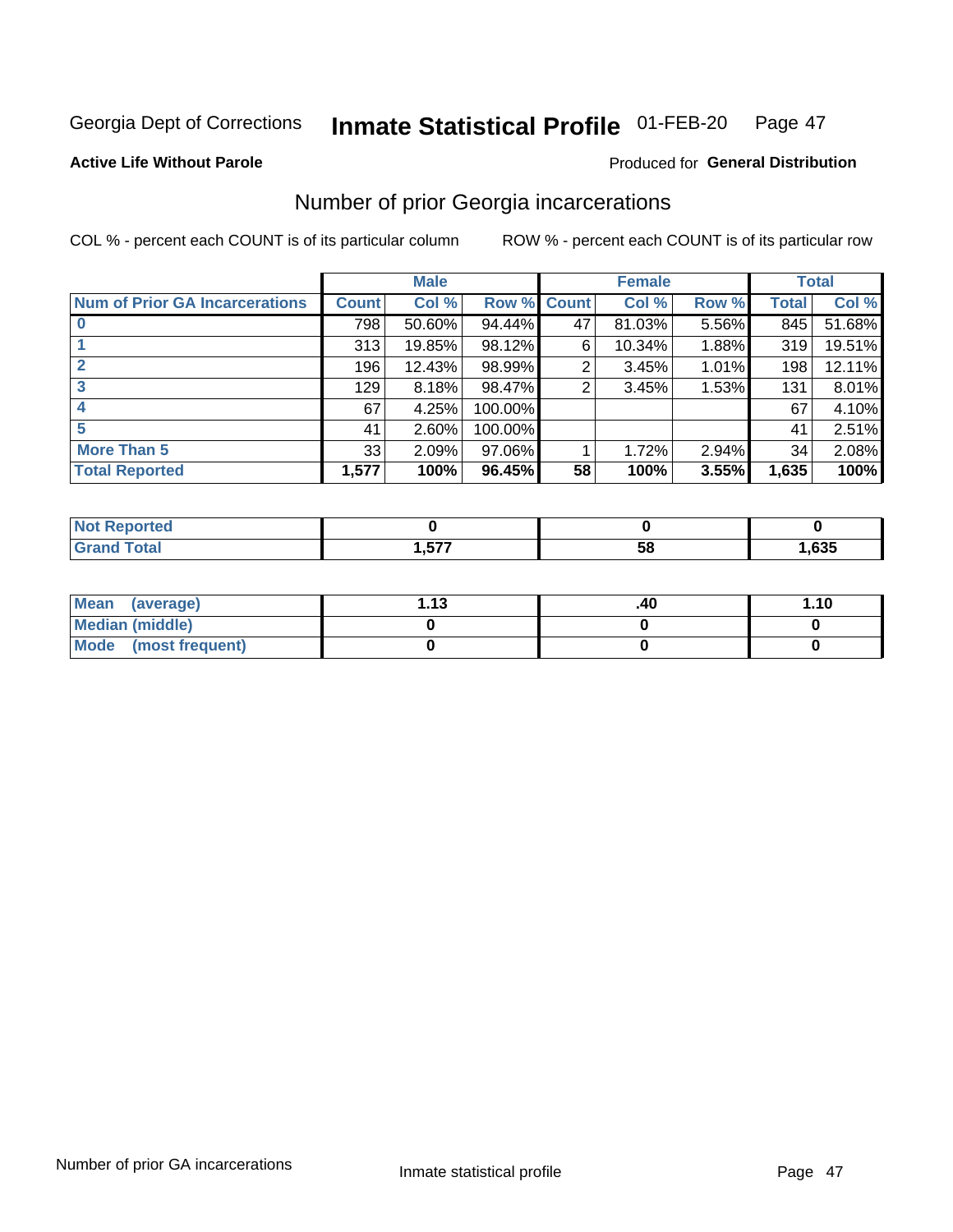Georgia Dept of Corrections **Inmate Statistical Profile** 01-FEB-20

**Active Life Without Parole**

Produced for **General Distribution**

## Number of prior Georgia incarcerations

COL % - percent each COUNT is of its particular column

ROW % - percent each COUNT is of its particular row

| Num of Prior GA Incarcerations | Male | | | Female | | | Total | |
|---|---|---|---|---|---|---|---|---|
| | Count | Col % | Row % | Count | Col % | Row % | Total | Col % |
| 0 | 798 | 50.60% | 94.44% | 47 | 81.03% | 5.56% | 845 | 51.68% |
| 1 | 313 | 19.85% | 98.12% | 6 | 10.34% | 1.88% | 319 | 19.51% |
| 2 | 196 | 12.43% | 98.99% | 2 | 3.45% | 1.01% | 198 | 12.11% |
| 3 | 129 | 8.18% | 98.47% | 2 | 3.45% | 1.53% | 131 | 8.01% |
| 4 | 67 | 4.25% | 100.00% | | | | 67 | 4.10% |
| 5 | 41 | 2.60% | 100.00% | | | | 41 | 2.51% |
| More Than 5 | 33 | 2.09% | 97.06% | 1 | 1.72% | 2.94% | 34 | 2.08% |
| **Total Reported** | **1,577** | **100%** | **96.45%** | **58** | **100%** | **3.55%** | **1,635** | **100%** |

| | Male | Female | Total |
|---|---|---|---|
| Not Reported | 0 | 0 | 0 |
| Grand Total | 1,577 | 58 | 1,635 |

| | Male | Female | Total |
|---|---|---|---|
| Mean (average) | 1.13 | .40 | 1.10 |
| Median (middle) | 0 | 0 | 0 |
| Mode (most frequent) | 0 | 0 | 0 |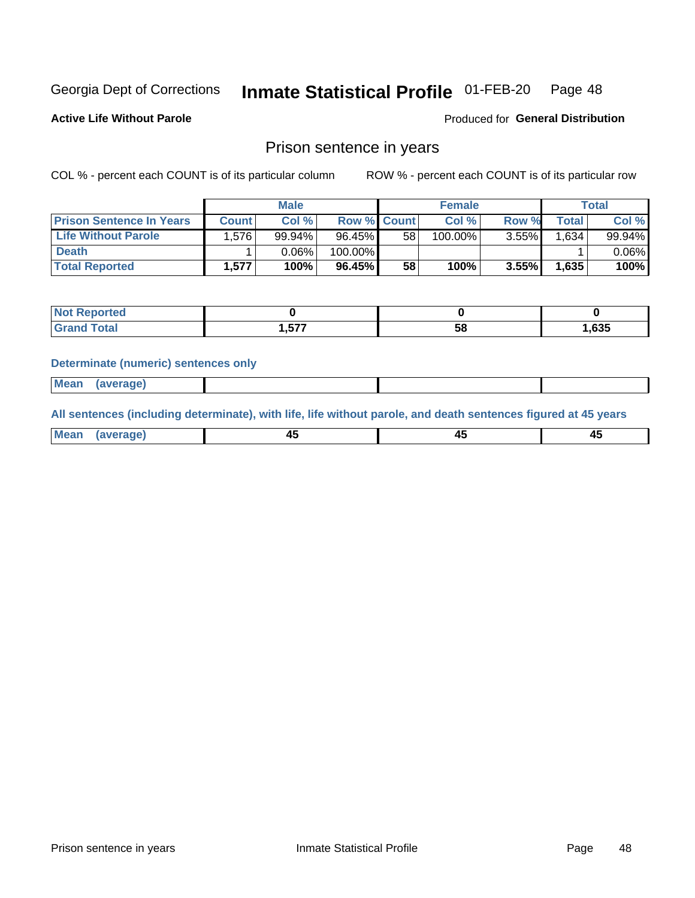Georgia Dept of Corrections **Inmate Statistical Profile** 01-FEB-20 Page 48

**Active Life Without Parole**

Produced for **General Distribution**

## Prison sentence in years

COL % - percent each COUNT is of its particular column

ROW % - percent each COUNT is of its particular row

| | Male | | | Female | | | Total | |
|---|---|---|---|---|---|---|---|---|
| **Prison Sentence In Years** | **Count** | **Col %** | **Row %** | **Count** | **Col %** | **Row %** | **Total** | **Col %** |
| **Life Without Parole** | 1,576 | 99.94% | 96.45% | 58 | 100.00% | 3.55% | 1,634 | 99.94% |
| **Death** | 1 | 0.06% | 100.00% | | | | 1 | 0.06% |
| **Total Reported** | **1,577** | **100%** | **96.45%** | **58** | **100%** | **3.55%** | **1,635** | **100%** |

| | Male | Female | Total |
|---|---|---|---|
| **Not Reported** | **0** | **0** | **0** |
| **Grand Total** | **1,577** | **58** | **1,635** |

**Determinate (numeric) sentences only**

| | Male | Female | Total |
|---|---|---|---|
| **Mean (average)** | | | |

**All sentences (including determinate), with life, life without parole, and death sentences figured at 45 years**

| | Male | Female | Total |
|---|---|---|---|
| **Mean (average)** | **45** | **45** | **45** |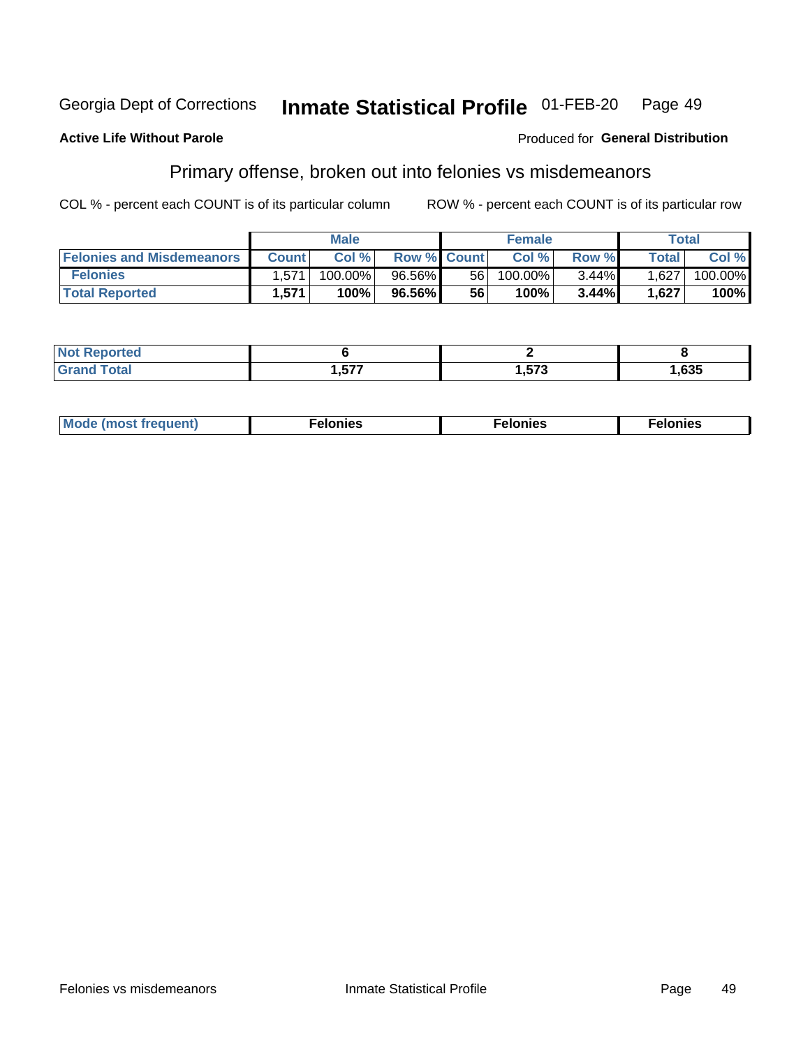Georgia Dept of Corrections **Inmate Statistical Profile** 01-FEB-20

**Active Life Without Parole**

Produced for **General Distribution**

## Primary offense, broken out into felonies vs misdemeanors

COL % - percent each COUNT is of its particular column ROW % - percent each COUNT is of its particular row

| | Male | | | Female | | | Total | |
|---|---|---|---|---|---|---|---|---|
| **Felonies and Misdemeanors** | **Count** | **Col %** | **Row %** | **Count** | **Col %** | **Row %** | **Total** | **Col %** |
| **Felonies** | 1,571 | 100.00% | 96.56% | 56 | 100.00% | 3.44% | 1,627 | 100.00% |
| **Total Reported** | **1,571** | **100%** | **96.56%** | **56** | **100%** | **3.44%** | **1,627** | **100%** |

| | Male | Female | Total |
|---|---|---|---|
| **Not Reported** | **6** | **2** | **8** |
| **Grand Total** | **1,577** | **1,573** | **1,635** |

| | Male | Female | Total |
|---|---|---|---|
| **Mode (most frequent)** | **Felonies** | **Felonies** | **Felonies** |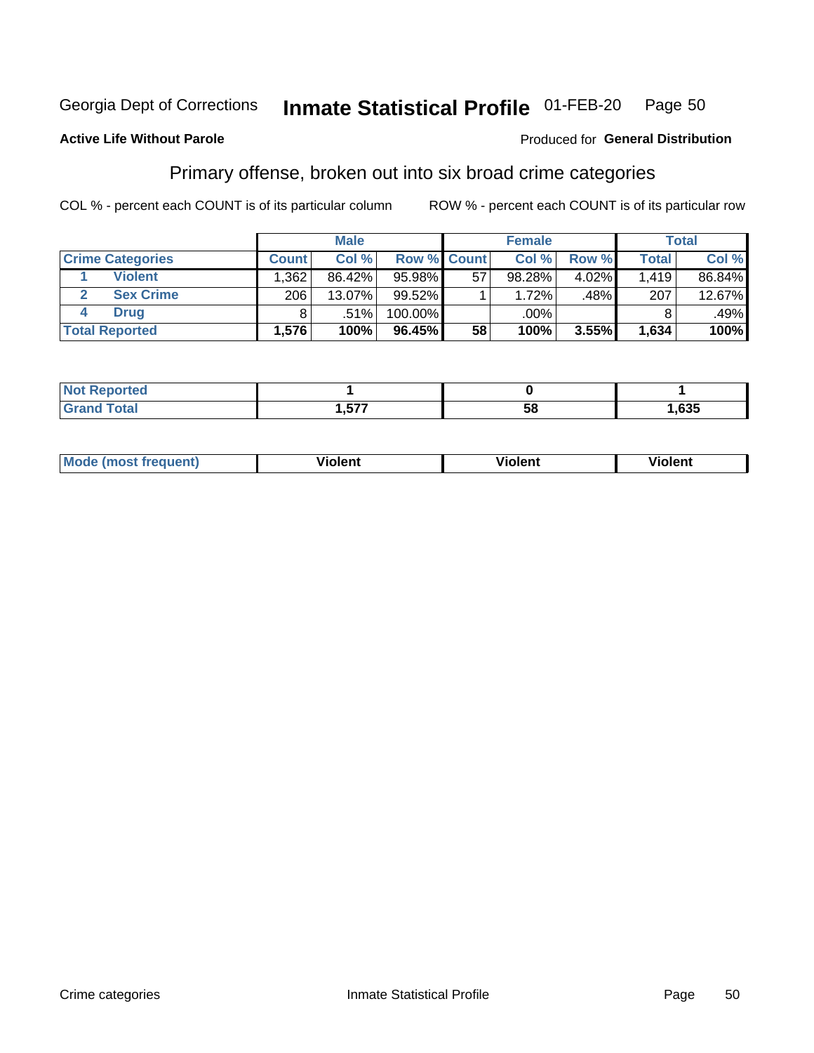Georgia Dept of Corrections **Inmate Statistical Profile** 01-FEB-20 Page 50

**Active Life Without Parole**

Produced for **General Distribution**

## Primary offense, broken out into six broad crime categories

COL % - percent each COUNT is of its particular column ROW % - percent each COUNT is of its particular row

| | Male | | | Female | | | Total | |
|---|---|---|---|---|---|---|---|---|
| **Crime Categories** | **Count** | **Col %** | **Row %** | **Count** | **Col %** | **Row %** | **Total** | **Col %** |
| 1 **Violent** | 1,362 | 86.42% | 95.98% | 57 | 98.28% | 4.02% | 1,419 | 86.84% |
| 2 **Sex Crime** | 206 | 13.07% | 99.52% | 1 | 1.72% | .48% | 207 | 12.67% |
| 4 **Drug** | 8 | .51% | 100.00% | | .00% | | 8 | .49% |
| **Total Reported** | **1,576** | **100%** | **96.45%** | **58** | **100%** | **3.55%** | **1,634** | **100%** |

| | Male | Female | Total |
|---|---|---|---|
| **Not Reported** | **1** | **0** | **1** |
| **Grand Total** | **1,577** | **58** | **1,635** |

| | Male | Female | Total |
|---|---|---|---|
| **Mode (most frequent)** | **Violent** | **Violent** | **Violent** |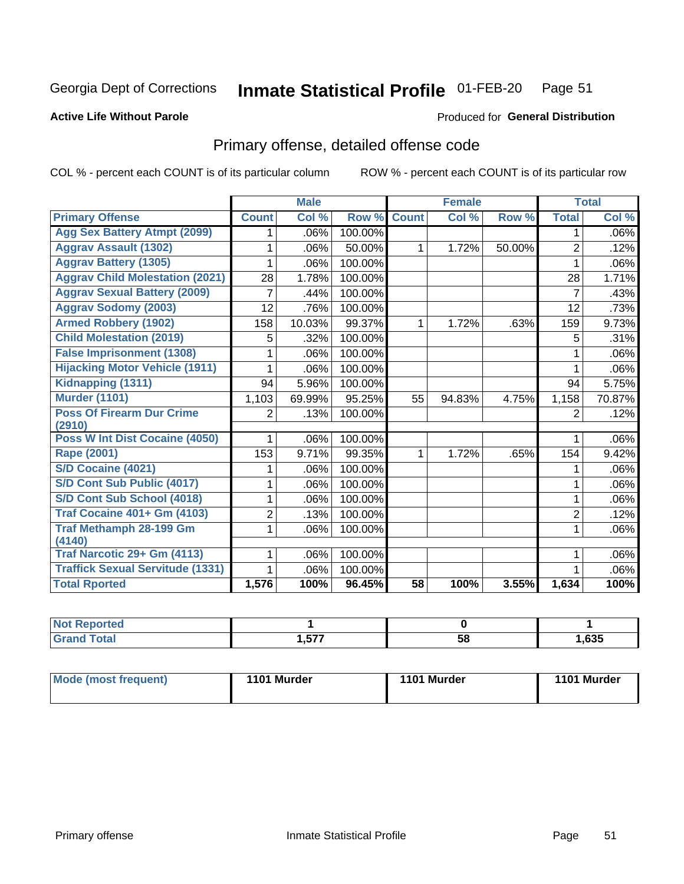Georgia Dept of Corrections **Inmate Statistical Profile** 01-FEB-20

**Active Life Without Parole**

Produced for **General Distribution**

## Primary offense, detailed offense code

COL % - percent each COUNT is of its particular column ROW % - percent each COUNT is of its particular row

| | Male | | | Female | | | Total | |
|---|---|---|---|---|---|---|---|---|
| Primary Offense | Count | Col % | Row % | Count | Col % | Row % | Total | Col % |
| Agg Sex Battery Atmpt (2099) | 1 | .06% | 100.00% | | | | 1 | .06% |
| Aggrav Assault (1302) | 1 | .06% | 50.00% | 1 | 1.72% | 50.00% | 2 | .12% |
| Aggrav Battery (1305) | 1 | .06% | 100.00% | | | | 1 | .06% |
| Aggrav Child Molestation (2021) | 28 | 1.78% | 100.00% | | | | 28 | 1.71% |
| Aggrav Sexual Battery (2009) | 7 | .44% | 100.00% | | | | 7 | .43% |
| Aggrav Sodomy (2003) | 12 | .76% | 100.00% | | | | 12 | .73% |
| Armed Robbery (1902) | 158 | 10.03% | 99.37% | 1 | 1.72% | .63% | 159 | 9.73% |
| Child Molestation (2019) | 5 | .32% | 100.00% | | | | 5 | .31% |
| False Imprisonment (1308) | 1 | .06% | 100.00% | | | | 1 | .06% |
| Hijacking Motor Vehicle (1911) | 1 | .06% | 100.00% | | | | 1 | .06% |
| Kidnapping (1311) | 94 | 5.96% | 100.00% | | | | 94 | 5.75% |
| Murder (1101) | 1,103 | 69.99% | 95.25% | 55 | 94.83% | 4.75% | 1,158 | 70.87% |
| Poss Of Firearm Dur Crime (2910) | 2 | .13% | 100.00% | | | | 2 | .12% |
| Poss W Int Dist Cocaine (4050) | 1 | .06% | 100.00% | | | | 1 | .06% |
| Rape (2001) | 153 | 9.71% | 99.35% | 1 | 1.72% | .65% | 154 | 9.42% |
| S/D Cocaine (4021) | 1 | .06% | 100.00% | | | | 1 | .06% |
| S/D Cont Sub Public (4017) | 1 | .06% | 100.00% | | | | 1 | .06% |
| S/D Cont Sub School (4018) | 1 | .06% | 100.00% | | | | 1 | .06% |
| Traf Cocaine 401+ Gm (4103) | 2 | .13% | 100.00% | | | | 2 | .12% |
| Traf Methamph 28-199 Gm (4140) | 1 | .06% | 100.00% | | | | 1 | .06% |
| Traf Narcotic 29+ Gm (4113) | 1 | .06% | 100.00% | | | | 1 | .06% |
| Traffick Sexual Servitude (1331) | 1 | .06% | 100.00% | | | | 1 | .06% |
| **Total Rported** | **1,576** | **100%** | **96.45%** | **58** | **100%** | **3.55%** | **1,634** | **100%** |

| | Male | Female | Total |
|---|---|---|---|
| Not Reported | 1 | 0 | 1 |
| Grand Total | 1,577 | 58 | 1,635 |

| | Male | Female | Total |
|---|---|---|---|
| Mode (most frequent) | 1101 Murder | 1101 Murder | 1101 Murder |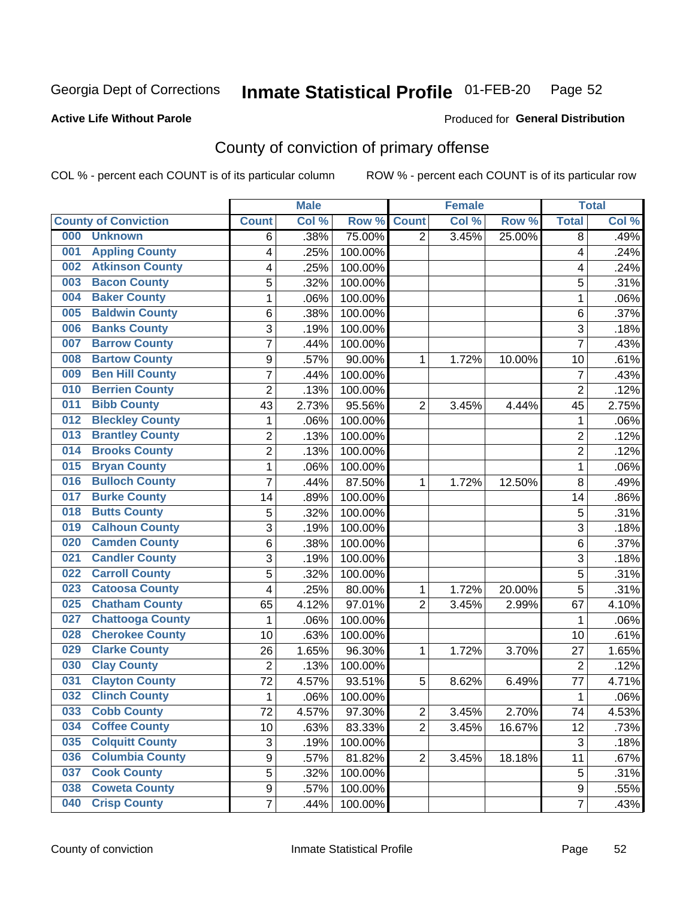Georgia Dept of Corrections **Inmate Statistical Profile** 01-FEB-20

**Active Life Without Parole**

Produced for **General Distribution**

## County of conviction of primary offense

COL % - percent each COUNT is of its particular column ROW % - percent each COUNT is of its particular row

| County of Conviction | Male | | | Female | | | Total | |
|---|---|---|---|---|---|---|---|---|
| | Count | Col % | Row % | Count | Col % | Row % | Total | Col % |
| 000 Unknown | 6 | .38% | 75.00% | 2 | 3.45% | 25.00% | 8 | .49% |
| 001 Appling County | 4 | .25% | 100.00% | | | | 4 | .24% |
| 002 Atkinson County | 4 | .25% | 100.00% | | | | 4 | .24% |
| 003 Bacon County | 5 | .32% | 100.00% | | | | 5 | .31% |
| 004 Baker County | 1 | .06% | 100.00% | | | | 1 | .06% |
| 005 Baldwin County | 6 | .38% | 100.00% | | | | 6 | .37% |
| 006 Banks County | 3 | .19% | 100.00% | | | | 3 | .18% |
| 007 Barrow County | 7 | .44% | 100.00% | | | | 7 | .43% |
| 008 Bartow County | 9 | .57% | 90.00% | 1 | 1.72% | 10.00% | 10 | .61% |
| 009 Ben Hill County | 7 | .44% | 100.00% | | | | 7 | .43% |
| 010 Berrien County | 2 | .13% | 100.00% | | | | 2 | .12% |
| 011 Bibb County | 43 | 2.73% | 95.56% | 2 | 3.45% | 4.44% | 45 | 2.75% |
| 012 Bleckley County | 1 | .06% | 100.00% | | | | 1 | .06% |
| 013 Brantley County | 2 | .13% | 100.00% | | | | 2 | .12% |
| 014 Brooks County | 2 | .13% | 100.00% | | | | 2 | .12% |
| 015 Bryan County | 1 | .06% | 100.00% | | | | 1 | .06% |
| 016 Bulloch County | 7 | .44% | 87.50% | 1 | 1.72% | 12.50% | 8 | .49% |
| 017 Burke County | 14 | .89% | 100.00% | | | | 14 | .86% |
| 018 Butts County | 5 | .32% | 100.00% | | | | 5 | .31% |
| 019 Calhoun County | 3 | .19% | 100.00% | | | | 3 | .18% |
| 020 Camden County | 6 | .38% | 100.00% | | | | 6 | .37% |
| 021 Candler County | 3 | .19% | 100.00% | | | | 3 | .18% |
| 022 Carroll County | 5 | .32% | 100.00% | | | | 5 | .31% |
| 023 Catoosa County | 4 | .25% | 80.00% | 1 | 1.72% | 20.00% | 5 | .31% |
| 025 Chatham County | 65 | 4.12% | 97.01% | 2 | 3.45% | 2.99% | 67 | 4.10% |
| 027 Chattooga County | 1 | .06% | 100.00% | | | | 1 | .06% |
| 028 Cherokee County | 10 | .63% | 100.00% | | | | 10 | .61% |
| 029 Clarke County | 26 | 1.65% | 96.30% | 1 | 1.72% | 3.70% | 27 | 1.65% |
| 030 Clay County | 2 | .13% | 100.00% | | | | 2 | .12% |
| 031 Clayton County | 72 | 4.57% | 93.51% | 5 | 8.62% | 6.49% | 77 | 4.71% |
| 032 Clinch County | 1 | .06% | 100.00% | | | | 1 | .06% |
| 033 Cobb County | 72 | 4.57% | 97.30% | 2 | 3.45% | 2.70% | 74 | 4.53% |
| 034 Coffee County | 10 | .63% | 83.33% | 2 | 3.45% | 16.67% | 12 | .73% |
| 035 Colquitt County | 3 | .19% | 100.00% | | | | 3 | .18% |
| 036 Columbia County | 9 | .57% | 81.82% | 2 | 3.45% | 18.18% | 11 | .67% |
| 037 Cook County | 5 | .32% | 100.00% | | | | 5 | .31% |
| 038 Coweta County | 9 | .57% | 100.00% | | | | 9 | .55% |
| 040 Crisp County | 7 | .44% | 100.00% | | | | 7 | .43% |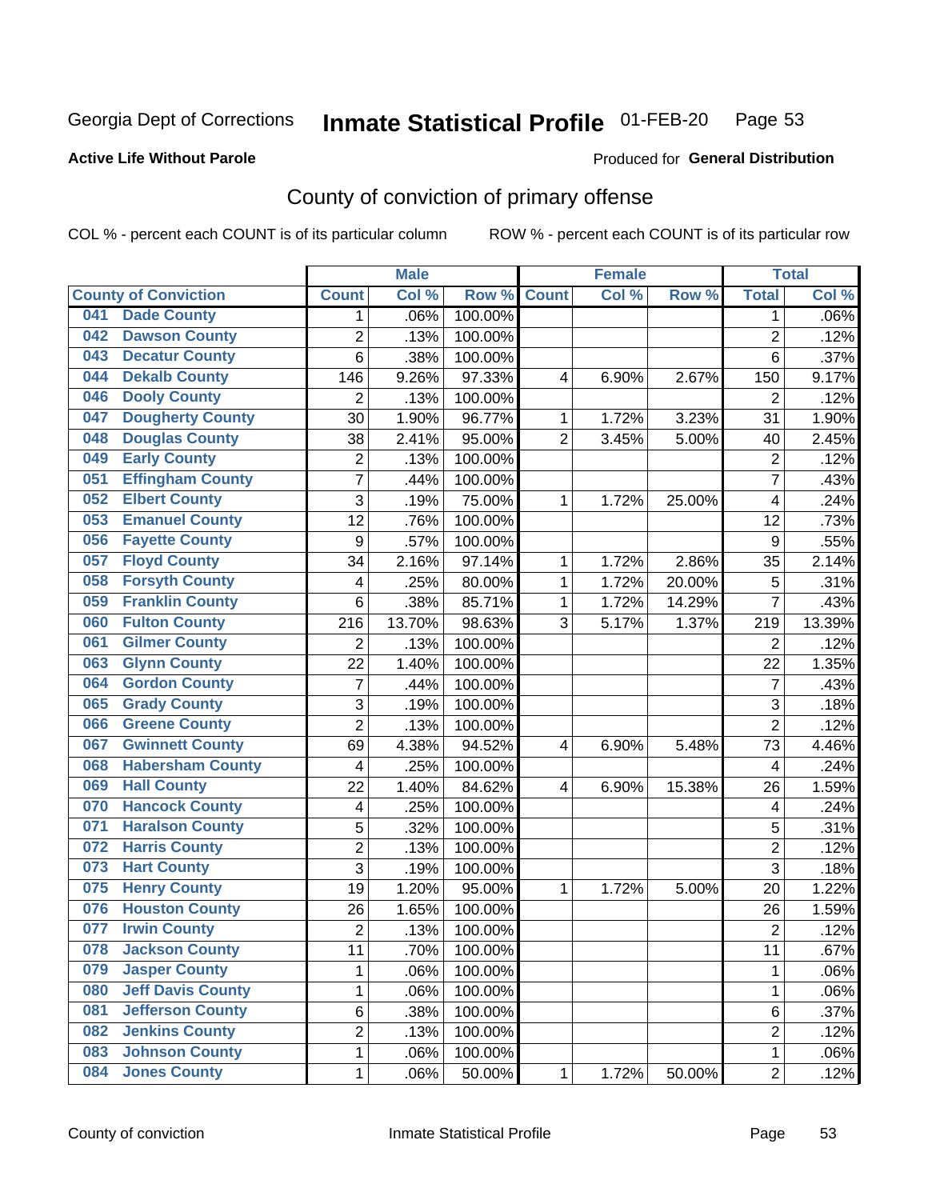Georgia Dept of Corrections **Inmate Statistical Profile** 01-FEB-20

**Active Life Without Parole**

Produced for **General Distribution**

## County of conviction of primary offense

COL % - percent each COUNT is of its particular column ROW % - percent each COUNT is of its particular row

| County of Conviction | Male | | | Female | | | Total | |
|---|---|---|---|---|---|---|---|---|
| | Count | Col % | Row % | Count | Col % | Row % | Total | Col % |
| 041 Dade County | 1 | .06% | 100.00% | | | | 1 | .06% |
| 042 Dawson County | 2 | .13% | 100.00% | | | | 2 | .12% |
| 043 Decatur County | 6 | .38% | 100.00% | | | | 6 | .37% |
| 044 Dekalb County | 146 | 9.26% | 97.33% | 4 | 6.90% | 2.67% | 150 | 9.17% |
| 046 Dooly County | 2 | .13% | 100.00% | | | | 2 | .12% |
| 047 Dougherty County | 30 | 1.90% | 96.77% | 1 | 1.72% | 3.23% | 31 | 1.90% |
| 048 Douglas County | 38 | 2.41% | 95.00% | 2 | 3.45% | 5.00% | 40 | 2.45% |
| 049 Early County | 2 | .13% | 100.00% | | | | 2 | .12% |
| 051 Effingham County | 7 | .44% | 100.00% | | | | 7 | .43% |
| 052 Elbert County | 3 | .19% | 75.00% | 1 | 1.72% | 25.00% | 4 | .24% |
| 053 Emanuel County | 12 | .76% | 100.00% | | | | 12 | .73% |
| 056 Fayette County | 9 | .57% | 100.00% | | | | 9 | .55% |
| 057 Floyd County | 34 | 2.16% | 97.14% | 1 | 1.72% | 2.86% | 35 | 2.14% |
| 058 Forsyth County | 4 | .25% | 80.00% | 1 | 1.72% | 20.00% | 5 | .31% |
| 059 Franklin County | 6 | .38% | 85.71% | 1 | 1.72% | 14.29% | 7 | .43% |
| 060 Fulton County | 216 | 13.70% | 98.63% | 3 | 5.17% | 1.37% | 219 | 13.39% |
| 061 Gilmer County | 2 | .13% | 100.00% | | | | 2 | .12% |
| 063 Glynn County | 22 | 1.40% | 100.00% | | | | 22 | 1.35% |
| 064 Gordon County | 7 | .44% | 100.00% | | | | 7 | .43% |
| 065 Grady County | 3 | .19% | 100.00% | | | | 3 | .18% |
| 066 Greene County | 2 | .13% | 100.00% | | | | 2 | .12% |
| 067 Gwinnett County | 69 | 4.38% | 94.52% | 4 | 6.90% | 5.48% | 73 | 4.46% |
| 068 Habersham County | 4 | .25% | 100.00% | | | | 4 | .24% |
| 069 Hall County | 22 | 1.40% | 84.62% | 4 | 6.90% | 15.38% | 26 | 1.59% |
| 070 Hancock County | 4 | .25% | 100.00% | | | | 4 | .24% |
| 071 Haralson County | 5 | .32% | 100.00% | | | | 5 | .31% |
| 072 Harris County | 2 | .13% | 100.00% | | | | 2 | .12% |
| 073 Hart County | 3 | .19% | 100.00% | | | | 3 | .18% |
| 075 Henry County | 19 | 1.20% | 95.00% | 1 | 1.72% | 5.00% | 20 | 1.22% |
| 076 Houston County | 26 | 1.65% | 100.00% | | | | 26 | 1.59% |
| 077 Irwin County | 2 | .13% | 100.00% | | | | 2 | .12% |
| 078 Jackson County | 11 | .70% | 100.00% | | | | 11 | .67% |
| 079 Jasper County | 1 | .06% | 100.00% | | | | 1 | .06% |
| 080 Jeff Davis County | 1 | .06% | 100.00% | | | | 1 | .06% |
| 081 Jefferson County | 6 | .38% | 100.00% | | | | 6 | .37% |
| 082 Jenkins County | 2 | .13% | 100.00% | | | | 2 | .12% |
| 083 Johnson County | 1 | .06% | 100.00% | | | | 1 | .06% |
| 084 Jones County | 1 | .06% | 50.00% | 1 | 1.72% | 50.00% | 2 | .12% |

County of conviction Inmate Statistical Profile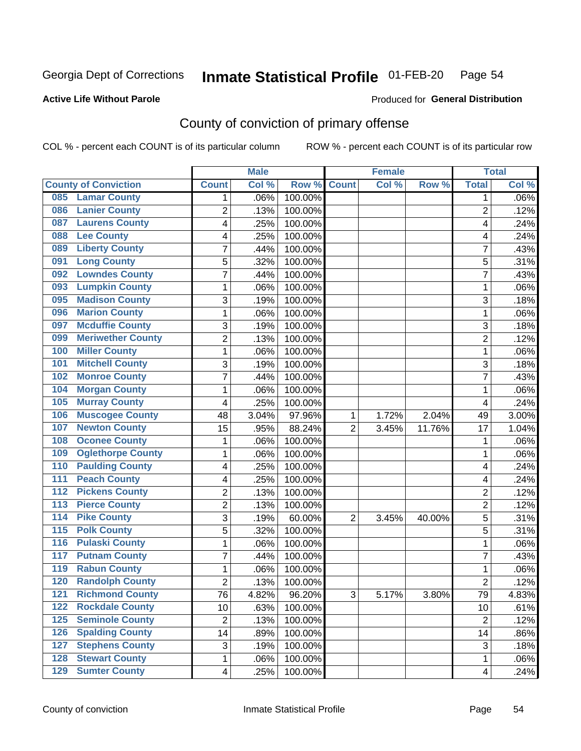Georgia Dept of Corrections **Inmate Statistical Profile** 01-FEB-20

**Active Life Without Parole**

Produced for **General Distribution**

## County of conviction of primary offense

COL % - percent each COUNT is of its particular column ROW % - percent each COUNT is of its particular row

| County of Conviction | Male | | | Female | | | Total | |
|---|---|---|---|---|---|---|---|---|
| | Count | Col % | Row % | Count | Col % | Row % | Total | Col % |
| 085 Lamar County | 1 | .06% | 100.00% | | | | 1 | .06% |
| 086 Lanier County | 2 | .13% | 100.00% | | | | 2 | .12% |
| 087 Laurens County | 4 | .25% | 100.00% | | | | 4 | .24% |
| 088 Lee County | 4 | .25% | 100.00% | | | | 4 | .24% |
| 089 Liberty County | 7 | .44% | 100.00% | | | | 7 | .43% |
| 091 Long County | 5 | .32% | 100.00% | | | | 5 | .31% |
| 092 Lowndes County | 7 | .44% | 100.00% | | | | 7 | .43% |
| 093 Lumpkin County | 1 | .06% | 100.00% | | | | 1 | .06% |
| 095 Madison County | 3 | .19% | 100.00% | | | | 3 | .18% |
| 096 Marion County | 1 | .06% | 100.00% | | | | 1 | .06% |
| 097 Mcduffie County | 3 | .19% | 100.00% | | | | 3 | .18% |
| 099 Meriwether County | 2 | .13% | 100.00% | | | | 2 | .12% |
| 100 Miller County | 1 | .06% | 100.00% | | | | 1 | .06% |
| 101 Mitchell County | 3 | .19% | 100.00% | | | | 3 | .18% |
| 102 Monroe County | 7 | .44% | 100.00% | | | | 7 | .43% |
| 104 Morgan County | 1 | .06% | 100.00% | | | | 1 | .06% |
| 105 Murray County | 4 | .25% | 100.00% | | | | 4 | .24% |
| 106 Muscogee County | 48 | 3.04% | 97.96% | 1 | 1.72% | 2.04% | 49 | 3.00% |
| 107 Newton County | 15 | .95% | 88.24% | 2 | 3.45% | 11.76% | 17 | 1.04% |
| 108 Oconee County | 1 | .06% | 100.00% | | | | 1 | .06% |
| 109 Oglethorpe County | 1 | .06% | 100.00% | | | | 1 | .06% |
| 110 Paulding County | 4 | .25% | 100.00% | | | | 4 | .24% |
| 111 Peach County | 4 | .25% | 100.00% | | | | 4 | .24% |
| 112 Pickens County | 2 | .13% | 100.00% | | | | 2 | .12% |
| 113 Pierce County | 2 | .13% | 100.00% | | | | 2 | .12% |
| 114 Pike County | 3 | .19% | 60.00% | 2 | 3.45% | 40.00% | 5 | .31% |
| 115 Polk County | 5 | .32% | 100.00% | | | | 5 | .31% |
| 116 Pulaski County | 1 | .06% | 100.00% | | | | 1 | .06% |
| 117 Putnam County | 7 | .44% | 100.00% | | | | 7 | .43% |
| 119 Rabun County | 1 | .06% | 100.00% | | | | 1 | .06% |
| 120 Randolph County | 2 | .13% | 100.00% | | | | 2 | .12% |
| 121 Richmond County | 76 | 4.82% | 96.20% | 3 | 5.17% | 3.80% | 79 | 4.83% |
| 122 Rockdale County | 10 | .63% | 100.00% | | | | 10 | .61% |
| 125 Seminole County | 2 | .13% | 100.00% | | | | 2 | .12% |
| 126 Spalding County | 14 | .89% | 100.00% | | | | 14 | .86% |
| 127 Stephens County | 3 | .19% | 100.00% | | | | 3 | .18% |
| 128 Stewart County | 1 | .06% | 100.00% | | | | 1 | .06% |
| 129 Sumter County | 4 | .25% | 100.00% | | | | 4 | .24% |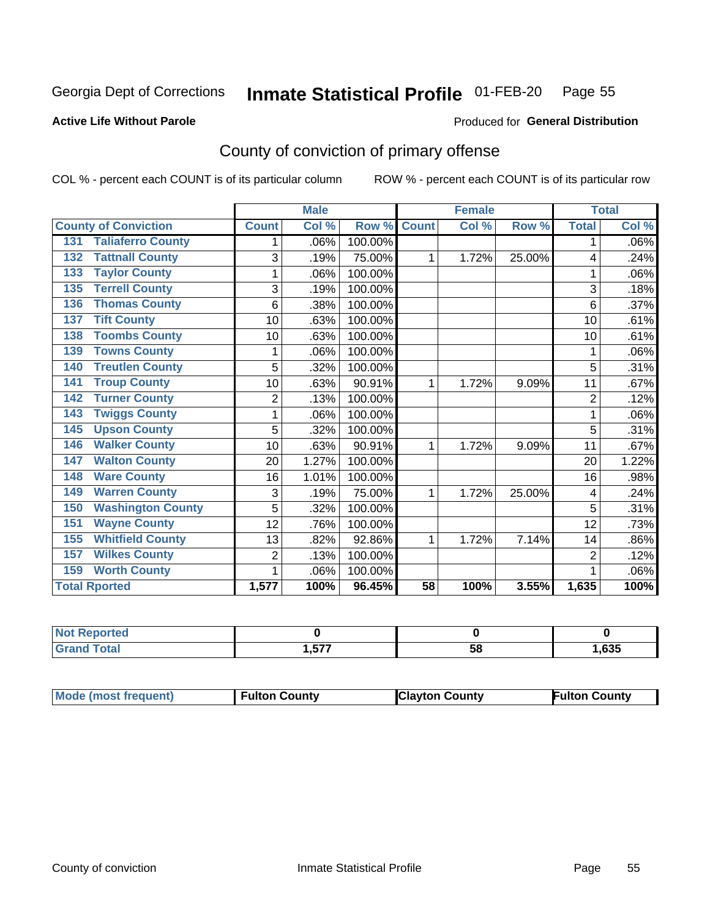Georgia Dept of Corrections **Inmate Statistical Profile** 01-FEB-20

**Active Life Without Parole**

Produced for **General Distribution**

## County of conviction of primary offense

COL % - percent each COUNT is of its particular column     ROW % - percent each COUNT is of its particular row

| | Male | | | Female | | | Total | |
|---|---|---|---|---|---|---|---|---|
| **County of Conviction** | **Count** | **Col %** | **Row %** | **Count** | **Col %** | **Row %** | **Total** | **Col %** |
| 131 Taliaferro County | 1 | .06% | 100.00% | | | | 1 | .06% |
| 132 Tattnall County | 3 | .19% | 75.00% | 1 | 1.72% | 25.00% | 4 | .24% |
| 133 Taylor County | 1 | .06% | 100.00% | | | | 1 | .06% |
| 135 Terrell County | 3 | .19% | 100.00% | | | | 3 | .18% |
| 136 Thomas County | 6 | .38% | 100.00% | | | | 6 | .37% |
| 137 Tift County | 10 | .63% | 100.00% | | | | 10 | .61% |
| 138 Toombs County | 10 | .63% | 100.00% | | | | 10 | .61% |
| 139 Towns County | 1 | .06% | 100.00% | | | | 1 | .06% |
| 140 Treutlen County | 5 | .32% | 100.00% | | | | 5 | .31% |
| 141 Troup County | 10 | .63% | 90.91% | 1 | 1.72% | 9.09% | 11 | .67% |
| 142 Turner County | 2 | .13% | 100.00% | | | | 2 | .12% |
| 143 Twiggs County | 1 | .06% | 100.00% | | | | 1 | .06% |
| 145 Upson County | 5 | .32% | 100.00% | | | | 5 | .31% |
| 146 Walker County | 10 | .63% | 90.91% | 1 | 1.72% | 9.09% | 11 | .67% |
| 147 Walton County | 20 | 1.27% | 100.00% | | | | 20 | 1.22% |
| 148 Ware County | 16 | 1.01% | 100.00% | | | | 16 | .98% |
| 149 Warren County | 3 | .19% | 75.00% | 1 | 1.72% | 25.00% | 4 | .24% |
| 150 Washington County | 5 | .32% | 100.00% | | | | 5 | .31% |
| 151 Wayne County | 12 | .76% | 100.00% | | | | 12 | .73% |
| 155 Whitfield County | 13 | .82% | 92.86% | 1 | 1.72% | 7.14% | 14 | .86% |
| 157 Wilkes County | 2 | .13% | 100.00% | | | | 2 | .12% |
| 159 Worth County | 1 | .06% | 100.00% | | | | 1 | .06% |
| **Total Rported** | **1,577** | **100%** | **96.45%** | **58** | **100%** | **3.55%** | **1,635** | **100%** |

| | Male | Female | Total |
|---|---|---|---|
| **Not Reported** | **0** | **0** | **0** |
| **Grand Total** | **1,577** | **58** | **1,635** |

| | Male | Female | Total |
|---|---|---|---|
| **Mode (most frequent)** | **Fulton County** | **Clayton County** | **Fulton County** |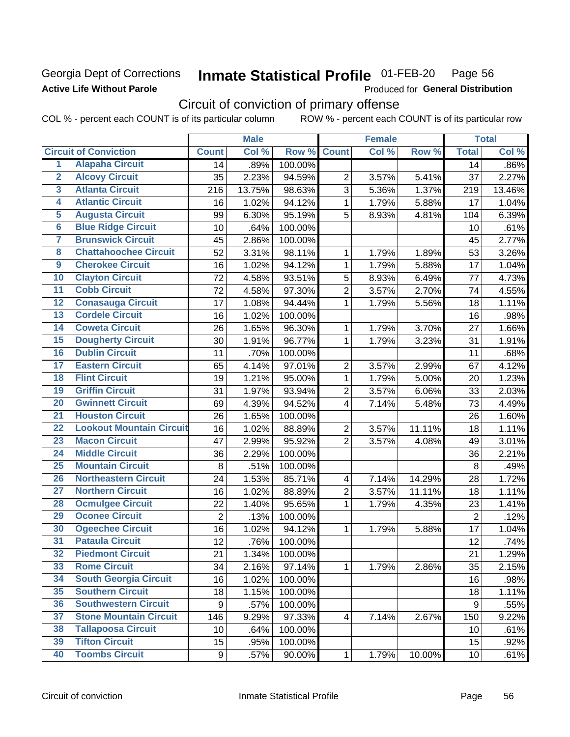Georgia Dept of Corrections **Inmate Statistical Profile** 01-FEB-20

**Active Life Without Parole**

Produced for **General Distribution**

## Circuit of conviction of primary offense

COL % - percent each COUNT is of its particular column ROW % - percent each COUNT is of its particular row

| | | Male | | | Female | | | Total | |
|---|---|---|---|---|---|---|---|---|---|
| | **Circuit of Conviction** | **Count** | **Col %** | **Row %** | **Count** | **Col %** | **Row %** | **Total** | **Col %** |
| 1 | Alapaha Circuit | 14 | .89% | 100.00% | | | | 14 | .86% |
| 2 | Alcovy Circuit | 35 | 2.23% | 94.59% | 2 | 3.57% | 5.41% | 37 | 2.27% |
| 3 | Atlanta Circuit | 216 | 13.75% | 98.63% | 3 | 5.36% | 1.37% | 219 | 13.46% |
| 4 | Atlantic Circuit | 16 | 1.02% | 94.12% | 1 | 1.79% | 5.88% | 17 | 1.04% |
| 5 | Augusta Circuit | 99 | 6.30% | 95.19% | 5 | 8.93% | 4.81% | 104 | 6.39% |
| 6 | Blue Ridge Circuit | 10 | .64% | 100.00% | | | | 10 | .61% |
| 7 | Brunswick Circuit | 45 | 2.86% | 100.00% | | | | 45 | 2.77% |
| 8 | Chattahoochee Circuit | 52 | 3.31% | 98.11% | 1 | 1.79% | 1.89% | 53 | 3.26% |
| 9 | Cherokee Circuit | 16 | 1.02% | 94.12% | 1 | 1.79% | 5.88% | 17 | 1.04% |
| 10 | Clayton Circuit | 72 | 4.58% | 93.51% | 5 | 8.93% | 6.49% | 77 | 4.73% |
| 11 | Cobb Circuit | 72 | 4.58% | 97.30% | 2 | 3.57% | 2.70% | 74 | 4.55% |
| 12 | Conasauga Circuit | 17 | 1.08% | 94.44% | 1 | 1.79% | 5.56% | 18 | 1.11% |
| 13 | Cordele Circuit | 16 | 1.02% | 100.00% | | | | 16 | .98% |
| 14 | Coweta Circuit | 26 | 1.65% | 96.30% | 1 | 1.79% | 3.70% | 27 | 1.66% |
| 15 | Dougherty Circuit | 30 | 1.91% | 96.77% | 1 | 1.79% | 3.23% | 31 | 1.91% |
| 16 | Dublin Circuit | 11 | .70% | 100.00% | | | | 11 | .68% |
| 17 | Eastern Circuit | 65 | 4.14% | 97.01% | 2 | 3.57% | 2.99% | 67 | 4.12% |
| 18 | Flint Circuit | 19 | 1.21% | 95.00% | 1 | 1.79% | 5.00% | 20 | 1.23% |
| 19 | Griffin Circuit | 31 | 1.97% | 93.94% | 2 | 3.57% | 6.06% | 33 | 2.03% |
| 20 | Gwinnett Circuit | 69 | 4.39% | 94.52% | 4 | 7.14% | 5.48% | 73 | 4.49% |
| 21 | Houston Circuit | 26 | 1.65% | 100.00% | | | | 26 | 1.60% |
| 22 | Lookout Mountain Circuit | 16 | 1.02% | 88.89% | 2 | 3.57% | 11.11% | 18 | 1.11% |
| 23 | Macon Circuit | 47 | 2.99% | 95.92% | 2 | 3.57% | 4.08% | 49 | 3.01% |
| 24 | Middle Circuit | 36 | 2.29% | 100.00% | | | | 36 | 2.21% |
| 25 | Mountain Circuit | 8 | .51% | 100.00% | | | | 8 | .49% |
| 26 | Northeastern Circuit | 24 | 1.53% | 85.71% | 4 | 7.14% | 14.29% | 28 | 1.72% |
| 27 | Northern Circuit | 16 | 1.02% | 88.89% | 2 | 3.57% | 11.11% | 18 | 1.11% |
| 28 | Ocmulgee Circuit | 22 | 1.40% | 95.65% | 1 | 1.79% | 4.35% | 23 | 1.41% |
| 29 | Oconee Circuit | 2 | .13% | 100.00% | | | | 2 | .12% |
| 30 | Ogeechee Circuit | 16 | 1.02% | 94.12% | 1 | 1.79% | 5.88% | 17 | 1.04% |
| 31 | Pataula Circuit | 12 | .76% | 100.00% | | | | 12 | .74% |
| 32 | Piedmont Circuit | 21 | 1.34% | 100.00% | | | | 21 | 1.29% |
| 33 | Rome Circuit | 34 | 2.16% | 97.14% | 1 | 1.79% | 2.86% | 35 | 2.15% |
| 34 | South Georgia Circuit | 16 | 1.02% | 100.00% | | | | 16 | .98% |
| 35 | Southern Circuit | 18 | 1.15% | 100.00% | | | | 18 | 1.11% |
| 36 | Southwestern Circuit | 9 | .57% | 100.00% | | | | 9 | .55% |
| 37 | Stone Mountain Circuit | 146 | 9.29% | 97.33% | 4 | 7.14% | 2.67% | 150 | 9.22% |
| 38 | Tallapoosa Circuit | 10 | .64% | 100.00% | | | | 10 | .61% |
| 39 | Tifton Circuit | 15 | .95% | 100.00% | | | | 15 | .92% |
| 40 | Toombs Circuit | 9 | .57% | 90.00% | 1 | 1.79% | 10.00% | 10 | .61% |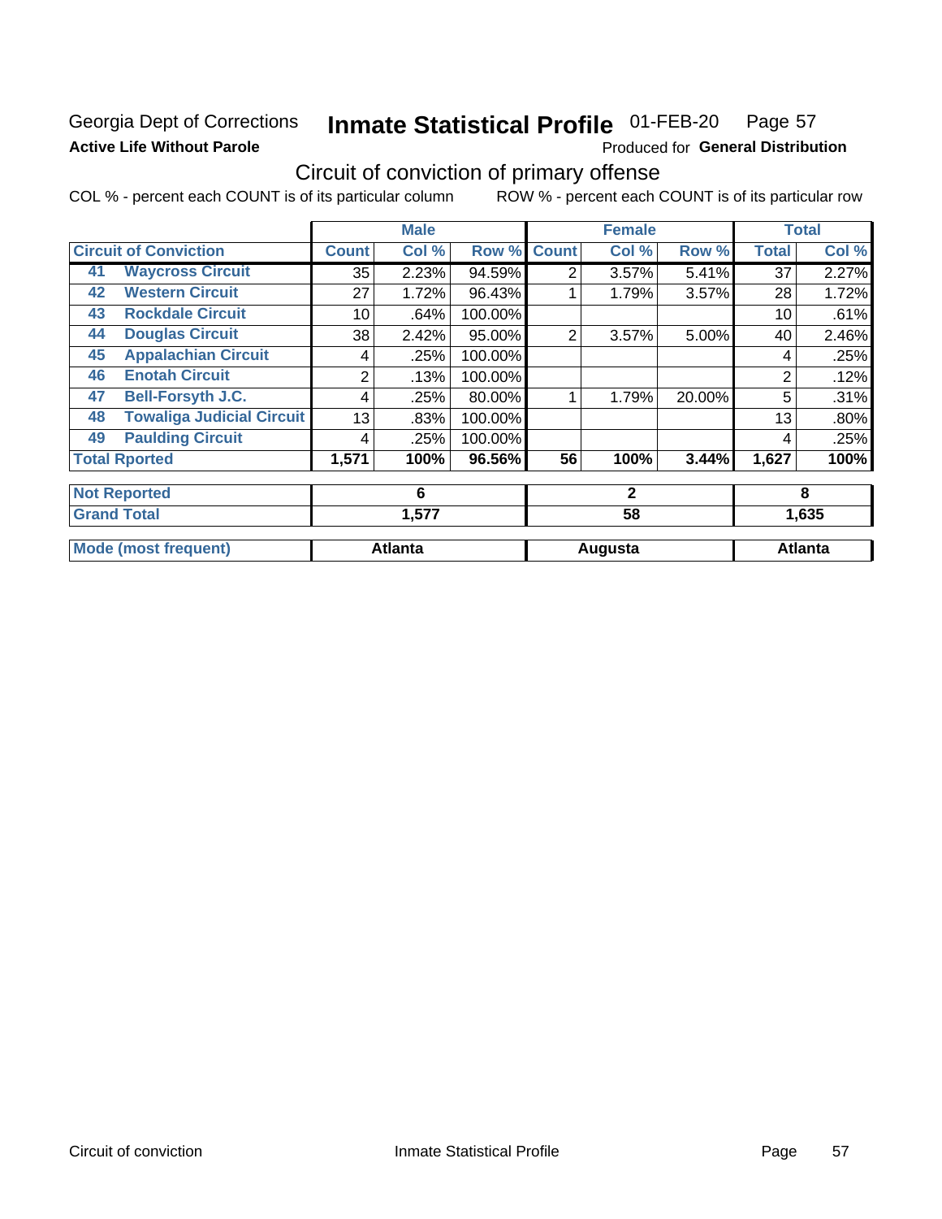Georgia Dept of Corrections **Inmate Statistical Profile** 01-FEB-20

**Active Life Without Parole**

Produced for **General Distribution**

## Circuit of conviction of primary offense

COL % - percent each COUNT is of its particular column    ROW % - percent each COUNT is of its particular row

| Circuit of Conviction | Male | | | Female | | | Total | |
|---|---|---|---|---|---|---|---|---|
| | Count | Col % | Row % | Count | Col % | Row % | Total | Col % |
| 41 Waycross Circuit | 35 | 2.23% | 94.59% | 2 | 3.57% | 5.41% | 37 | 2.27% |
| 42 Western Circuit | 27 | 1.72% | 96.43% | 1 | 1.79% | 3.57% | 28 | 1.72% |
| 43 Rockdale Circuit | 10 | .64% | 100.00% | | | | 10 | .61% |
| 44 Douglas Circuit | 38 | 2.42% | 95.00% | 2 | 3.57% | 5.00% | 40 | 2.46% |
| 45 Appalachian Circuit | 4 | .25% | 100.00% | | | | 4 | .25% |
| 46 Enotah Circuit | 2 | .13% | 100.00% | | | | 2 | .12% |
| 47 Bell-Forsyth J.C. | 4 | .25% | 80.00% | 1 | 1.79% | 20.00% | 5 | .31% |
| 48 Towaliga Judicial Circuit | 13 | .83% | 100.00% | | | | 13 | .80% |
| 49 Paulding Circuit | 4 | .25% | 100.00% | | | | 4 | .25% |
| **Total Rported** | **1,571** | **100%** | **96.56%** | **56** | **100%** | **3.44%** | **1,627** | **100%** |
| **Not Reported** | **6** | | | **2** | | | **8** | |
| **Grand Total** | **1,577** | | | **58** | | | **1,635** | |
| **Mode (most frequent)** | **Atlanta** | | | **Augusta** | | | **Atlanta** | |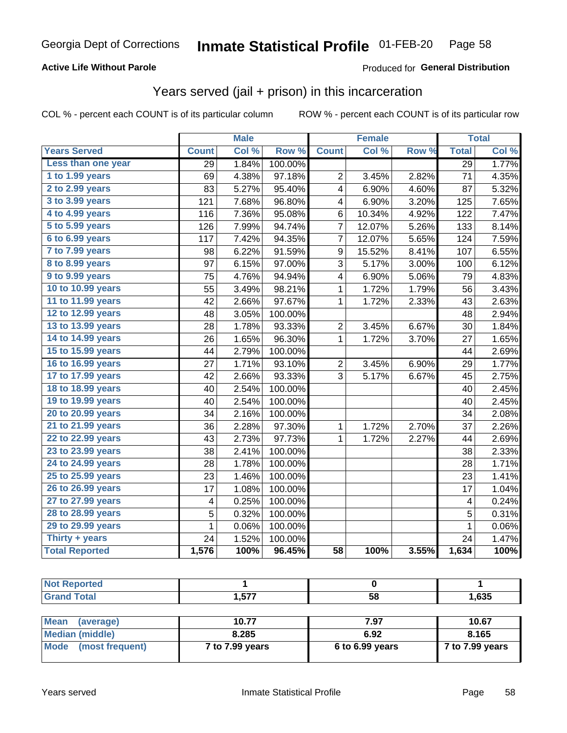Georgia Dept of Corrections **Inmate Statistical Profile** 01-FEB-20

**Active Life Without Parole**

Produced for **General Distribution**

## Years served (jail + prison) in this incarceration

COL % - percent each COUNT is of its particular column

ROW % - percent each COUNT is of its particular row

| | Male | | | Female | | | Total | |
|---|---|---|---|---|---|---|---|---|
| **Years Served** | **Count** | **Col %** | **Row %** | **Count** | **Col %** | **Row %** | **Total** | **Col %** |
| Less than one year | 29 | 1.84% | 100.00% | | | | 29 | 1.77% |
| 1 to 1.99 years | 69 | 4.38% | 97.18% | 2 | 3.45% | 2.82% | 71 | 4.35% |
| 2 to 2.99 years | 83 | 5.27% | 95.40% | 4 | 6.90% | 4.60% | 87 | 5.32% |
| 3 to 3.99 years | 121 | 7.68% | 96.80% | 4 | 6.90% | 3.20% | 125 | 7.65% |
| 4 to 4.99 years | 116 | 7.36% | 95.08% | 6 | 10.34% | 4.92% | 122 | 7.47% |
| 5 to 5.99 years | 126 | 7.99% | 94.74% | 7 | 12.07% | 5.26% | 133 | 8.14% |
| 6 to 6.99 years | 117 | 7.42% | 94.35% | 7 | 12.07% | 5.65% | 124 | 7.59% |
| 7 to 7.99 years | 98 | 6.22% | 91.59% | 9 | 15.52% | 8.41% | 107 | 6.55% |
| 8 to 8.99 years | 97 | 6.15% | 97.00% | 3 | 5.17% | 3.00% | 100 | 6.12% |
| 9 to 9.99 years | 75 | 4.76% | 94.94% | 4 | 6.90% | 5.06% | 79 | 4.83% |
| 10 to 10.99 years | 55 | 3.49% | 98.21% | 1 | 1.72% | 1.79% | 56 | 3.43% |
| 11 to 11.99 years | 42 | 2.66% | 97.67% | 1 | 1.72% | 2.33% | 43 | 2.63% |
| 12 to 12.99 years | 48 | 3.05% | 100.00% | | | | 48 | 2.94% |
| 13 to 13.99 years | 28 | 1.78% | 93.33% | 2 | 3.45% | 6.67% | 30 | 1.84% |
| 14 to 14.99 years | 26 | 1.65% | 96.30% | 1 | 1.72% | 3.70% | 27 | 1.65% |
| 15 to 15.99 years | 44 | 2.79% | 100.00% | | | | 44 | 2.69% |
| 16 to 16.99 years | 27 | 1.71% | 93.10% | 2 | 3.45% | 6.90% | 29 | 1.77% |
| 17 to 17.99 years | 42 | 2.66% | 93.33% | 3 | 5.17% | 6.67% | 45 | 2.75% |
| 18 to 18.99 years | 40 | 2.54% | 100.00% | | | | 40 | 2.45% |
| 19 to 19.99 years | 40 | 2.54% | 100.00% | | | | 40 | 2.45% |
| 20 to 20.99 years | 34 | 2.16% | 100.00% | | | | 34 | 2.08% |
| 21 to 21.99 years | 36 | 2.28% | 97.30% | 1 | 1.72% | 2.70% | 37 | 2.26% |
| 22 to 22.99 years | 43 | 2.73% | 97.73% | 1 | 1.72% | 2.27% | 44 | 2.69% |
| 23 to 23.99 years | 38 | 2.41% | 100.00% | | | | 38 | 2.33% |
| 24 to 24.99 years | 28 | 1.78% | 100.00% | | | | 28 | 1.71% |
| 25 to 25.99 years | 23 | 1.46% | 100.00% | | | | 23 | 1.41% |
| 26 to 26.99 years | 17 | 1.08% | 100.00% | | | | 17 | 1.04% |
| 27 to 27.99 years | 4 | 0.25% | 100.00% | | | | 4 | 0.24% |
| 28 to 28.99 years | 5 | 0.32% | 100.00% | | | | 5 | 0.31% |
| 29 to 29.99 years | 1 | 0.06% | 100.00% | | | | 1 | 0.06% |
| Thirty + years | 24 | 1.52% | 100.00% | | | | 24 | 1.47% |
| **Total Reported** | **1,576** | **100%** | **96.45%** | **58** | **100%** | **3.55%** | **1,634** | **100%** |

| | Male | Female | Total |
|---|---|---|---|
| Not Reported | 1 | 0 | 1 |
| Grand Total | 1,577 | 58 | 1,635 |

| | Male | Female | Total |
|---|---|---|---|
| Mean (average) | 10.77 | 7.97 | 10.67 |
| Median (middle) | 8.285 | 6.92 | 8.165 |
| Mode (most frequent) | 7 to 7.99 years | 6 to 6.99 years | 7 to 7.99 years |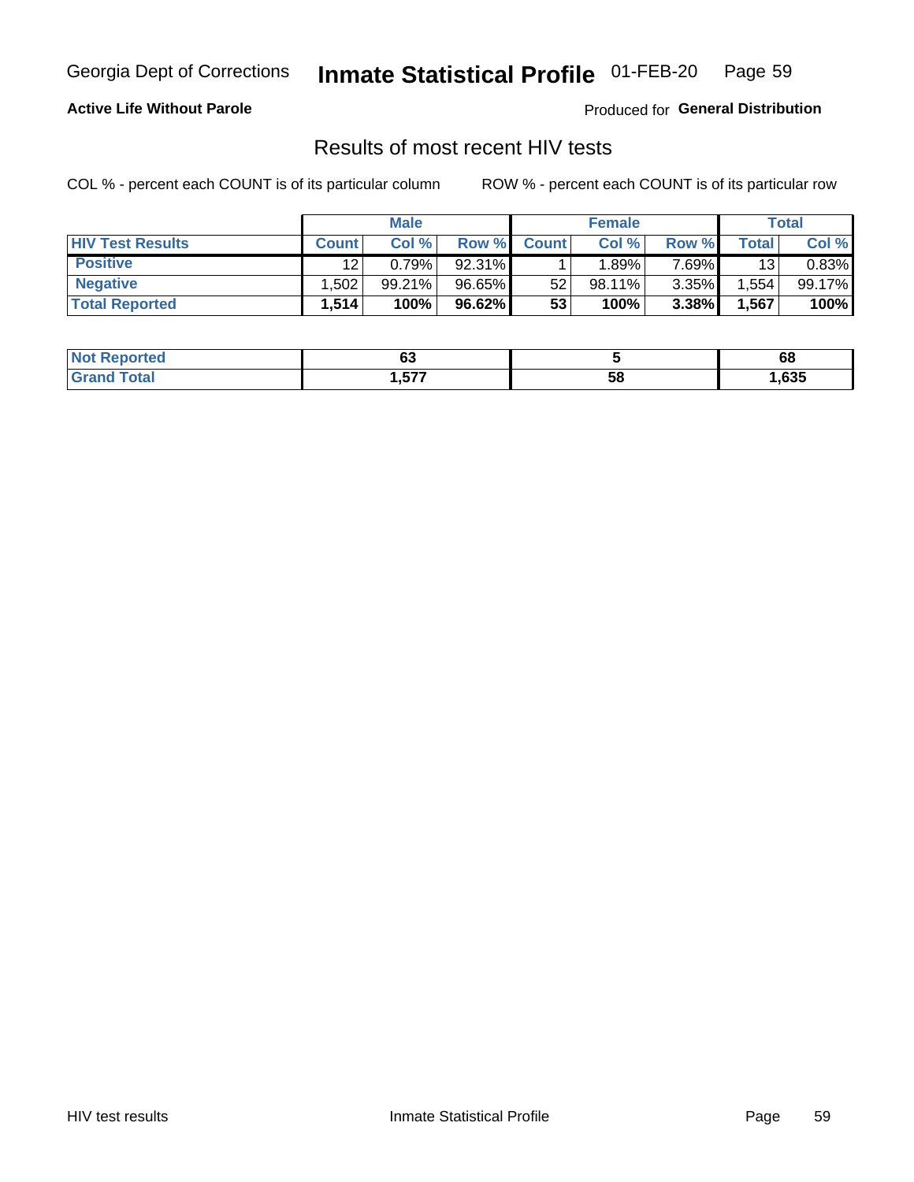Georgia Dept of Corrections **Inmate Statistical Profile** 01-FEB-20

**Active Life Without Parole**

Produced for **General Distribution**

## Results of most recent HIV tests

COL % - percent each COUNT is of its particular column    ROW % - percent each COUNT is of its particular row

| | Male | | | Female | | | Total | |
|---|---|---|---|---|---|---|---|---|
| **HIV Test Results** | **Count** | **Col %** | **Row %** | **Count** | **Col %** | **Row %** | **Total** | **Col %** |
| **Positive** | 12 | 0.79% | 92.31% | 1 | 1.89% | 7.69% | 13 | 0.83% |
| **Negative** | 1,502 | 99.21% | 96.65% | 52 | 98.11% | 3.35% | 1,554 | 99.17% |
| **Total Reported** | **1,514** | **100%** | **96.62%** | **53** | **100%** | **3.38%** | **1,567** | **100%** |

| | Male | Female | Total |
|---|---|---|---|
| **Not Reported** | **63** | **5** | **68** |
| **Grand Total** | **1,577** | **58** | **1,635** |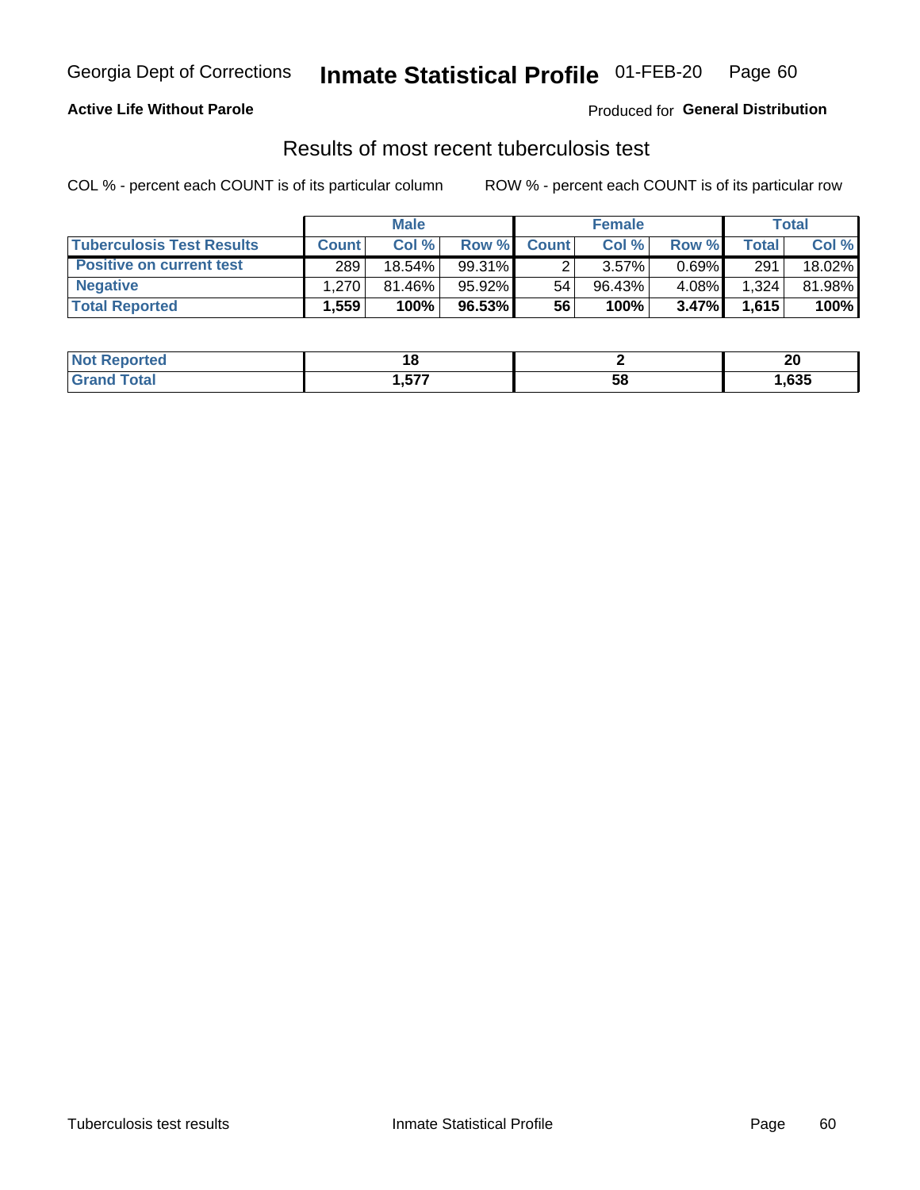Georgia Dept of Corrections **Inmate Statistical Profile** 01-FEB-20

**Active Life Without Parole**

Produced for **General Distribution**

## Results of most recent tuberculosis test

COL % - percent each COUNT is of its particular column    ROW % - percent each COUNT is of its particular row

| | Male | | | Female | | | Total | |
|---|---|---|---|---|---|---|---|---|
| **Tuberculosis Test Results** | **Count** | **Col %** | **Row %** | **Count** | **Col %** | **Row %** | **Total** | **Col %** |
| **Positive on current test** | 289 | 18.54% | 99.31% | 2 | 3.57% | 0.69% | 291 | 18.02% |
| **Negative** | 1,270 | 81.46% | 95.92% | 54 | 96.43% | 4.08% | 1,324 | 81.98% |
| **Total Reported** | **1,559** | **100%** | **96.53%** | **56** | **100%** | **3.47%** | **1,615** | **100%** |

| | Male | Female | Total |
|---|---|---|---|
| **Not Reported** | **18** | **2** | **20** |
| **Grand Total** | **1,577** | **58** | **1,635** |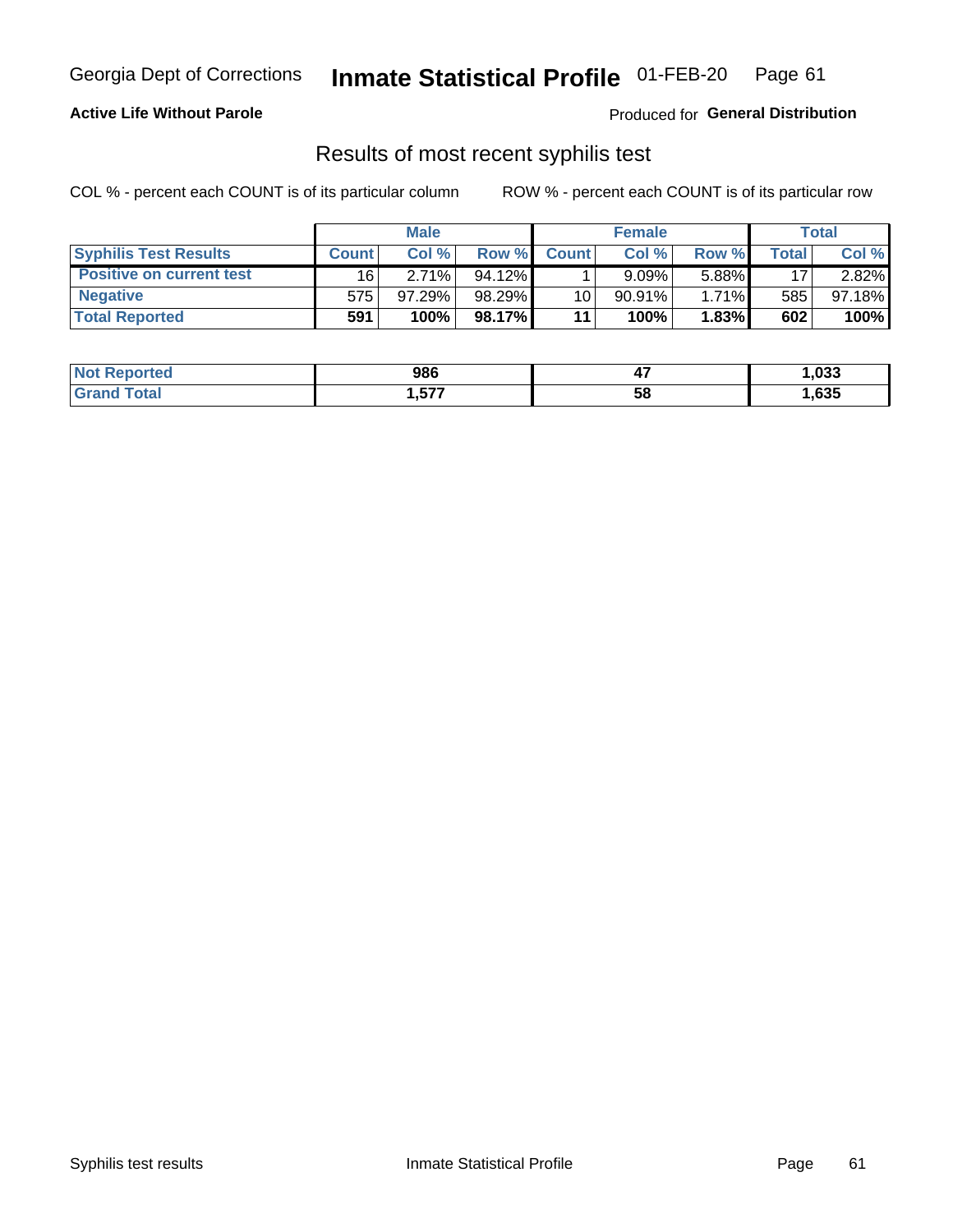Georgia Dept of Corrections **Inmate Statistical Profile** 01-FEB-20

**Active Life Without Parole**

Produced for **General Distribution**

## Results of most recent syphilis test

COL % - percent each COUNT is of its particular column

ROW % - percent each COUNT is of its particular row

| | Male | | | Female | | | Total | |
|---|---|---|---|---|---|---|---|---|
| **Syphilis Test Results** | **Count** | **Col %** | **Row %** | **Count** | **Col %** | **Row %** | **Total** | **Col %** |
| **Positive on current test** | 16 | 2.71% | 94.12% | 1 | 9.09% | 5.88% | 17 | 2.82% |
| **Negative** | 575 | 97.29% | 98.29% | 10 | 90.91% | 1.71% | 585 | 97.18% |
| **Total Reported** | **591** | **100%** | **98.17%** | **11** | **100%** | **1.83%** | **602** | **100%** |

| | Male | Female | Total |
|---|---|---|---|
| **Not Reported** | **986** | **47** | **1,033** |
| **Grand Total** | **1,577** | **58** | **1,635** |

Syphilis test results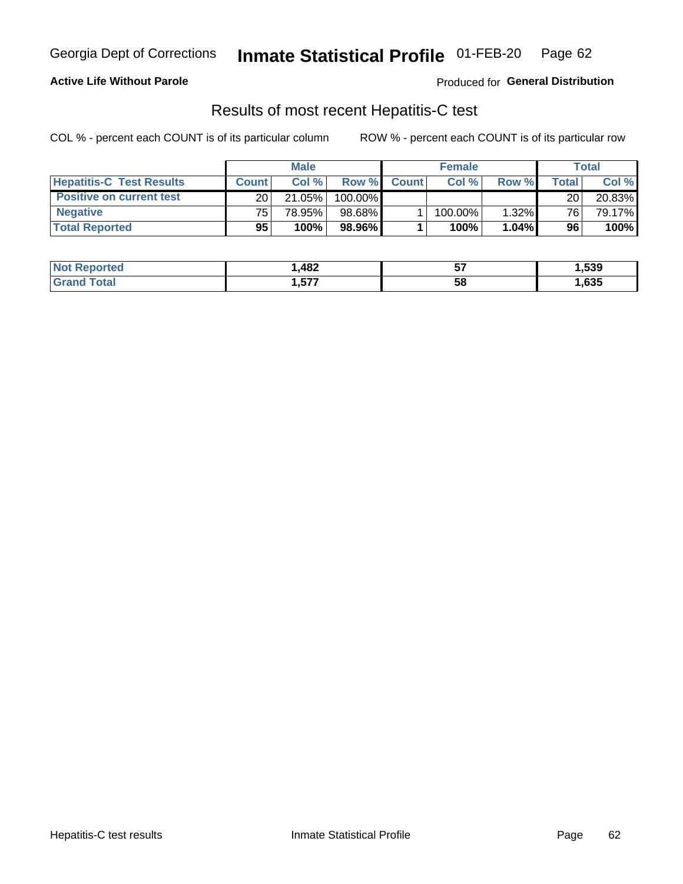Georgia Dept of Corrections **Inmate Statistical Profile** 01-FEB-20

**Active Life Without Parole**

Produced for **General Distribution**

## Results of most recent Hepatitis-C test

COL % - percent each COUNT is of its particular column

ROW % - percent each COUNT is of its particular row

| | Male | | | Female | | | Total | |
|---|---|---|---|---|---|---|---|---|
| **Hepatitis-C Test Results** | **Count** | **Col %** | **Row %** | **Count** | **Col %** | **Row %** | **Total** | **Col %** |
| **Positive on current test** | 20 | 21.05% | 100.00% | | | | 20 | 20.83% |
| **Negative** | 75 | 78.95% | 98.68% | 1 | 100.00% | 1.32% | 76 | 79.17% |
| **Total Reported** | **95** | **100%** | **98.96%** | **1** | **100%** | **1.04%** | **96** | **100%** |

| | Male | Female | Total |
|---|---|---|---|
| **Not Reported** | **1,482** | **57** | **1,539** |
| **Grand Total** | **1,577** | **58** | **1,635** |